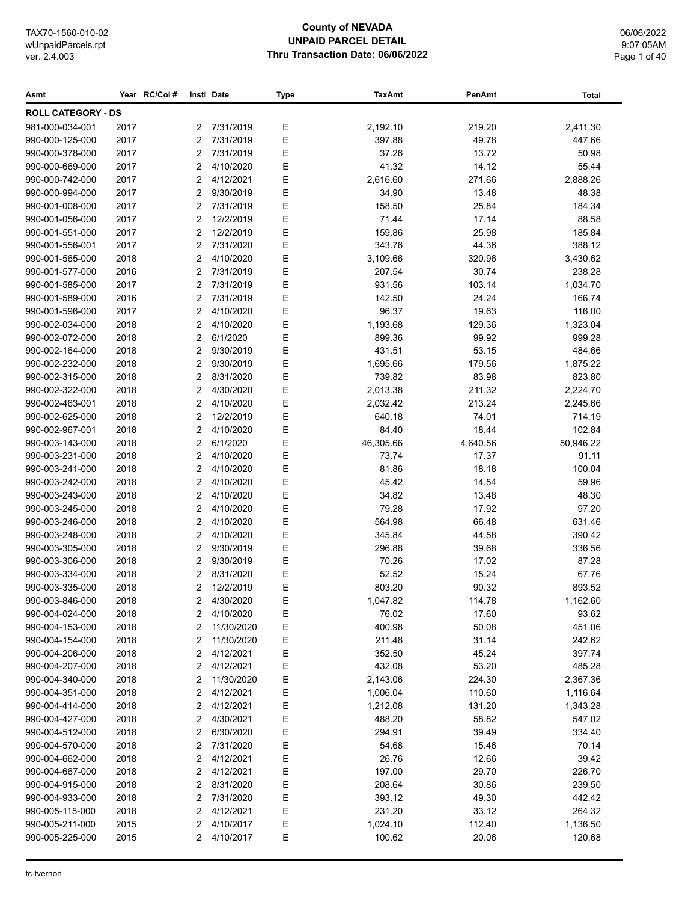# County of NEVADA
## UNPAID PARCEL DETAIL
### Thru Transaction Date: 06/06/2022

TAX70-1560-010-02
wUnpaidParcels.rpt
ver. 2.4.003

06/06/2022
9:07:05AM

| Asmt | Year | RC/Col # | Instl | Date | Type | TaxAmt | PenAmt | Total |
|---|---|---|---|---|---|---|---|---|
| **ROLL CATEGORY - DS** | | | | | | | | |
| 981-000-034-001 | 2017 | | 2 | 7/31/2019 | E | 2,192.10 | 219.20 | 2,411.30 |
| 990-000-125-000 | 2017 | | 2 | 7/31/2019 | E | 397.88 | 49.78 | 447.66 |
| 990-000-378-000 | 2017 | | 2 | 7/31/2019 | E | 37.26 | 13.72 | 50.98 |
| 990-000-669-000 | 2017 | | 2 | 4/10/2020 | E | 41.32 | 14.12 | 55.44 |
| 990-000-742-000 | 2017 | | 2 | 4/12/2021 | E | 2,616.60 | 271.66 | 2,888.26 |
| 990-000-994-000 | 2017 | | 2 | 9/30/2019 | E | 34.90 | 13.48 | 48.38 |
| 990-001-008-000 | 2017 | | 2 | 7/31/2019 | E | 158.50 | 25.84 | 184.34 |
| 990-001-056-000 | 2017 | | 2 | 12/2/2019 | E | 71.44 | 17.14 | 88.58 |
| 990-001-551-000 | 2017 | | 2 | 12/2/2019 | E | 159.86 | 25.98 | 185.84 |
| 990-001-556-001 | 2017 | | 2 | 7/31/2020 | E | 343.76 | 44.36 | 388.12 |
| 990-001-565-000 | 2018 | | 2 | 4/10/2020 | E | 3,109.66 | 320.96 | 3,430.62 |
| 990-001-577-000 | 2016 | | 2 | 7/31/2019 | E | 207.54 | 30.74 | 238.28 |
| 990-001-585-000 | 2017 | | 2 | 7/31/2019 | E | 931.56 | 103.14 | 1,034.70 |
| 990-001-589-000 | 2016 | | 2 | 7/31/2019 | E | 142.50 | 24.24 | 166.74 |
| 990-001-596-000 | 2017 | | 2 | 4/10/2020 | E | 96.37 | 19.63 | 116.00 |
| 990-002-034-000 | 2018 | | 2 | 4/10/2020 | E | 1,193.68 | 129.36 | 1,323.04 |
| 990-002-072-000 | 2018 | | 2 | 6/1/2020 | E | 899.36 | 99.92 | 999.28 |
| 990-002-164-000 | 2018 | | 2 | 9/30/2019 | E | 431.51 | 53.15 | 484.66 |
| 990-002-232-000 | 2018 | | 2 | 9/30/2019 | E | 1,695.66 | 179.56 | 1,875.22 |
| 990-002-315-000 | 2018 | | 2 | 8/31/2020 | E | 739.82 | 83.98 | 823.80 |
| 990-002-322-000 | 2018 | | 2 | 4/30/2020 | E | 2,013.38 | 211.32 | 2,224.70 |
| 990-002-463-001 | 2018 | | 2 | 4/10/2020 | E | 2,032.42 | 213.24 | 2,245.66 |
| 990-002-625-000 | 2018 | | 2 | 12/2/2019 | E | 640.18 | 74.01 | 714.19 |
| 990-002-967-001 | 2018 | | 2 | 4/10/2020 | E | 84.40 | 18.44 | 102.84 |
| 990-003-143-000 | 2018 | | 2 | 6/1/2020 | E | 46,305.66 | 4,640.56 | 50,946.22 |
| 990-003-231-000 | 2018 | | 2 | 4/10/2020 | E | 73.74 | 17.37 | 91.11 |
| 990-003-241-000 | 2018 | | 2 | 4/10/2020 | E | 81.86 | 18.18 | 100.04 |
| 990-003-242-000 | 2018 | | 2 | 4/10/2020 | E | 45.42 | 14.54 | 59.96 |
| 990-003-243-000 | 2018 | | 2 | 4/10/2020 | E | 34.82 | 13.48 | 48.30 |
| 990-003-245-000 | 2018 | | 2 | 4/10/2020 | E | 79.28 | 17.92 | 97.20 |
| 990-003-246-000 | 2018 | | 2 | 4/10/2020 | E | 564.98 | 66.48 | 631.46 |
| 990-003-248-000 | 2018 | | 2 | 4/10/2020 | E | 345.84 | 44.58 | 390.42 |
| 990-003-305-000 | 2018 | | 2 | 9/30/2019 | E | 296.88 | 39.68 | 336.56 |
| 990-003-306-000 | 2018 | | 2 | 9/30/2019 | E | 70.26 | 17.02 | 87.28 |
| 990-003-334-000 | 2018 | | 2 | 8/31/2020 | E | 52.52 | 15.24 | 67.76 |
| 990-003-335-000 | 2018 | | 2 | 12/2/2019 | E | 803.20 | 90.32 | 893.52 |
| 990-003-846-000 | 2018 | | 2 | 4/30/2020 | E | 1,047.82 | 114.78 | 1,162.60 |
| 990-004-024-000 | 2018 | | 2 | 4/10/2020 | E | 76.02 | 17.60 | 93.62 |
| 990-004-153-000 | 2018 | | 2 | 11/30/2020 | E | 400.98 | 50.08 | 451.06 |
| 990-004-154-000 | 2018 | | 2 | 11/30/2020 | E | 211.48 | 31.14 | 242.62 |
| 990-004-206-000 | 2018 | | 2 | 4/12/2021 | E | 352.50 | 45.24 | 397.74 |
| 990-004-207-000 | 2018 | | 2 | 4/12/2021 | E | 432.08 | 53.20 | 485.28 |
| 990-004-340-000 | 2018 | | 2 | 11/30/2020 | E | 2,143.06 | 224.30 | 2,367.36 |
| 990-004-351-000 | 2018 | | 2 | 4/12/2021 | E | 1,006.04 | 110.60 | 1,116.64 |
| 990-004-414-000 | 2018 | | 2 | 4/12/2021 | E | 1,212.08 | 131.20 | 1,343.28 |
| 990-004-427-000 | 2018 | | 2 | 4/30/2021 | E | 488.20 | 58.82 | 547.02 |
| 990-004-512-000 | 2018 | | 2 | 6/30/2020 | E | 294.91 | 39.49 | 334.40 |
| 990-004-570-000 | 2018 | | 2 | 7/31/2020 | E | 54.68 | 15.46 | 70.14 |
| 990-004-662-000 | 2018 | | 2 | 4/12/2021 | E | 26.76 | 12.66 | 39.42 |
| 990-004-667-000 | 2018 | | 2 | 4/12/2021 | E | 197.00 | 29.70 | 226.70 |
| 990-004-915-000 | 2018 | | 2 | 8/31/2020 | E | 208.64 | 30.86 | 239.50 |
| 990-004-933-000 | 2018 | | 2 | 7/31/2020 | E | 393.12 | 49.30 | 442.42 |
| 990-005-115-000 | 2018 | | 2 | 4/12/2021 | E | 231.20 | 33.12 | 264.32 |
| 990-005-211-000 | 2015 | | 2 | 4/10/2017 | E | 1,024.10 | 112.40 | 1,136.50 |
| 990-005-225-000 | 2015 | | 2 | 4/10/2017 | E | 100.62 | 20.06 | 120.68 |

tc-tvernon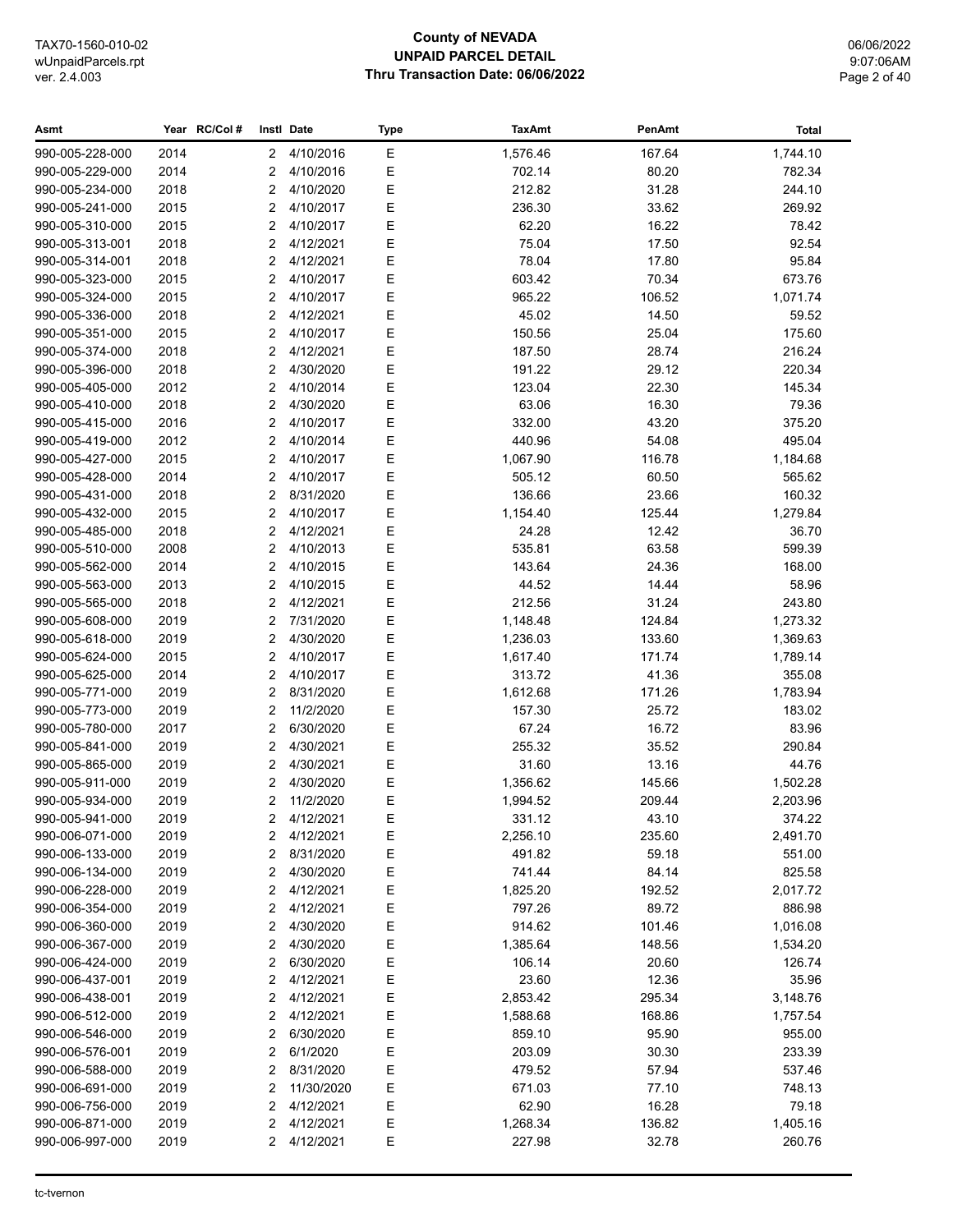**County of NEVADA**
**UNPAID PARCEL DETAIL**
**Thru Transaction Date: 06/06/2022**

TAX70-1560-010-02
wUnpaidParcels.rpt
ver. 2.4.003

06/06/2022
9:07:06AM

| Asmt | Year | RC/Col # | Instl | Date | Type | TaxAmt | PenAmt | Total |
|---|---|---|---|---|---|---|---|---|
| 990-005-228-000 | 2014 | | 2 | 4/10/2016 | E | 1,576.46 | 167.64 | 1,744.10 |
| 990-005-229-000 | 2014 | | 2 | 4/10/2016 | E | 702.14 | 80.20 | 782.34 |
| 990-005-234-000 | 2018 | | 2 | 4/10/2020 | E | 212.82 | 31.28 | 244.10 |
| 990-005-241-000 | 2015 | | 2 | 4/10/2017 | E | 236.30 | 33.62 | 269.92 |
| 990-005-310-000 | 2015 | | 2 | 4/10/2017 | E | 62.20 | 16.22 | 78.42 |
| 990-005-313-001 | 2018 | | 2 | 4/12/2021 | E | 75.04 | 17.50 | 92.54 |
| 990-005-314-001 | 2018 | | 2 | 4/12/2021 | E | 78.04 | 17.80 | 95.84 |
| 990-005-323-000 | 2015 | | 2 | 4/10/2017 | E | 603.42 | 70.34 | 673.76 |
| 990-005-324-000 | 2015 | | 2 | 4/10/2017 | E | 965.22 | 106.52 | 1,071.74 |
| 990-005-336-000 | 2018 | | 2 | 4/12/2021 | E | 45.02 | 14.50 | 59.52 |
| 990-005-351-000 | 2015 | | 2 | 4/10/2017 | E | 150.56 | 25.04 | 175.60 |
| 990-005-374-000 | 2018 | | 2 | 4/12/2021 | E | 187.50 | 28.74 | 216.24 |
| 990-005-396-000 | 2018 | | 2 | 4/30/2020 | E | 191.22 | 29.12 | 220.34 |
| 990-005-405-000 | 2012 | | 2 | 4/10/2014 | E | 123.04 | 22.30 | 145.34 |
| 990-005-410-000 | 2018 | | 2 | 4/30/2020 | E | 63.06 | 16.30 | 79.36 |
| 990-005-415-000 | 2016 | | 2 | 4/10/2017 | E | 332.00 | 43.20 | 375.20 |
| 990-005-419-000 | 2012 | | 2 | 4/10/2014 | E | 440.96 | 54.08 | 495.04 |
| 990-005-427-000 | 2015 | | 2 | 4/10/2017 | E | 1,067.90 | 116.78 | 1,184.68 |
| 990-005-428-000 | 2014 | | 2 | 4/10/2017 | E | 505.12 | 60.50 | 565.62 |
| 990-005-431-000 | 2018 | | 2 | 8/31/2020 | E | 136.66 | 23.66 | 160.32 |
| 990-005-432-000 | 2015 | | 2 | 4/10/2017 | E | 1,154.40 | 125.44 | 1,279.84 |
| 990-005-485-000 | 2018 | | 2 | 4/12/2021 | E | 24.28 | 12.42 | 36.70 |
| 990-005-510-000 | 2008 | | 2 | 4/10/2013 | E | 535.81 | 63.58 | 599.39 |
| 990-005-562-000 | 2014 | | 2 | 4/10/2015 | E | 143.64 | 24.36 | 168.00 |
| 990-005-563-000 | 2013 | | 2 | 4/10/2015 | E | 44.52 | 14.44 | 58.96 |
| 990-005-565-000 | 2018 | | 2 | 4/12/2021 | E | 212.56 | 31.24 | 243.80 |
| 990-005-608-000 | 2019 | | 2 | 7/31/2020 | E | 1,148.48 | 124.84 | 1,273.32 |
| 990-005-618-000 | 2019 | | 2 | 4/30/2020 | E | 1,236.03 | 133.60 | 1,369.63 |
| 990-005-624-000 | 2015 | | 2 | 4/10/2017 | E | 1,617.40 | 171.74 | 1,789.14 |
| 990-005-625-000 | 2014 | | 2 | 4/10/2017 | E | 313.72 | 41.36 | 355.08 |
| 990-005-771-000 | 2019 | | 2 | 8/31/2020 | E | 1,612.68 | 171.26 | 1,783.94 |
| 990-005-773-000 | 2019 | | 2 | 11/2/2020 | E | 157.30 | 25.72 | 183.02 |
| 990-005-780-000 | 2017 | | 2 | 6/30/2020 | E | 67.24 | 16.72 | 83.96 |
| 990-005-841-000 | 2019 | | 2 | 4/30/2021 | E | 255.32 | 35.52 | 290.84 |
| 990-005-865-000 | 2019 | | 2 | 4/30/2021 | E | 31.60 | 13.16 | 44.76 |
| 990-005-911-000 | 2019 | | 2 | 4/30/2020 | E | 1,356.62 | 145.66 | 1,502.28 |
| 990-005-934-000 | 2019 | | 2 | 11/2/2020 | E | 1,994.52 | 209.44 | 2,203.96 |
| 990-005-941-000 | 2019 | | 2 | 4/12/2021 | E | 331.12 | 43.10 | 374.22 |
| 990-006-071-000 | 2019 | | 2 | 4/12/2021 | E | 2,256.10 | 235.60 | 2,491.70 |
| 990-006-133-000 | 2019 | | 2 | 8/31/2020 | E | 491.82 | 59.18 | 551.00 |
| 990-006-134-000 | 2019 | | 2 | 4/30/2020 | E | 741.44 | 84.14 | 825.58 |
| 990-006-228-000 | 2019 | | 2 | 4/12/2021 | E | 1,825.20 | 192.52 | 2,017.72 |
| 990-006-354-000 | 2019 | | 2 | 4/12/2021 | E | 797.26 | 89.72 | 886.98 |
| 990-006-360-000 | 2019 | | 2 | 4/30/2020 | E | 914.62 | 101.46 | 1,016.08 |
| 990-006-367-000 | 2019 | | 2 | 4/30/2020 | E | 1,385.64 | 148.56 | 1,534.20 |
| 990-006-424-000 | 2019 | | 2 | 6/30/2020 | E | 106.14 | 20.60 | 126.74 |
| 990-006-437-001 | 2019 | | 2 | 4/12/2021 | E | 23.60 | 12.36 | 35.96 |
| 990-006-438-001 | 2019 | | 2 | 4/12/2021 | E | 2,853.42 | 295.34 | 3,148.76 |
| 990-006-512-000 | 2019 | | 2 | 4/12/2021 | E | 1,588.68 | 168.86 | 1,757.54 |
| 990-006-546-000 | 2019 | | 2 | 6/30/2020 | E | 859.10 | 95.90 | 955.00 |
| 990-006-576-001 | 2019 | | 2 | 6/1/2020 | E | 203.09 | 30.30 | 233.39 |
| 990-006-588-000 | 2019 | | 2 | 8/31/2020 | E | 479.52 | 57.94 | 537.46 |
| 990-006-691-000 | 2019 | | 2 | 11/30/2020 | E | 671.03 | 77.10 | 748.13 |
| 990-006-756-000 | 2019 | | 2 | 4/12/2021 | E | 62.90 | 16.28 | 79.18 |
| 990-006-871-000 | 2019 | | 2 | 4/12/2021 | E | 1,268.34 | 136.82 | 1,405.16 |
| 990-006-997-000 | 2019 | | 2 | 4/12/2021 | E | 227.98 | 32.78 | 260.76 |

tc-tvernon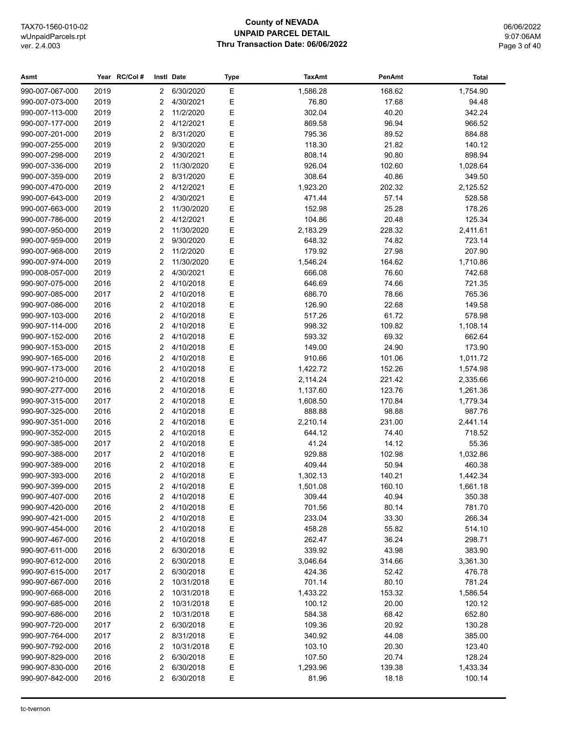**County of NEVADA**
**UNPAID PARCEL DETAIL**
**Thru Transaction Date: 06/06/2022**

| Asmt | Year | RC/Col # | Instl | Date | Type | TaxAmt | PenAmt | Total |
|---|---|---|---|---|---|---|---|---|
| 990-007-067-000 | 2019 | | 2 | 6/30/2020 | E | 1,586.28 | 168.62 | 1,754.90 |
| 990-007-073-000 | 2019 | | 2 | 4/30/2021 | E | 76.80 | 17.68 | 94.48 |
| 990-007-113-000 | 2019 | | 2 | 11/2/2020 | E | 302.04 | 40.20 | 342.24 |
| 990-007-177-000 | 2019 | | 2 | 4/12/2021 | E | 869.58 | 96.94 | 966.52 |
| 990-007-201-000 | 2019 | | 2 | 8/31/2020 | E | 795.36 | 89.52 | 884.88 |
| 990-007-255-000 | 2019 | | 2 | 9/30/2020 | E | 118.30 | 21.82 | 140.12 |
| 990-007-298-000 | 2019 | | 2 | 4/30/2021 | E | 808.14 | 90.80 | 898.94 |
| 990-007-336-000 | 2019 | | 2 | 11/30/2020 | E | 926.04 | 102.60 | 1,028.64 |
| 990-007-359-000 | 2019 | | 2 | 8/31/2020 | E | 308.64 | 40.86 | 349.50 |
| 990-007-470-000 | 2019 | | 2 | 4/12/2021 | E | 1,923.20 | 202.32 | 2,125.52 |
| 990-007-643-000 | 2019 | | 2 | 4/30/2021 | E | 471.44 | 57.14 | 528.58 |
| 990-007-663-000 | 2019 | | 2 | 11/30/2020 | E | 152.98 | 25.28 | 178.26 |
| 990-007-786-000 | 2019 | | 2 | 4/12/2021 | E | 104.86 | 20.48 | 125.34 |
| 990-007-950-000 | 2019 | | 2 | 11/30/2020 | E | 2,183.29 | 228.32 | 2,411.61 |
| 990-007-959-000 | 2019 | | 2 | 9/30/2020 | E | 648.32 | 74.82 | 723.14 |
| 990-007-968-000 | 2019 | | 2 | 11/2/2020 | E | 179.92 | 27.98 | 207.90 |
| 990-007-974-000 | 2019 | | 2 | 11/30/2020 | E | 1,546.24 | 164.62 | 1,710.86 |
| 990-008-057-000 | 2019 | | 2 | 4/30/2021 | E | 666.08 | 76.60 | 742.68 |
| 990-907-075-000 | 2016 | | 2 | 4/10/2018 | E | 646.69 | 74.66 | 721.35 |
| 990-907-085-000 | 2017 | | 2 | 4/10/2018 | E | 686.70 | 78.66 | 765.36 |
| 990-907-086-000 | 2016 | | 2 | 4/10/2018 | E | 126.90 | 22.68 | 149.58 |
| 990-907-103-000 | 2016 | | 2 | 4/10/2018 | E | 517.26 | 61.72 | 578.98 |
| 990-907-114-000 | 2016 | | 2 | 4/10/2018 | E | 998.32 | 109.82 | 1,108.14 |
| 990-907-152-000 | 2016 | | 2 | 4/10/2018 | E | 593.32 | 69.32 | 662.64 |
| 990-907-153-000 | 2015 | | 2 | 4/10/2018 | E | 149.00 | 24.90 | 173.90 |
| 990-907-165-000 | 2016 | | 2 | 4/10/2018 | E | 910.66 | 101.06 | 1,011.72 |
| 990-907-173-000 | 2016 | | 2 | 4/10/2018 | E | 1,422.72 | 152.26 | 1,574.98 |
| 990-907-210-000 | 2016 | | 2 | 4/10/2018 | E | 2,114.24 | 221.42 | 2,335.66 |
| 990-907-277-000 | 2016 | | 2 | 4/10/2018 | E | 1,137.60 | 123.76 | 1,261.36 |
| 990-907-315-000 | 2017 | | 2 | 4/10/2018 | E | 1,608.50 | 170.84 | 1,779.34 |
| 990-907-325-000 | 2016 | | 2 | 4/10/2018 | E | 888.88 | 98.88 | 987.76 |
| 990-907-351-000 | 2016 | | 2 | 4/10/2018 | E | 2,210.14 | 231.00 | 2,441.14 |
| 990-907-352-000 | 2015 | | 2 | 4/10/2018 | E | 644.12 | 74.40 | 718.52 |
| 990-907-385-000 | 2017 | | 2 | 4/10/2018 | E | 41.24 | 14.12 | 55.36 |
| 990-907-388-000 | 2017 | | 2 | 4/10/2018 | E | 929.88 | 102.98 | 1,032.86 |
| 990-907-389-000 | 2016 | | 2 | 4/10/2018 | E | 409.44 | 50.94 | 460.38 |
| 990-907-393-000 | 2016 | | 2 | 4/10/2018 | E | 1,302.13 | 140.21 | 1,442.34 |
| 990-907-399-000 | 2015 | | 2 | 4/10/2018 | E | 1,501.08 | 160.10 | 1,661.18 |
| 990-907-407-000 | 2016 | | 2 | 4/10/2018 | E | 309.44 | 40.94 | 350.38 |
| 990-907-420-000 | 2016 | | 2 | 4/10/2018 | E | 701.56 | 80.14 | 781.70 |
| 990-907-421-000 | 2015 | | 2 | 4/10/2018 | E | 233.04 | 33.30 | 266.34 |
| 990-907-454-000 | 2016 | | 2 | 4/10/2018 | E | 458.28 | 55.82 | 514.10 |
| 990-907-467-000 | 2016 | | 2 | 4/10/2018 | E | 262.47 | 36.24 | 298.71 |
| 990-907-611-000 | 2016 | | 2 | 6/30/2018 | E | 339.92 | 43.98 | 383.90 |
| 990-907-612-000 | 2016 | | 2 | 6/30/2018 | E | 3,046.64 | 314.66 | 3,361.30 |
| 990-907-615-000 | 2017 | | 2 | 6/30/2018 | E | 424.36 | 52.42 | 476.78 |
| 990-907-667-000 | 2016 | | 2 | 10/31/2018 | E | 701.14 | 80.10 | 781.24 |
| 990-907-668-000 | 2016 | | 2 | 10/31/2018 | E | 1,433.22 | 153.32 | 1,586.54 |
| 990-907-685-000 | 2016 | | 2 | 10/31/2018 | E | 100.12 | 20.00 | 120.12 |
| 990-907-686-000 | 2016 | | 2 | 10/31/2018 | E | 584.38 | 68.42 | 652.80 |
| 990-907-720-000 | 2017 | | 2 | 6/30/2018 | E | 109.36 | 20.92 | 130.28 |
| 990-907-764-000 | 2017 | | 2 | 8/31/2018 | E | 340.92 | 44.08 | 385.00 |
| 990-907-792-000 | 2016 | | 2 | 10/31/2018 | E | 103.10 | 20.30 | 123.40 |
| 990-907-829-000 | 2016 | | 2 | 6/30/2018 | E | 107.50 | 20.74 | 128.24 |
| 990-907-830-000 | 2016 | | 2 | 6/30/2018 | E | 1,293.96 | 139.38 | 1,433.34 |
| 990-907-842-000 | 2016 | | 2 | 6/30/2018 | E | 81.96 | 18.18 | 100.14 |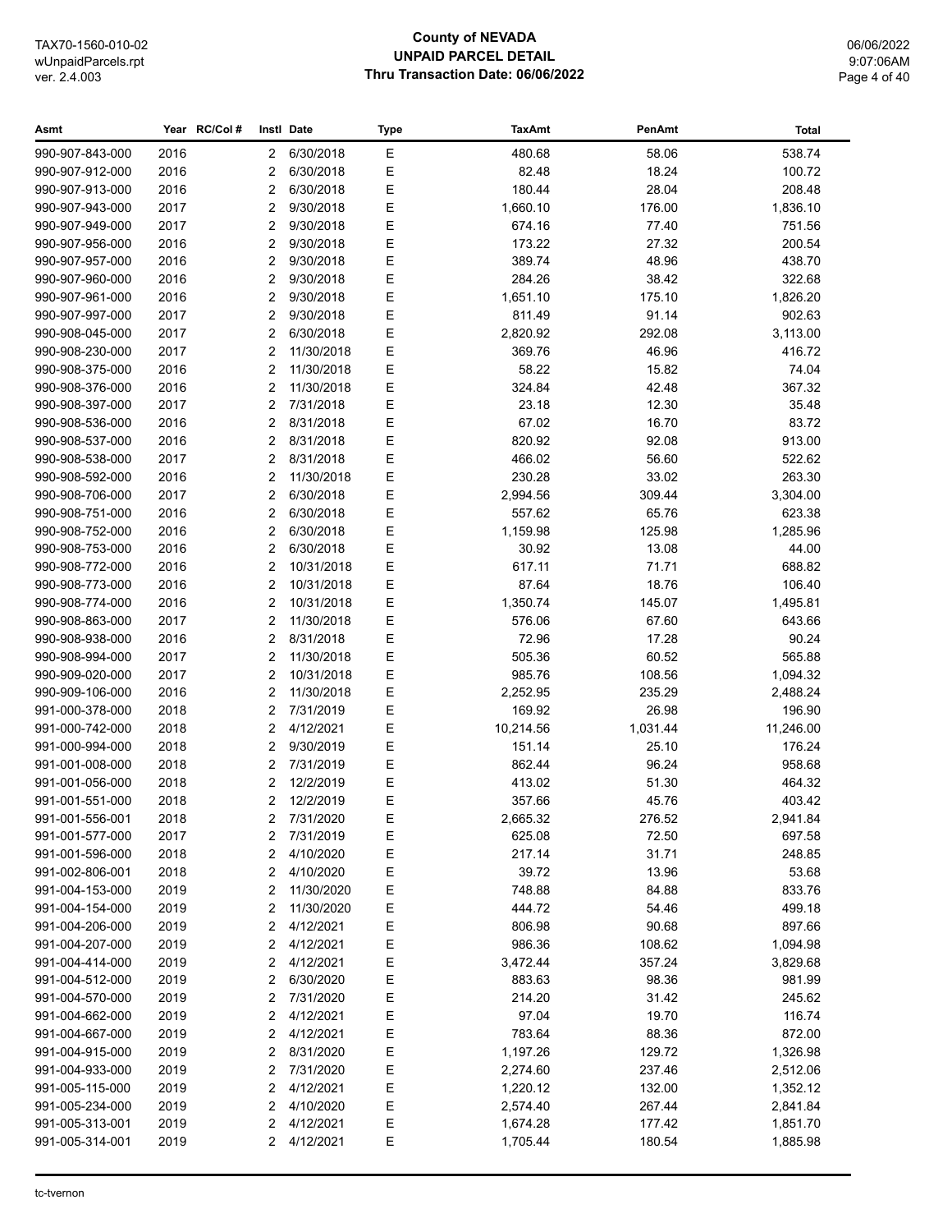# County of NEVADA
## UNPAID PARCEL DETAIL
### Thru Transaction Date: 06/06/2022

| Asmt | Year | RC/Col # | Instl | Date | Type | TaxAmt | PenAmt | Total |
|---|---|---|---|---|---|---|---|---|
| 990-907-843-000 | 2016 | | 2 | 6/30/2018 | E | 480.68 | 58.06 | 538.74 |
| 990-907-912-000 | 2016 | | 2 | 6/30/2018 | E | 82.48 | 18.24 | 100.72 |
| 990-907-913-000 | 2016 | | 2 | 6/30/2018 | E | 180.44 | 28.04 | 208.48 |
| 990-907-943-000 | 2017 | | 2 | 9/30/2018 | E | 1,660.10 | 176.00 | 1,836.10 |
| 990-907-949-000 | 2017 | | 2 | 9/30/2018 | E | 674.16 | 77.40 | 751.56 |
| 990-907-956-000 | 2016 | | 2 | 9/30/2018 | E | 173.22 | 27.32 | 200.54 |
| 990-907-957-000 | 2016 | | 2 | 9/30/2018 | E | 389.74 | 48.96 | 438.70 |
| 990-907-960-000 | 2016 | | 2 | 9/30/2018 | E | 284.26 | 38.42 | 322.68 |
| 990-907-961-000 | 2016 | | 2 | 9/30/2018 | E | 1,651.10 | 175.10 | 1,826.20 |
| 990-907-997-000 | 2017 | | 2 | 9/30/2018 | E | 811.49 | 91.14 | 902.63 |
| 990-908-045-000 | 2017 | | 2 | 6/30/2018 | E | 2,820.92 | 292.08 | 3,113.00 |
| 990-908-230-000 | 2017 | | 2 | 11/30/2018 | E | 369.76 | 46.96 | 416.72 |
| 990-908-375-000 | 2016 | | 2 | 11/30/2018 | E | 58.22 | 15.82 | 74.04 |
| 990-908-376-000 | 2016 | | 2 | 11/30/2018 | E | 324.84 | 42.48 | 367.32 |
| 990-908-397-000 | 2017 | | 2 | 7/31/2018 | E | 23.18 | 12.30 | 35.48 |
| 990-908-536-000 | 2016 | | 2 | 8/31/2018 | E | 67.02 | 16.70 | 83.72 |
| 990-908-537-000 | 2016 | | 2 | 8/31/2018 | E | 820.92 | 92.08 | 913.00 |
| 990-908-538-000 | 2017 | | 2 | 8/31/2018 | E | 466.02 | 56.60 | 522.62 |
| 990-908-592-000 | 2016 | | 2 | 11/30/2018 | E | 230.28 | 33.02 | 263.30 |
| 990-908-706-000 | 2017 | | 2 | 6/30/2018 | E | 2,994.56 | 309.44 | 3,304.00 |
| 990-908-751-000 | 2016 | | 2 | 6/30/2018 | E | 557.62 | 65.76 | 623.38 |
| 990-908-752-000 | 2016 | | 2 | 6/30/2018 | E | 1,159.98 | 125.98 | 1,285.96 |
| 990-908-753-000 | 2016 | | 2 | 6/30/2018 | E | 30.92 | 13.08 | 44.00 |
| 990-908-772-000 | 2016 | | 2 | 10/31/2018 | E | 617.11 | 71.71 | 688.82 |
| 990-908-773-000 | 2016 | | 2 | 10/31/2018 | E | 87.64 | 18.76 | 106.40 |
| 990-908-774-000 | 2016 | | 2 | 10/31/2018 | E | 1,350.74 | 145.07 | 1,495.81 |
| 990-908-863-000 | 2017 | | 2 | 11/30/2018 | E | 576.06 | 67.60 | 643.66 |
| 990-908-938-000 | 2016 | | 2 | 8/31/2018 | E | 72.96 | 17.28 | 90.24 |
| 990-908-994-000 | 2017 | | 2 | 11/30/2018 | E | 505.36 | 60.52 | 565.88 |
| 990-909-020-000 | 2017 | | 2 | 10/31/2018 | E | 985.76 | 108.56 | 1,094.32 |
| 990-909-106-000 | 2016 | | 2 | 11/30/2018 | E | 2,252.95 | 235.29 | 2,488.24 |
| 991-000-378-000 | 2018 | | 2 | 7/31/2019 | E | 169.92 | 26.98 | 196.90 |
| 991-000-742-000 | 2018 | | 2 | 4/12/2021 | E | 10,214.56 | 1,031.44 | 11,246.00 |
| 991-000-994-000 | 2018 | | 2 | 9/30/2019 | E | 151.14 | 25.10 | 176.24 |
| 991-001-008-000 | 2018 | | 2 | 7/31/2019 | E | 862.44 | 96.24 | 958.68 |
| 991-001-056-000 | 2018 | | 2 | 12/2/2019 | E | 413.02 | 51.30 | 464.32 |
| 991-001-551-000 | 2018 | | 2 | 12/2/2019 | E | 357.66 | 45.76 | 403.42 |
| 991-001-556-001 | 2018 | | 2 | 7/31/2020 | E | 2,665.32 | 276.52 | 2,941.84 |
| 991-001-577-000 | 2017 | | 2 | 7/31/2019 | E | 625.08 | 72.50 | 697.58 |
| 991-001-596-000 | 2018 | | 2 | 4/10/2020 | E | 217.14 | 31.71 | 248.85 |
| 991-002-806-001 | 2018 | | 2 | 4/10/2020 | E | 39.72 | 13.96 | 53.68 |
| 991-004-153-000 | 2019 | | 2 | 11/30/2020 | E | 748.88 | 84.88 | 833.76 |
| 991-004-154-000 | 2019 | | 2 | 11/30/2020 | E | 444.72 | 54.46 | 499.18 |
| 991-004-206-000 | 2019 | | 2 | 4/12/2021 | E | 806.98 | 90.68 | 897.66 |
| 991-004-207-000 | 2019 | | 2 | 4/12/2021 | E | 986.36 | 108.62 | 1,094.98 |
| 991-004-414-000 | 2019 | | 2 | 4/12/2021 | E | 3,472.44 | 357.24 | 3,829.68 |
| 991-004-512-000 | 2019 | | 2 | 6/30/2020 | E | 883.63 | 98.36 | 981.99 |
| 991-004-570-000 | 2019 | | 2 | 7/31/2020 | E | 214.20 | 31.42 | 245.62 |
| 991-004-662-000 | 2019 | | 2 | 4/12/2021 | E | 97.04 | 19.70 | 116.74 |
| 991-004-667-000 | 2019 | | 2 | 4/12/2021 | E | 783.64 | 88.36 | 872.00 |
| 991-004-915-000 | 2019 | | 2 | 8/31/2020 | E | 1,197.26 | 129.72 | 1,326.98 |
| 991-004-933-000 | 2019 | | 2 | 7/31/2020 | E | 2,274.60 | 237.46 | 2,512.06 |
| 991-005-115-000 | 2019 | | 2 | 4/12/2021 | E | 1,220.12 | 132.00 | 1,352.12 |
| 991-005-234-000 | 2019 | | 2 | 4/10/2020 | E | 2,574.40 | 267.44 | 2,841.84 |
| 991-005-313-001 | 2019 | | 2 | 4/12/2021 | E | 1,674.28 | 177.42 | 1,851.70 |
| 991-005-314-001 | 2019 | | 2 | 4/12/2021 | E | 1,705.44 | 180.54 | 1,885.98 |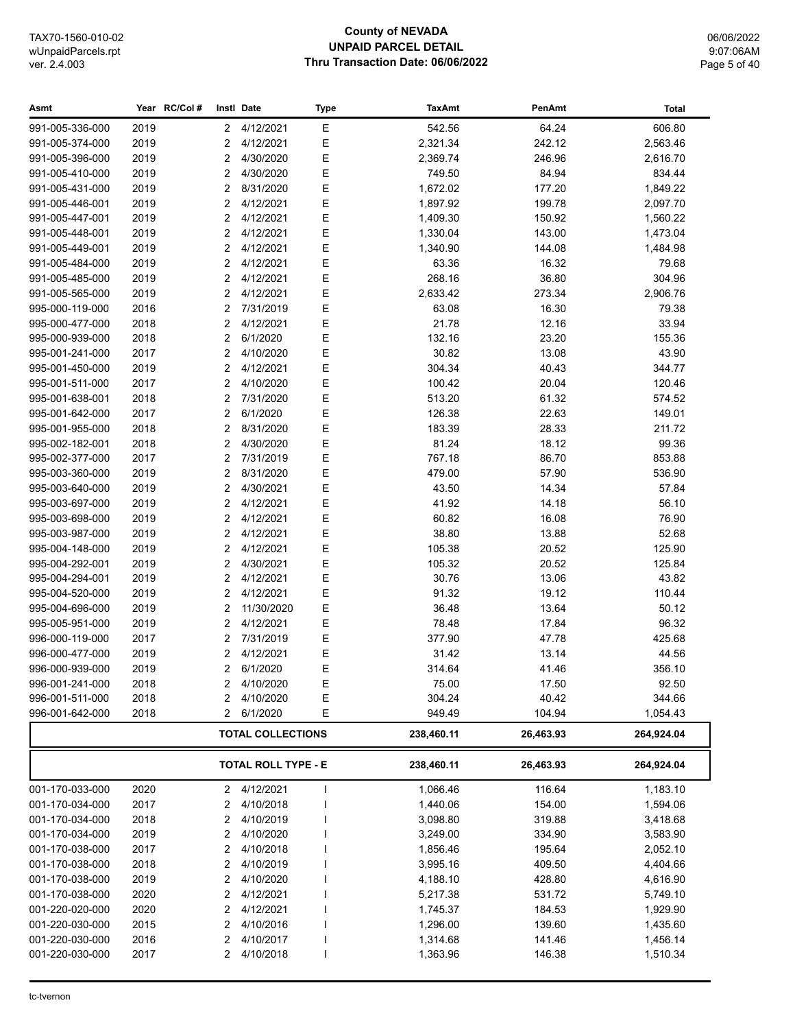# County of NEVADA
## UNPAID PARCEL DETAIL
### Thru Transaction Date: 06/06/2022

| Asmt | Year | RC/Col # | Instl | Date | Type | TaxAmt | PenAmt | Total |
|---|---|---|---|---|---|---|---|---|
| 991-005-336-000 | 2019 | | 2 | 4/12/2021 | E | 542.56 | 64.24 | 606.80 |
| 991-005-374-000 | 2019 | | 2 | 4/12/2021 | E | 2,321.34 | 242.12 | 2,563.46 |
| 991-005-396-000 | 2019 | | 2 | 4/30/2020 | E | 2,369.74 | 246.96 | 2,616.70 |
| 991-005-410-000 | 2019 | | 2 | 4/30/2020 | E | 749.50 | 84.94 | 834.44 |
| 991-005-431-000 | 2019 | | 2 | 8/31/2020 | E | 1,672.02 | 177.20 | 1,849.22 |
| 991-005-446-001 | 2019 | | 2 | 4/12/2021 | E | 1,897.92 | 199.78 | 2,097.70 |
| 991-005-447-001 | 2019 | | 2 | 4/12/2021 | E | 1,409.30 | 150.92 | 1,560.22 |
| 991-005-448-001 | 2019 | | 2 | 4/12/2021 | E | 1,330.04 | 143.00 | 1,473.04 |
| 991-005-449-001 | 2019 | | 2 | 4/12/2021 | E | 1,340.90 | 144.08 | 1,484.98 |
| 991-005-484-000 | 2019 | | 2 | 4/12/2021 | E | 63.36 | 16.32 | 79.68 |
| 991-005-485-000 | 2019 | | 2 | 4/12/2021 | E | 268.16 | 36.80 | 304.96 |
| 991-005-565-000 | 2019 | | 2 | 4/12/2021 | E | 2,633.42 | 273.34 | 2,906.76 |
| 995-000-119-000 | 2016 | | 2 | 7/31/2019 | E | 63.08 | 16.30 | 79.38 |
| 995-000-477-000 | 2018 | | 2 | 4/12/2021 | E | 21.78 | 12.16 | 33.94 |
| 995-000-939-000 | 2018 | | 2 | 6/1/2020 | E | 132.16 | 23.20 | 155.36 |
| 995-001-241-000 | 2017 | | 2 | 4/10/2020 | E | 30.82 | 13.08 | 43.90 |
| 995-001-450-000 | 2019 | | 2 | 4/12/2021 | E | 304.34 | 40.43 | 344.77 |
| 995-001-511-000 | 2017 | | 2 | 4/10/2020 | E | 100.42 | 20.04 | 120.46 |
| 995-001-638-001 | 2018 | | 2 | 7/31/2020 | E | 513.20 | 61.32 | 574.52 |
| 995-001-642-000 | 2017 | | 2 | 6/1/2020 | E | 126.38 | 22.63 | 149.01 |
| 995-001-955-000 | 2018 | | 2 | 8/31/2020 | E | 183.39 | 28.33 | 211.72 |
| 995-002-182-001 | 2018 | | 2 | 4/30/2020 | E | 81.24 | 18.12 | 99.36 |
| 995-002-377-000 | 2017 | | 2 | 7/31/2019 | E | 767.18 | 86.70 | 853.88 |
| 995-003-360-000 | 2019 | | 2 | 8/31/2020 | E | 479.00 | 57.90 | 536.90 |
| 995-003-640-000 | 2019 | | 2 | 4/30/2021 | E | 43.50 | 14.34 | 57.84 |
| 995-003-697-000 | 2019 | | 2 | 4/12/2021 | E | 41.92 | 14.18 | 56.10 |
| 995-003-698-000 | 2019 | | 2 | 4/12/2021 | E | 60.82 | 16.08 | 76.90 |
| 995-003-987-000 | 2019 | | 2 | 4/12/2021 | E | 38.80 | 13.88 | 52.68 |
| 995-004-148-000 | 2019 | | 2 | 4/12/2021 | E | 105.38 | 20.52 | 125.90 |
| 995-004-292-001 | 2019 | | 2 | 4/30/2021 | E | 105.32 | 20.52 | 125.84 |
| 995-004-294-001 | 2019 | | 2 | 4/12/2021 | E | 30.76 | 13.06 | 43.82 |
| 995-004-520-000 | 2019 | | 2 | 4/12/2021 | E | 91.32 | 19.12 | 110.44 |
| 995-004-696-000 | 2019 | | 2 | 11/30/2020 | E | 36.48 | 13.64 | 50.12 |
| 995-005-951-000 | 2019 | | 2 | 4/12/2021 | E | 78.48 | 17.84 | 96.32 |
| 996-000-119-000 | 2017 | | 2 | 7/31/2019 | E | 377.90 | 47.78 | 425.68 |
| 996-000-477-000 | 2019 | | 2 | 4/12/2021 | E | 31.42 | 13.14 | 44.56 |
| 996-000-939-000 | 2019 | | 2 | 6/1/2020 | E | 314.64 | 41.46 | 356.10 |
| 996-001-241-000 | 2018 | | 2 | 4/10/2020 | E | 75.00 | 17.50 | 92.50 |
| 996-001-511-000 | 2018 | | 2 | 4/10/2020 | E | 304.24 | 40.42 | 344.66 |
| 996-001-642-000 | 2018 | | 2 | 6/1/2020 | E | 949.49 | 104.94 | 1,054.43 |
| | | | | **TOTAL COLLECTIONS** | | **238,460.11** | **26,463.93** | **264,924.04** |
| | | | | **TOTAL ROLL TYPE - E** | | **238,460.11** | **26,463.93** | **264,924.04** |
| 001-170-033-000 | 2020 | | 2 | 4/12/2021 | I | 1,066.46 | 116.64 | 1,183.10 |
| 001-170-034-000 | 2017 | | 2 | 4/10/2018 | I | 1,440.06 | 154.00 | 1,594.06 |
| 001-170-034-000 | 2018 | | 2 | 4/10/2019 | I | 3,098.80 | 319.88 | 3,418.68 |
| 001-170-034-000 | 2019 | | 2 | 4/10/2020 | I | 3,249.00 | 334.90 | 3,583.90 |
| 001-170-038-000 | 2017 | | 2 | 4/10/2018 | I | 1,856.46 | 195.64 | 2,052.10 |
| 001-170-038-000 | 2018 | | 2 | 4/10/2019 | I | 3,995.16 | 409.50 | 4,404.66 |
| 001-170-038-000 | 2019 | | 2 | 4/10/2020 | I | 4,188.10 | 428.80 | 4,616.90 |
| 001-170-038-000 | 2020 | | 2 | 4/12/2021 | I | 5,217.38 | 531.72 | 5,749.10 |
| 001-220-020-000 | 2020 | | 2 | 4/12/2021 | I | 1,745.37 | 184.53 | 1,929.90 |
| 001-220-030-000 | 2015 | | 2 | 4/10/2016 | I | 1,296.00 | 139.60 | 1,435.60 |
| 001-220-030-000 | 2016 | | 2 | 4/10/2017 | I | 1,314.68 | 141.46 | 1,456.14 |
| 001-220-030-000 | 2017 | | 2 | 4/10/2018 | I | 1,363.96 | 146.38 | 1,510.34 |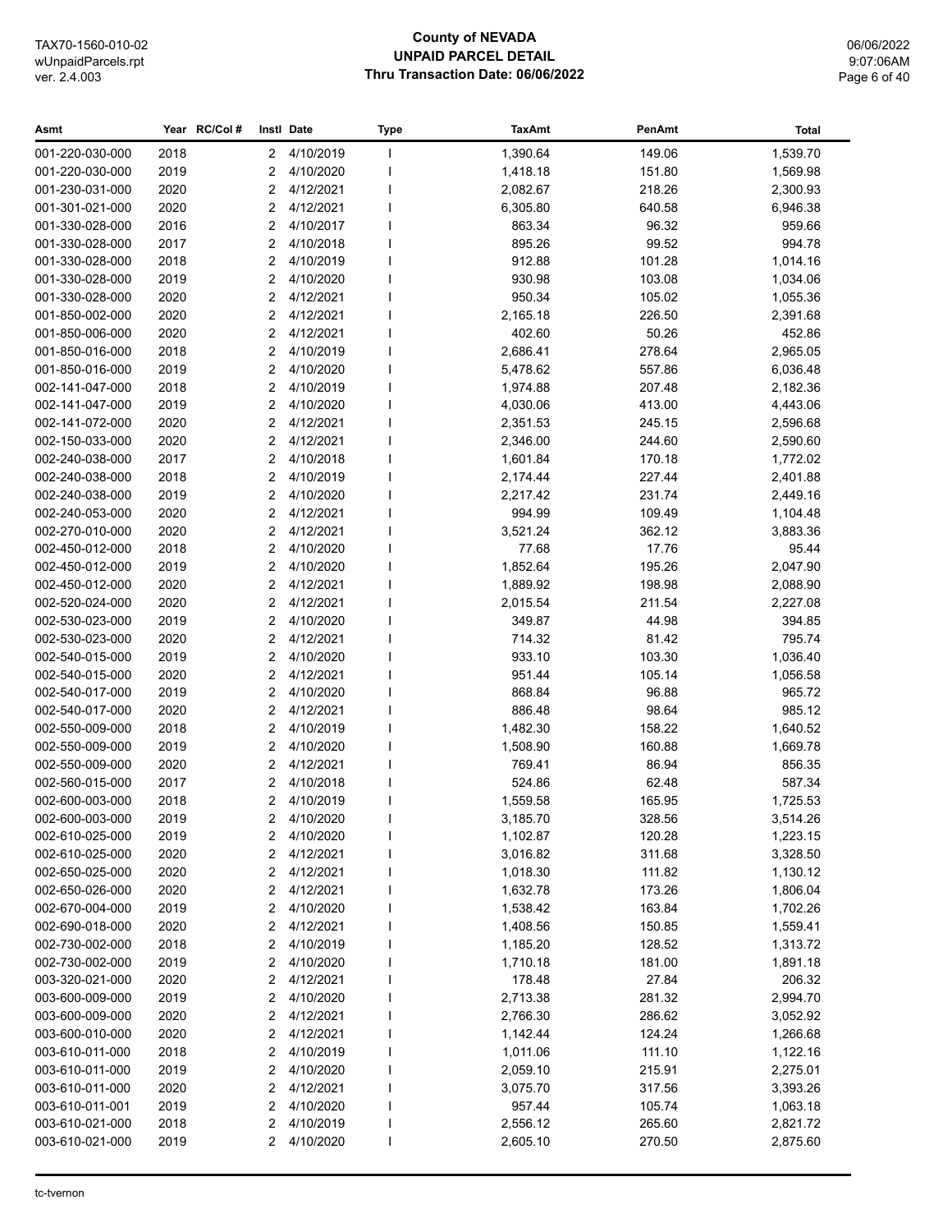# County of NEVADA
## UNPAID PARCEL DETAIL
### Thru Transaction Date: 06/06/2022

| Asmt | Year | RC/Col # | Instl | Date | Type | TaxAmt | PenAmt | Total |
|---|---|---|---|---|---|---|---|---|
| 001-220-030-000 | 2018 | | 2 | 4/10/2019 | I | 1,390.64 | 149.06 | 1,539.70 |
| 001-220-030-000 | 2019 | | 2 | 4/10/2020 | I | 1,418.18 | 151.80 | 1,569.98 |
| 001-230-031-000 | 2020 | | 2 | 4/12/2021 | I | 2,082.67 | 218.26 | 2,300.93 |
| 001-301-021-000 | 2020 | | 2 | 4/12/2021 | I | 6,305.80 | 640.58 | 6,946.38 |
| 001-330-028-000 | 2016 | | 2 | 4/10/2017 | I | 863.34 | 96.32 | 959.66 |
| 001-330-028-000 | 2017 | | 2 | 4/10/2018 | I | 895.26 | 99.52 | 994.78 |
| 001-330-028-000 | 2018 | | 2 | 4/10/2019 | I | 912.88 | 101.28 | 1,014.16 |
| 001-330-028-000 | 2019 | | 2 | 4/10/2020 | I | 930.98 | 103.08 | 1,034.06 |
| 001-330-028-000 | 2020 | | 2 | 4/12/2021 | I | 950.34 | 105.02 | 1,055.36 |
| 001-850-002-000 | 2020 | | 2 | 4/12/2021 | I | 2,165.18 | 226.50 | 2,391.68 |
| 001-850-006-000 | 2020 | | 2 | 4/12/2021 | I | 402.60 | 50.26 | 452.86 |
| 001-850-016-000 | 2018 | | 2 | 4/10/2019 | I | 2,686.41 | 278.64 | 2,965.05 |
| 001-850-016-000 | 2019 | | 2 | 4/10/2020 | I | 5,478.62 | 557.86 | 6,036.48 |
| 002-141-047-000 | 2018 | | 2 | 4/10/2019 | I | 1,974.88 | 207.48 | 2,182.36 |
| 002-141-047-000 | 2019 | | 2 | 4/10/2020 | I | 4,030.06 | 413.00 | 4,443.06 |
| 002-141-072-000 | 2020 | | 2 | 4/12/2021 | I | 2,351.53 | 245.15 | 2,596.68 |
| 002-150-033-000 | 2020 | | 2 | 4/12/2021 | I | 2,346.00 | 244.60 | 2,590.60 |
| 002-240-038-000 | 2017 | | 2 | 4/10/2018 | I | 1,601.84 | 170.18 | 1,772.02 |
| 002-240-038-000 | 2018 | | 2 | 4/10/2019 | I | 2,174.44 | 227.44 | 2,401.88 |
| 002-240-038-000 | 2019 | | 2 | 4/10/2020 | I | 2,217.42 | 231.74 | 2,449.16 |
| 002-240-053-000 | 2020 | | 2 | 4/12/2021 | I | 994.99 | 109.49 | 1,104.48 |
| 002-270-010-000 | 2020 | | 2 | 4/12/2021 | I | 3,521.24 | 362.12 | 3,883.36 |
| 002-450-012-000 | 2018 | | 2 | 4/10/2020 | I | 77.68 | 17.76 | 95.44 |
| 002-450-012-000 | 2019 | | 2 | 4/10/2020 | I | 1,852.64 | 195.26 | 2,047.90 |
| 002-450-012-000 | 2020 | | 2 | 4/12/2021 | I | 1,889.92 | 198.98 | 2,088.90 |
| 002-520-024-000 | 2020 | | 2 | 4/12/2021 | I | 2,015.54 | 211.54 | 2,227.08 |
| 002-530-023-000 | 2019 | | 2 | 4/10/2020 | I | 349.87 | 44.98 | 394.85 |
| 002-530-023-000 | 2020 | | 2 | 4/12/2021 | I | 714.32 | 81.42 | 795.74 |
| 002-540-015-000 | 2019 | | 2 | 4/10/2020 | I | 933.10 | 103.30 | 1,036.40 |
| 002-540-015-000 | 2020 | | 2 | 4/12/2021 | I | 951.44 | 105.14 | 1,056.58 |
| 002-540-017-000 | 2019 | | 2 | 4/10/2020 | I | 868.84 | 96.88 | 965.72 |
| 002-540-017-000 | 2020 | | 2 | 4/12/2021 | I | 886.48 | 98.64 | 985.12 |
| 002-550-009-000 | 2018 | | 2 | 4/10/2019 | I | 1,482.30 | 158.22 | 1,640.52 |
| 002-550-009-000 | 2019 | | 2 | 4/10/2020 | I | 1,508.90 | 160.88 | 1,669.78 |
| 002-550-009-000 | 2020 | | 2 | 4/12/2021 | I | 769.41 | 86.94 | 856.35 |
| 002-560-015-000 | 2017 | | 2 | 4/10/2018 | I | 524.86 | 62.48 | 587.34 |
| 002-600-003-000 | 2018 | | 2 | 4/10/2019 | I | 1,559.58 | 165.95 | 1,725.53 |
| 002-600-003-000 | 2019 | | 2 | 4/10/2020 | I | 3,185.70 | 328.56 | 3,514.26 |
| 002-610-025-000 | 2019 | | 2 | 4/10/2020 | I | 1,102.87 | 120.28 | 1,223.15 |
| 002-610-025-000 | 2020 | | 2 | 4/12/2021 | I | 3,016.82 | 311.68 | 3,328.50 |
| 002-650-025-000 | 2020 | | 2 | 4/12/2021 | I | 1,018.30 | 111.82 | 1,130.12 |
| 002-650-026-000 | 2020 | | 2 | 4/12/2021 | I | 1,632.78 | 173.26 | 1,806.04 |
| 002-670-004-000 | 2019 | | 2 | 4/10/2020 | I | 1,538.42 | 163.84 | 1,702.26 |
| 002-690-018-000 | 2020 | | 2 | 4/12/2021 | I | 1,408.56 | 150.85 | 1,559.41 |
| 002-730-002-000 | 2018 | | 2 | 4/10/2019 | I | 1,185.20 | 128.52 | 1,313.72 |
| 002-730-002-000 | 2019 | | 2 | 4/10/2020 | I | 1,710.18 | 181.00 | 1,891.18 |
| 003-320-021-000 | 2020 | | 2 | 4/12/2021 | I | 178.48 | 27.84 | 206.32 |
| 003-600-009-000 | 2019 | | 2 | 4/10/2020 | I | 2,713.38 | 281.32 | 2,994.70 |
| 003-600-009-000 | 2020 | | 2 | 4/12/2021 | I | 2,766.30 | 286.62 | 3,052.92 |
| 003-600-010-000 | 2020 | | 2 | 4/12/2021 | I | 1,142.44 | 124.24 | 1,266.68 |
| 003-610-011-000 | 2018 | | 2 | 4/10/2019 | I | 1,011.06 | 111.10 | 1,122.16 |
| 003-610-011-000 | 2019 | | 2 | 4/10/2020 | I | 2,059.10 | 215.91 | 2,275.01 |
| 003-610-011-000 | 2020 | | 2 | 4/12/2021 | I | 3,075.70 | 317.56 | 3,393.26 |
| 003-610-011-001 | 2019 | | 2 | 4/10/2020 | I | 957.44 | 105.74 | 1,063.18 |
| 003-610-021-000 | 2018 | | 2 | 4/10/2019 | I | 2,556.12 | 265.60 | 2,821.72 |
| 003-610-021-000 | 2019 | | 2 | 4/10/2020 | I | 2,605.10 | 270.50 | 2,875.60 |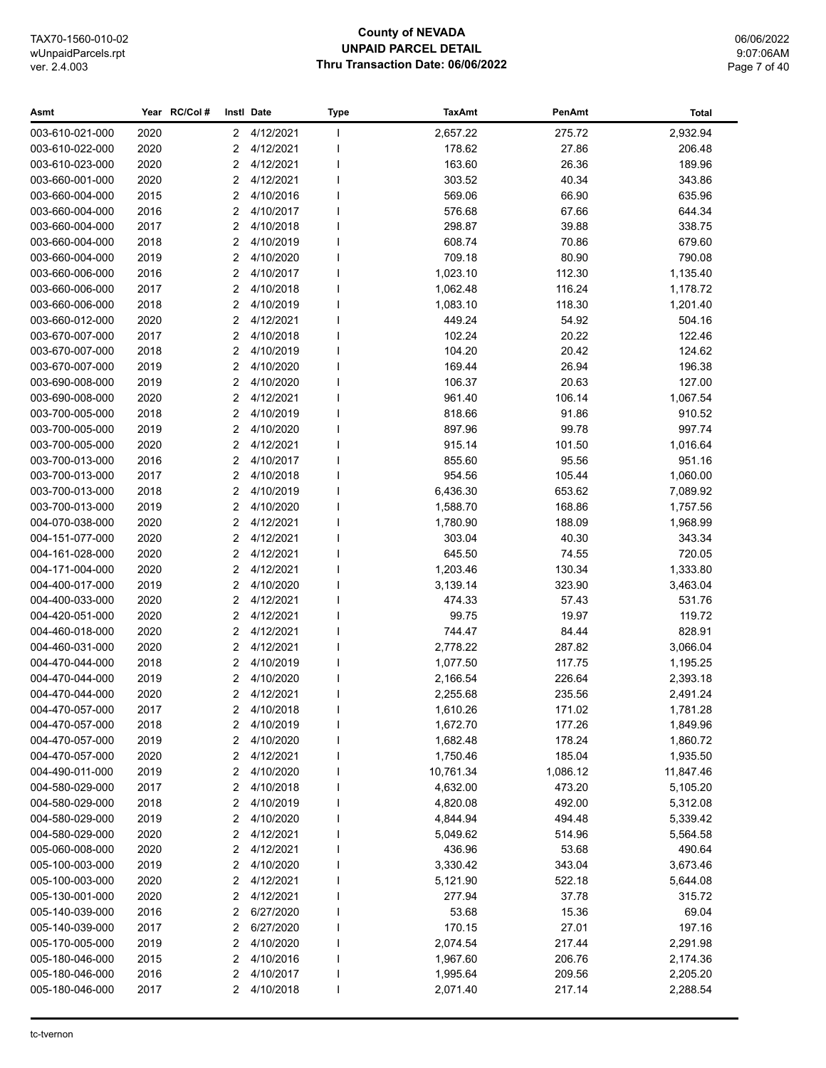# County of NEVADA
## UNPAID PARCEL DETAIL
### Thru Transaction Date: 06/06/2022

TAX70-1560-010-02
wUnpaidParcels.rpt
ver. 2.4.003

06/06/2022
9:07:06AM

| Asmt | Year | RC/Col # | Instl | Date | Type | TaxAmt | PenAmt | Total |
|---|---|---|---|---|---|---|---|---|
| 003-610-021-000 | 2020 | | 2 | 4/12/2021 | I | 2,657.22 | 275.72 | 2,932.94 |
| 003-610-022-000 | 2020 | | 2 | 4/12/2021 | I | 178.62 | 27.86 | 206.48 |
| 003-610-023-000 | 2020 | | 2 | 4/12/2021 | I | 163.60 | 26.36 | 189.96 |
| 003-660-001-000 | 2020 | | 2 | 4/12/2021 | I | 303.52 | 40.34 | 343.86 |
| 003-660-004-000 | 2015 | | 2 | 4/10/2016 | I | 569.06 | 66.90 | 635.96 |
| 003-660-004-000 | 2016 | | 2 | 4/10/2017 | I | 576.68 | 67.66 | 644.34 |
| 003-660-004-000 | 2017 | | 2 | 4/10/2018 | I | 298.87 | 39.88 | 338.75 |
| 003-660-004-000 | 2018 | | 2 | 4/10/2019 | I | 608.74 | 70.86 | 679.60 |
| 003-660-004-000 | 2019 | | 2 | 4/10/2020 | I | 709.18 | 80.90 | 790.08 |
| 003-660-006-000 | 2016 | | 2 | 4/10/2017 | I | 1,023.10 | 112.30 | 1,135.40 |
| 003-660-006-000 | 2017 | | 2 | 4/10/2018 | I | 1,062.48 | 116.24 | 1,178.72 |
| 003-660-006-000 | 2018 | | 2 | 4/10/2019 | I | 1,083.10 | 118.30 | 1,201.40 |
| 003-660-012-000 | 2020 | | 2 | 4/12/2021 | I | 449.24 | 54.92 | 504.16 |
| 003-670-007-000 | 2017 | | 2 | 4/10/2018 | I | 102.24 | 20.22 | 122.46 |
| 003-670-007-000 | 2018 | | 2 | 4/10/2019 | I | 104.20 | 20.42 | 124.62 |
| 003-670-007-000 | 2019 | | 2 | 4/10/2020 | I | 169.44 | 26.94 | 196.38 |
| 003-690-008-000 | 2019 | | 2 | 4/10/2020 | I | 106.37 | 20.63 | 127.00 |
| 003-690-008-000 | 2020 | | 2 | 4/12/2021 | I | 961.40 | 106.14 | 1,067.54 |
| 003-700-005-000 | 2018 | | 2 | 4/10/2019 | I | 818.66 | 91.86 | 910.52 |
| 003-700-005-000 | 2019 | | 2 | 4/10/2020 | I | 897.96 | 99.78 | 997.74 |
| 003-700-005-000 | 2020 | | 2 | 4/12/2021 | I | 915.14 | 101.50 | 1,016.64 |
| 003-700-013-000 | 2016 | | 2 | 4/10/2017 | I | 855.60 | 95.56 | 951.16 |
| 003-700-013-000 | 2017 | | 2 | 4/10/2018 | I | 954.56 | 105.44 | 1,060.00 |
| 003-700-013-000 | 2018 | | 2 | 4/10/2019 | I | 6,436.30 | 653.62 | 7,089.92 |
| 003-700-013-000 | 2019 | | 2 | 4/10/2020 | I | 1,588.70 | 168.86 | 1,757.56 |
| 004-070-038-000 | 2020 | | 2 | 4/12/2021 | I | 1,780.90 | 188.09 | 1,968.99 |
| 004-151-077-000 | 2020 | | 2 | 4/12/2021 | I | 303.04 | 40.30 | 343.34 |
| 004-161-028-000 | 2020 | | 2 | 4/12/2021 | I | 645.50 | 74.55 | 720.05 |
| 004-171-004-000 | 2020 | | 2 | 4/12/2021 | I | 1,203.46 | 130.34 | 1,333.80 |
| 004-400-017-000 | 2019 | | 2 | 4/10/2020 | I | 3,139.14 | 323.90 | 3,463.04 |
| 004-400-033-000 | 2020 | | 2 | 4/12/2021 | I | 474.33 | 57.43 | 531.76 |
| 004-420-051-000 | 2020 | | 2 | 4/12/2021 | I | 99.75 | 19.97 | 119.72 |
| 004-460-018-000 | 2020 | | 2 | 4/12/2021 | I | 744.47 | 84.44 | 828.91 |
| 004-460-031-000 | 2020 | | 2 | 4/12/2021 | I | 2,778.22 | 287.82 | 3,066.04 |
| 004-470-044-000 | 2018 | | 2 | 4/10/2019 | I | 1,077.50 | 117.75 | 1,195.25 |
| 004-470-044-000 | 2019 | | 2 | 4/10/2020 | I | 2,166.54 | 226.64 | 2,393.18 |
| 004-470-044-000 | 2020 | | 2 | 4/12/2021 | I | 2,255.68 | 235.56 | 2,491.24 |
| 004-470-057-000 | 2017 | | 2 | 4/10/2018 | I | 1,610.26 | 171.02 | 1,781.28 |
| 004-470-057-000 | 2018 | | 2 | 4/10/2019 | I | 1,672.70 | 177.26 | 1,849.96 |
| 004-470-057-000 | 2019 | | 2 | 4/10/2020 | I | 1,682.48 | 178.24 | 1,860.72 |
| 004-470-057-000 | 2020 | | 2 | 4/12/2021 | I | 1,750.46 | 185.04 | 1,935.50 |
| 004-490-011-000 | 2019 | | 2 | 4/10/2020 | I | 10,761.34 | 1,086.12 | 11,847.46 |
| 004-580-029-000 | 2017 | | 2 | 4/10/2018 | I | 4,632.00 | 473.20 | 5,105.20 |
| 004-580-029-000 | 2018 | | 2 | 4/10/2019 | I | 4,820.08 | 492.00 | 5,312.08 |
| 004-580-029-000 | 2019 | | 2 | 4/10/2020 | I | 4,844.94 | 494.48 | 5,339.42 |
| 004-580-029-000 | 2020 | | 2 | 4/12/2021 | I | 5,049.62 | 514.96 | 5,564.58 |
| 005-060-008-000 | 2020 | | 2 | 4/12/2021 | I | 436.96 | 53.68 | 490.64 |
| 005-100-003-000 | 2019 | | 2 | 4/10/2020 | I | 3,330.42 | 343.04 | 3,673.46 |
| 005-100-003-000 | 2020 | | 2 | 4/12/2021 | I | 5,121.90 | 522.18 | 5,644.08 |
| 005-130-001-000 | 2020 | | 2 | 4/12/2021 | I | 277.94 | 37.78 | 315.72 |
| 005-140-039-000 | 2016 | | 2 | 6/27/2020 | I | 53.68 | 15.36 | 69.04 |
| 005-140-039-000 | 2017 | | 2 | 6/27/2020 | I | 170.15 | 27.01 | 197.16 |
| 005-170-005-000 | 2019 | | 2 | 4/10/2020 | I | 2,074.54 | 217.44 | 2,291.98 |
| 005-180-046-000 | 2015 | | 2 | 4/10/2016 | I | 1,967.60 | 206.76 | 2,174.36 |
| 005-180-046-000 | 2016 | | 2 | 4/10/2017 | I | 1,995.64 | 209.56 | 2,205.20 |
| 005-180-046-000 | 2017 | | 2 | 4/10/2018 | I | 2,071.40 | 217.14 | 2,288.54 |

tc-tvernon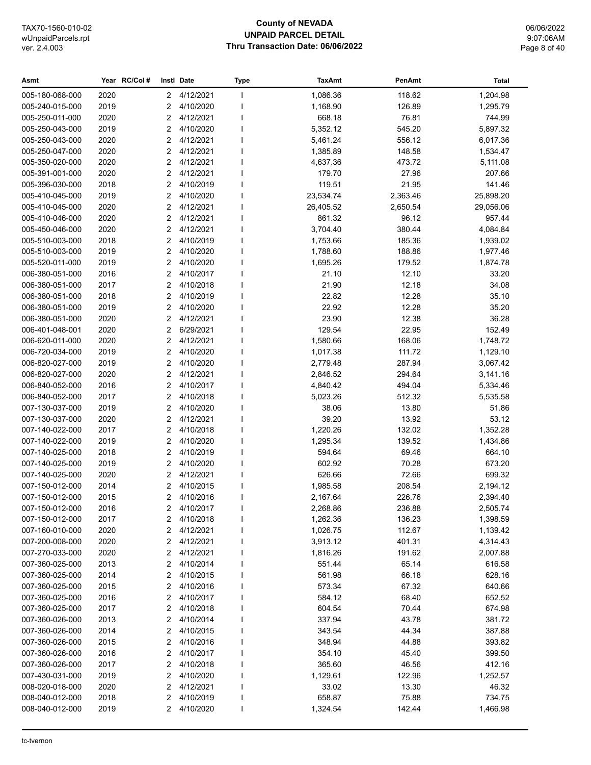# County of NEVADA
## UNPAID PARCEL DETAIL
### Thru Transaction Date: 06/06/2022

| Asmt | Year | RC/Col # | Instl | Date | Type | TaxAmt | PenAmt | Total |
|---|---|---|---|---|---|---|---|---|
| 005-180-068-000 | 2020 | | 2 | 4/12/2021 | I | 1,086.36 | 118.62 | 1,204.98 |
| 005-240-015-000 | 2019 | | 2 | 4/10/2020 | I | 1,168.90 | 126.89 | 1,295.79 |
| 005-250-011-000 | 2020 | | 2 | 4/12/2021 | I | 668.18 | 76.81 | 744.99 |
| 005-250-043-000 | 2019 | | 2 | 4/10/2020 | I | 5,352.12 | 545.20 | 5,897.32 |
| 005-250-043-000 | 2020 | | 2 | 4/12/2021 | I | 5,461.24 | 556.12 | 6,017.36 |
| 005-250-047-000 | 2020 | | 2 | 4/12/2021 | I | 1,385.89 | 148.58 | 1,534.47 |
| 005-350-020-000 | 2020 | | 2 | 4/12/2021 | I | 4,637.36 | 473.72 | 5,111.08 |
| 005-391-001-000 | 2020 | | 2 | 4/12/2021 | I | 179.70 | 27.96 | 207.66 |
| 005-396-030-000 | 2018 | | 2 | 4/10/2019 | I | 119.51 | 21.95 | 141.46 |
| 005-410-045-000 | 2019 | | 2 | 4/10/2020 | I | 23,534.74 | 2,363.46 | 25,898.20 |
| 005-410-045-000 | 2020 | | 2 | 4/12/2021 | I | 26,405.52 | 2,650.54 | 29,056.06 |
| 005-410-046-000 | 2020 | | 2 | 4/12/2021 | I | 861.32 | 96.12 | 957.44 |
| 005-450-046-000 | 2020 | | 2 | 4/12/2021 | I | 3,704.40 | 380.44 | 4,084.84 |
| 005-510-003-000 | 2018 | | 2 | 4/10/2019 | I | 1,753.66 | 185.36 | 1,939.02 |
| 005-510-003-000 | 2019 | | 2 | 4/10/2020 | I | 1,788.60 | 188.86 | 1,977.46 |
| 005-520-011-000 | 2019 | | 2 | 4/10/2020 | I | 1,695.26 | 179.52 | 1,874.78 |
| 006-380-051-000 | 2016 | | 2 | 4/10/2017 | I | 21.10 | 12.10 | 33.20 |
| 006-380-051-000 | 2017 | | 2 | 4/10/2018 | I | 21.90 | 12.18 | 34.08 |
| 006-380-051-000 | 2018 | | 2 | 4/10/2019 | I | 22.82 | 12.28 | 35.10 |
| 006-380-051-000 | 2019 | | 2 | 4/10/2020 | I | 22.92 | 12.28 | 35.20 |
| 006-380-051-000 | 2020 | | 2 | 4/12/2021 | I | 23.90 | 12.38 | 36.28 |
| 006-401-048-001 | 2020 | | 2 | 6/29/2021 | I | 129.54 | 22.95 | 152.49 |
| 006-620-011-000 | 2020 | | 2 | 4/12/2021 | I | 1,580.66 | 168.06 | 1,748.72 |
| 006-720-034-000 | 2019 | | 2 | 4/10/2020 | I | 1,017.38 | 111.72 | 1,129.10 |
| 006-820-027-000 | 2019 | | 2 | 4/10/2020 | I | 2,779.48 | 287.94 | 3,067.42 |
| 006-820-027-000 | 2020 | | 2 | 4/12/2021 | I | 2,846.52 | 294.64 | 3,141.16 |
| 006-840-052-000 | 2016 | | 2 | 4/10/2017 | I | 4,840.42 | 494.04 | 5,334.46 |
| 006-840-052-000 | 2017 | | 2 | 4/10/2018 | I | 5,023.26 | 512.32 | 5,535.58 |
| 007-130-037-000 | 2019 | | 2 | 4/10/2020 | I | 38.06 | 13.80 | 51.86 |
| 007-130-037-000 | 2020 | | 2 | 4/12/2021 | I | 39.20 | 13.92 | 53.12 |
| 007-140-022-000 | 2017 | | 2 | 4/10/2018 | I | 1,220.26 | 132.02 | 1,352.28 |
| 007-140-022-000 | 2019 | | 2 | 4/10/2020 | I | 1,295.34 | 139.52 | 1,434.86 |
| 007-140-025-000 | 2018 | | 2 | 4/10/2019 | I | 594.64 | 69.46 | 664.10 |
| 007-140-025-000 | 2019 | | 2 | 4/10/2020 | I | 602.92 | 70.28 | 673.20 |
| 007-140-025-000 | 2020 | | 2 | 4/12/2021 | I | 626.66 | 72.66 | 699.32 |
| 007-150-012-000 | 2014 | | 2 | 4/10/2015 | I | 1,985.58 | 208.54 | 2,194.12 |
| 007-150-012-000 | 2015 | | 2 | 4/10/2016 | I | 2,167.64 | 226.76 | 2,394.40 |
| 007-150-012-000 | 2016 | | 2 | 4/10/2017 | I | 2,268.86 | 236.88 | 2,505.74 |
| 007-150-012-000 | 2017 | | 2 | 4/10/2018 | I | 1,262.36 | 136.23 | 1,398.59 |
| 007-160-010-000 | 2020 | | 2 | 4/12/2021 | I | 1,026.75 | 112.67 | 1,139.42 |
| 007-200-008-000 | 2020 | | 2 | 4/12/2021 | I | 3,913.12 | 401.31 | 4,314.43 |
| 007-270-033-000 | 2020 | | 2 | 4/12/2021 | I | 1,816.26 | 191.62 | 2,007.88 |
| 007-360-025-000 | 2013 | | 2 | 4/10/2014 | I | 551.44 | 65.14 | 616.58 |
| 007-360-025-000 | 2014 | | 2 | 4/10/2015 | I | 561.98 | 66.18 | 628.16 |
| 007-360-025-000 | 2015 | | 2 | 4/10/2016 | I | 573.34 | 67.32 | 640.66 |
| 007-360-025-000 | 2016 | | 2 | 4/10/2017 | I | 584.12 | 68.40 | 652.52 |
| 007-360-025-000 | 2017 | | 2 | 4/10/2018 | I | 604.54 | 70.44 | 674.98 |
| 007-360-026-000 | 2013 | | 2 | 4/10/2014 | I | 337.94 | 43.78 | 381.72 |
| 007-360-026-000 | 2014 | | 2 | 4/10/2015 | I | 343.54 | 44.34 | 387.88 |
| 007-360-026-000 | 2015 | | 2 | 4/10/2016 | I | 348.94 | 44.88 | 393.82 |
| 007-360-026-000 | 2016 | | 2 | 4/10/2017 | I | 354.10 | 45.40 | 399.50 |
| 007-360-026-000 | 2017 | | 2 | 4/10/2018 | I | 365.60 | 46.56 | 412.16 |
| 007-430-031-000 | 2019 | | 2 | 4/10/2020 | I | 1,129.61 | 122.96 | 1,252.57 |
| 008-020-018-000 | 2020 | | 2 | 4/12/2021 | I | 33.02 | 13.30 | 46.32 |
| 008-040-012-000 | 2018 | | 2 | 4/10/2019 | I | 658.87 | 75.88 | 734.75 |
| 008-040-012-000 | 2019 | | 2 | 4/10/2020 | I | 1,324.54 | 142.44 | 1,466.98 |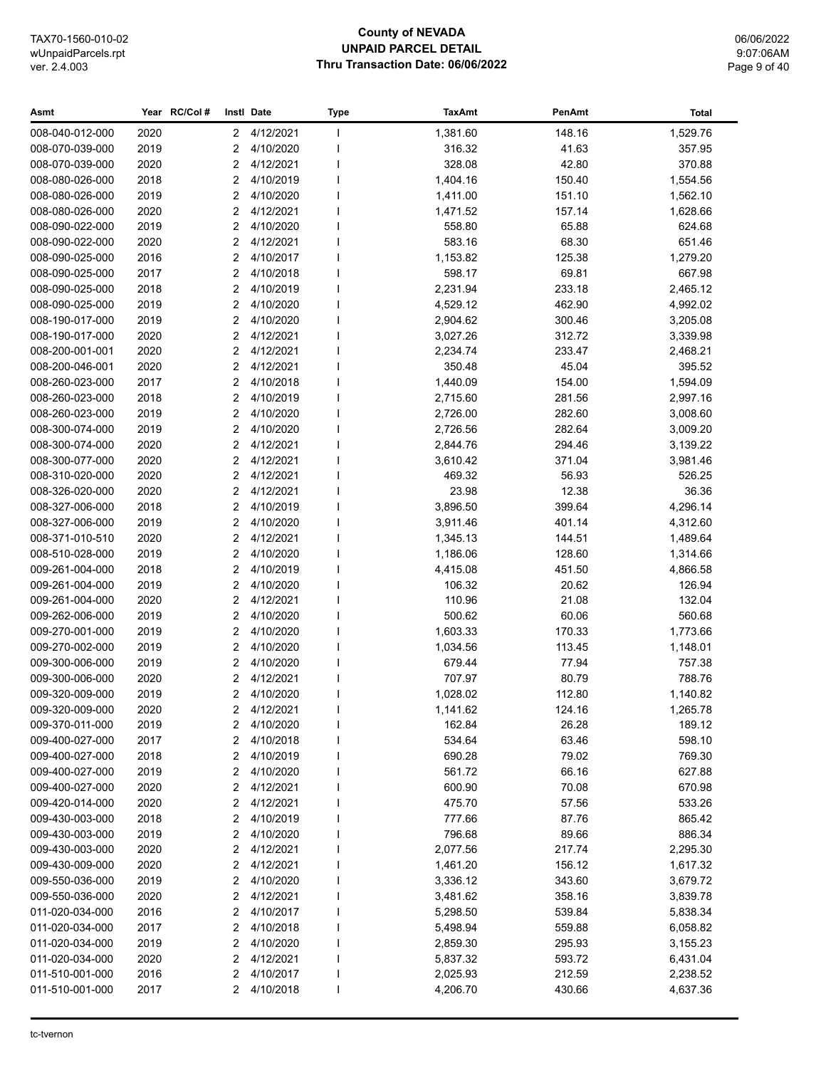**County of NEVADA**
**UNPAID PARCEL DETAIL**
**Thru Transaction Date: 06/06/2022**

TAX70-1560-010-02
wUnpaidParcels.rpt
ver. 2.4.003

06/06/2022
9:07:06AM

| Asmt | Year | RC/Col # | Instl | Date | Type | TaxAmt | PenAmt | Total |
|---|---|---|---|---|---|---|---|---|
| 008-040-012-000 | 2020 | | 2 | 4/12/2021 | I | 1,381.60 | 148.16 | 1,529.76 |
| 008-070-039-000 | 2019 | | 2 | 4/10/2020 | I | 316.32 | 41.63 | 357.95 |
| 008-070-039-000 | 2020 | | 2 | 4/12/2021 | I | 328.08 | 42.80 | 370.88 |
| 008-080-026-000 | 2018 | | 2 | 4/10/2019 | I | 1,404.16 | 150.40 | 1,554.56 |
| 008-080-026-000 | 2019 | | 2 | 4/10/2020 | I | 1,411.00 | 151.10 | 1,562.10 |
| 008-080-026-000 | 2020 | | 2 | 4/12/2021 | I | 1,471.52 | 157.14 | 1,628.66 |
| 008-090-022-000 | 2019 | | 2 | 4/10/2020 | I | 558.80 | 65.88 | 624.68 |
| 008-090-022-000 | 2020 | | 2 | 4/12/2021 | I | 583.16 | 68.30 | 651.46 |
| 008-090-025-000 | 2016 | | 2 | 4/10/2017 | I | 1,153.82 | 125.38 | 1,279.20 |
| 008-090-025-000 | 2017 | | 2 | 4/10/2018 | I | 598.17 | 69.81 | 667.98 |
| 008-090-025-000 | 2018 | | 2 | 4/10/2019 | I | 2,231.94 | 233.18 | 2,465.12 |
| 008-090-025-000 | 2019 | | 2 | 4/10/2020 | I | 4,529.12 | 462.90 | 4,992.02 |
| 008-190-017-000 | 2019 | | 2 | 4/10/2020 | I | 2,904.62 | 300.46 | 3,205.08 |
| 008-190-017-000 | 2020 | | 2 | 4/12/2021 | I | 3,027.26 | 312.72 | 3,339.98 |
| 008-200-001-001 | 2020 | | 2 | 4/12/2021 | I | 2,234.74 | 233.47 | 2,468.21 |
| 008-200-046-001 | 2020 | | 2 | 4/12/2021 | I | 350.48 | 45.04 | 395.52 |
| 008-260-023-000 | 2017 | | 2 | 4/10/2018 | I | 1,440.09 | 154.00 | 1,594.09 |
| 008-260-023-000 | 2018 | | 2 | 4/10/2019 | I | 2,715.60 | 281.56 | 2,997.16 |
| 008-260-023-000 | 2019 | | 2 | 4/10/2020 | I | 2,726.00 | 282.60 | 3,008.60 |
| 008-300-074-000 | 2019 | | 2 | 4/10/2020 | I | 2,726.56 | 282.64 | 3,009.20 |
| 008-300-074-000 | 2020 | | 2 | 4/12/2021 | I | 2,844.76 | 294.46 | 3,139.22 |
| 008-300-077-000 | 2020 | | 2 | 4/12/2021 | I | 3,610.42 | 371.04 | 3,981.46 |
| 008-310-020-000 | 2020 | | 2 | 4/12/2021 | I | 469.32 | 56.93 | 526.25 |
| 008-326-020-000 | 2020 | | 2 | 4/12/2021 | I | 23.98 | 12.38 | 36.36 |
| 008-327-006-000 | 2018 | | 2 | 4/10/2019 | I | 3,896.50 | 399.64 | 4,296.14 |
| 008-327-006-000 | 2019 | | 2 | 4/10/2020 | I | 3,911.46 | 401.14 | 4,312.60 |
| 008-371-010-510 | 2020 | | 2 | 4/12/2021 | I | 1,345.13 | 144.51 | 1,489.64 |
| 008-510-028-000 | 2019 | | 2 | 4/10/2020 | I | 1,186.06 | 128.60 | 1,314.66 |
| 009-261-004-000 | 2018 | | 2 | 4/10/2019 | I | 4,415.08 | 451.50 | 4,866.58 |
| 009-261-004-000 | 2019 | | 2 | 4/10/2020 | I | 106.32 | 20.62 | 126.94 |
| 009-261-004-000 | 2020 | | 2 | 4/12/2021 | I | 110.96 | 21.08 | 132.04 |
| 009-262-006-000 | 2019 | | 2 | 4/10/2020 | I | 500.62 | 60.06 | 560.68 |
| 009-270-001-000 | 2019 | | 2 | 4/10/2020 | I | 1,603.33 | 170.33 | 1,773.66 |
| 009-270-002-000 | 2019 | | 2 | 4/10/2020 | I | 1,034.56 | 113.45 | 1,148.01 |
| 009-300-006-000 | 2019 | | 2 | 4/10/2020 | I | 679.44 | 77.94 | 757.38 |
| 009-300-006-000 | 2020 | | 2 | 4/12/2021 | I | 707.97 | 80.79 | 788.76 |
| 009-320-009-000 | 2019 | | 2 | 4/10/2020 | I | 1,028.02 | 112.80 | 1,140.82 |
| 009-320-009-000 | 2020 | | 2 | 4/12/2021 | I | 1,141.62 | 124.16 | 1,265.78 |
| 009-370-011-000 | 2019 | | 2 | 4/10/2020 | I | 162.84 | 26.28 | 189.12 |
| 009-400-027-000 | 2017 | | 2 | 4/10/2018 | I | 534.64 | 63.46 | 598.10 |
| 009-400-027-000 | 2018 | | 2 | 4/10/2019 | I | 690.28 | 79.02 | 769.30 |
| 009-400-027-000 | 2019 | | 2 | 4/10/2020 | I | 561.72 | 66.16 | 627.88 |
| 009-400-027-000 | 2020 | | 2 | 4/12/2021 | I | 600.90 | 70.08 | 670.98 |
| 009-420-014-000 | 2020 | | 2 | 4/12/2021 | I | 475.70 | 57.56 | 533.26 |
| 009-430-003-000 | 2018 | | 2 | 4/10/2019 | I | 777.66 | 87.76 | 865.42 |
| 009-430-003-000 | 2019 | | 2 | 4/10/2020 | I | 796.68 | 89.66 | 886.34 |
| 009-430-003-000 | 2020 | | 2 | 4/12/2021 | I | 2,077.56 | 217.74 | 2,295.30 |
| 009-430-009-000 | 2020 | | 2 | 4/12/2021 | I | 1,461.20 | 156.12 | 1,617.32 |
| 009-550-036-000 | 2019 | | 2 | 4/10/2020 | I | 3,336.12 | 343.60 | 3,679.72 |
| 009-550-036-000 | 2020 | | 2 | 4/12/2021 | I | 3,481.62 | 358.16 | 3,839.78 |
| 011-020-034-000 | 2016 | | 2 | 4/10/2017 | I | 5,298.50 | 539.84 | 5,838.34 |
| 011-020-034-000 | 2017 | | 2 | 4/10/2018 | I | 5,498.94 | 559.88 | 6,058.82 |
| 011-020-034-000 | 2019 | | 2 | 4/10/2020 | I | 2,859.30 | 295.93 | 3,155.23 |
| 011-020-034-000 | 2020 | | 2 | 4/12/2021 | I | 5,837.32 | 593.72 | 6,431.04 |
| 011-510-001-000 | 2016 | | 2 | 4/10/2017 | I | 2,025.93 | 212.59 | 2,238.52 |
| 011-510-001-000 | 2017 | | 2 | 4/10/2018 | I | 4,206.70 | 430.66 | 4,637.36 |

tc-tvernon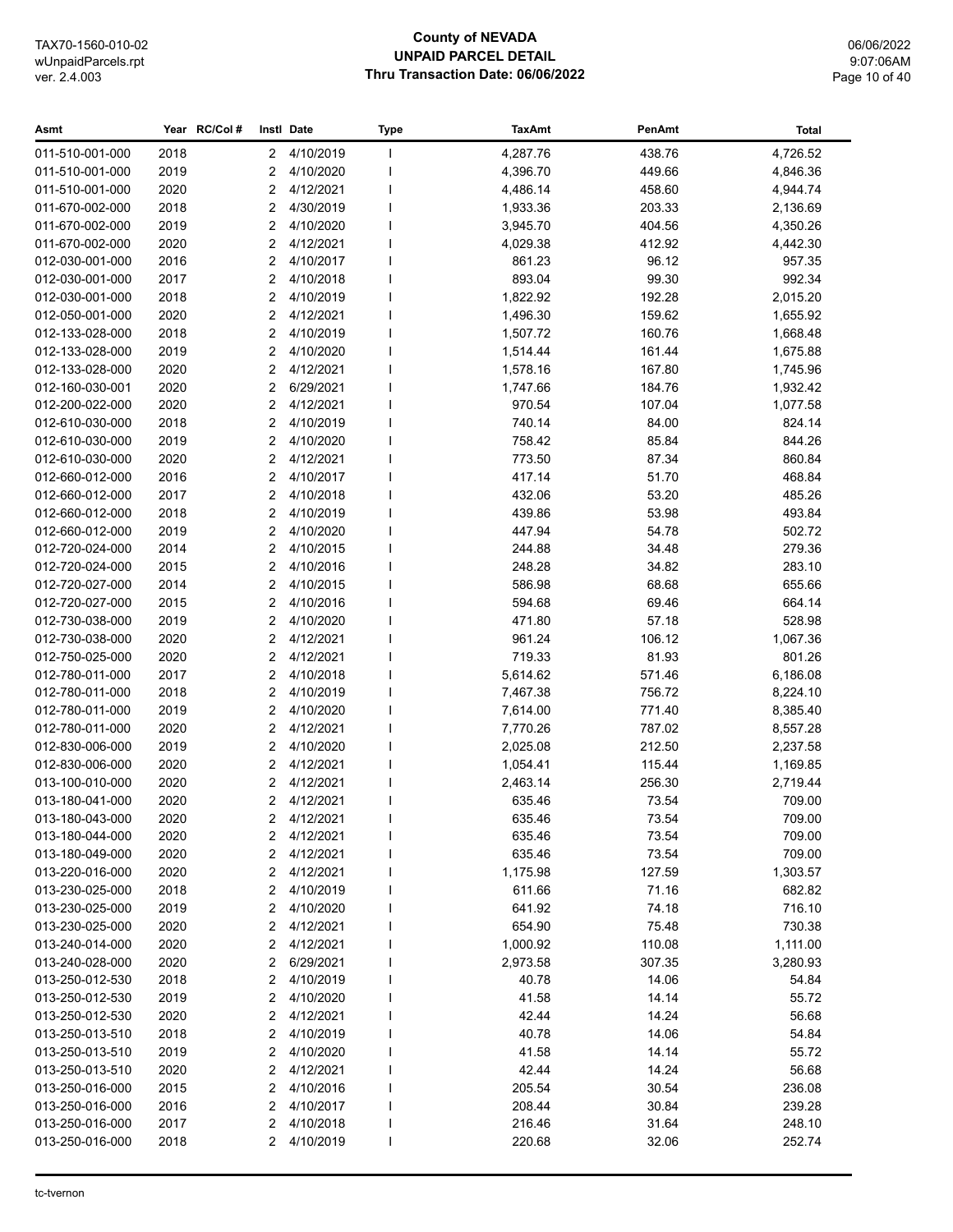**County of NEVADA**
**UNPAID PARCEL DETAIL**
**Thru Transaction Date: 06/06/2022**

| Asmt | Year | RC/Col # | Instl | Date | Type | TaxAmt | PenAmt | Total |
|---|---|---|---|---|---|---|---|---|
| 011-510-001-000 | 2018 | | 2 | 4/10/2019 | I | 4,287.76 | 438.76 | 4,726.52 |
| 011-510-001-000 | 2019 | | 2 | 4/10/2020 | I | 4,396.70 | 449.66 | 4,846.36 |
| 011-510-001-000 | 2020 | | 2 | 4/12/2021 | I | 4,486.14 | 458.60 | 4,944.74 |
| 011-670-002-000 | 2018 | | 2 | 4/30/2019 | I | 1,933.36 | 203.33 | 2,136.69 |
| 011-670-002-000 | 2019 | | 2 | 4/10/2020 | I | 3,945.70 | 404.56 | 4,350.26 |
| 011-670-002-000 | 2020 | | 2 | 4/12/2021 | I | 4,029.38 | 412.92 | 4,442.30 |
| 012-030-001-000 | 2016 | | 2 | 4/10/2017 | I | 861.23 | 96.12 | 957.35 |
| 012-030-001-000 | 2017 | | 2 | 4/10/2018 | I | 893.04 | 99.30 | 992.34 |
| 012-030-001-000 | 2018 | | 2 | 4/10/2019 | I | 1,822.92 | 192.28 | 2,015.20 |
| 012-050-001-000 | 2020 | | 2 | 4/12/2021 | I | 1,496.30 | 159.62 | 1,655.92 |
| 012-133-028-000 | 2018 | | 2 | 4/10/2019 | I | 1,507.72 | 160.76 | 1,668.48 |
| 012-133-028-000 | 2019 | | 2 | 4/10/2020 | I | 1,514.44 | 161.44 | 1,675.88 |
| 012-133-028-000 | 2020 | | 2 | 4/12/2021 | I | 1,578.16 | 167.80 | 1,745.96 |
| 012-160-030-001 | 2020 | | 2 | 6/29/2021 | I | 1,747.66 | 184.76 | 1,932.42 |
| 012-200-022-000 | 2020 | | 2 | 4/12/2021 | I | 970.54 | 107.04 | 1,077.58 |
| 012-610-030-000 | 2018 | | 2 | 4/10/2019 | I | 740.14 | 84.00 | 824.14 |
| 012-610-030-000 | 2019 | | 2 | 4/10/2020 | I | 758.42 | 85.84 | 844.26 |
| 012-610-030-000 | 2020 | | 2 | 4/12/2021 | I | 773.50 | 87.34 | 860.84 |
| 012-660-012-000 | 2016 | | 2 | 4/10/2017 | I | 417.14 | 51.70 | 468.84 |
| 012-660-012-000 | 2017 | | 2 | 4/10/2018 | I | 432.06 | 53.20 | 485.26 |
| 012-660-012-000 | 2018 | | 2 | 4/10/2019 | I | 439.86 | 53.98 | 493.84 |
| 012-660-012-000 | 2019 | | 2 | 4/10/2020 | I | 447.94 | 54.78 | 502.72 |
| 012-720-024-000 | 2014 | | 2 | 4/10/2015 | I | 244.88 | 34.48 | 279.36 |
| 012-720-024-000 | 2015 | | 2 | 4/10/2016 | I | 248.28 | 34.82 | 283.10 |
| 012-720-027-000 | 2014 | | 2 | 4/10/2015 | I | 586.98 | 68.68 | 655.66 |
| 012-720-027-000 | 2015 | | 2 | 4/10/2016 | I | 594.68 | 69.46 | 664.14 |
| 012-730-038-000 | 2019 | | 2 | 4/10/2020 | I | 471.80 | 57.18 | 528.98 |
| 012-730-038-000 | 2020 | | 2 | 4/12/2021 | I | 961.24 | 106.12 | 1,067.36 |
| 012-750-025-000 | 2020 | | 2 | 4/12/2021 | I | 719.33 | 81.93 | 801.26 |
| 012-780-011-000 | 2017 | | 2 | 4/10/2018 | I | 5,614.62 | 571.46 | 6,186.08 |
| 012-780-011-000 | 2018 | | 2 | 4/10/2019 | I | 7,467.38 | 756.72 | 8,224.10 |
| 012-780-011-000 | 2019 | | 2 | 4/10/2020 | I | 7,614.00 | 771.40 | 8,385.40 |
| 012-780-011-000 | 2020 | | 2 | 4/12/2021 | I | 7,770.26 | 787.02 | 8,557.28 |
| 012-830-006-000 | 2019 | | 2 | 4/10/2020 | I | 2,025.08 | 212.50 | 2,237.58 |
| 012-830-006-000 | 2020 | | 2 | 4/12/2021 | I | 1,054.41 | 115.44 | 1,169.85 |
| 013-100-010-000 | 2020 | | 2 | 4/12/2021 | I | 2,463.14 | 256.30 | 2,719.44 |
| 013-180-041-000 | 2020 | | 2 | 4/12/2021 | I | 635.46 | 73.54 | 709.00 |
| 013-180-043-000 | 2020 | | 2 | 4/12/2021 | I | 635.46 | 73.54 | 709.00 |
| 013-180-044-000 | 2020 | | 2 | 4/12/2021 | I | 635.46 | 73.54 | 709.00 |
| 013-180-049-000 | 2020 | | 2 | 4/12/2021 | I | 635.46 | 73.54 | 709.00 |
| 013-220-016-000 | 2020 | | 2 | 4/12/2021 | I | 1,175.98 | 127.59 | 1,303.57 |
| 013-230-025-000 | 2018 | | 2 | 4/10/2019 | I | 611.66 | 71.16 | 682.82 |
| 013-230-025-000 | 2019 | | 2 | 4/10/2020 | I | 641.92 | 74.18 | 716.10 |
| 013-230-025-000 | 2020 | | 2 | 4/12/2021 | I | 654.90 | 75.48 | 730.38 |
| 013-240-014-000 | 2020 | | 2 | 4/12/2021 | I | 1,000.92 | 110.08 | 1,111.00 |
| 013-240-028-000 | 2020 | | 2 | 6/29/2021 | I | 2,973.58 | 307.35 | 3,280.93 |
| 013-250-012-530 | 2018 | | 2 | 4/10/2019 | I | 40.78 | 14.06 | 54.84 |
| 013-250-012-530 | 2019 | | 2 | 4/10/2020 | I | 41.58 | 14.14 | 55.72 |
| 013-250-012-530 | 2020 | | 2 | 4/12/2021 | I | 42.44 | 14.24 | 56.68 |
| 013-250-013-510 | 2018 | | 2 | 4/10/2019 | I | 40.78 | 14.06 | 54.84 |
| 013-250-013-510 | 2019 | | 2 | 4/10/2020 | I | 41.58 | 14.14 | 55.72 |
| 013-250-013-510 | 2020 | | 2 | 4/12/2021 | I | 42.44 | 14.24 | 56.68 |
| 013-250-016-000 | 2015 | | 2 | 4/10/2016 | I | 205.54 | 30.54 | 236.08 |
| 013-250-016-000 | 2016 | | 2 | 4/10/2017 | I | 208.44 | 30.84 | 239.28 |
| 013-250-016-000 | 2017 | | 2 | 4/10/2018 | I | 216.46 | 31.64 | 248.10 |
| 013-250-016-000 | 2018 | | 2 | 4/10/2019 | I | 220.68 | 32.06 | 252.74 |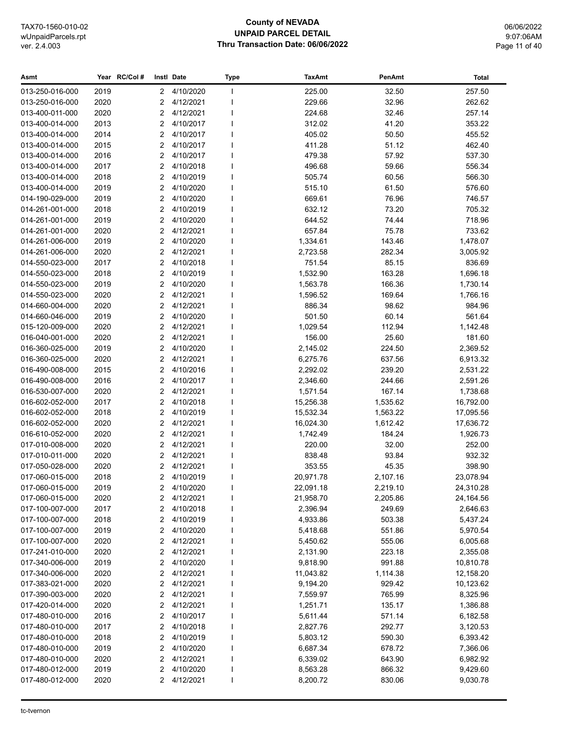# County of NEVADA
## UNPAID PARCEL DETAIL
### Thru Transaction Date: 06/06/2022

| Asmt | Year | RC/Col # | Instl | Date | Type | TaxAmt | PenAmt | Total |
|---|---|---|---|---|---|---|---|---|
| 013-250-016-000 | 2019 | | 2 | 4/10/2020 | I | 225.00 | 32.50 | 257.50 |
| 013-250-016-000 | 2020 | | 2 | 4/12/2021 | I | 229.66 | 32.96 | 262.62 |
| 013-400-011-000 | 2020 | | 2 | 4/12/2021 | I | 224.68 | 32.46 | 257.14 |
| 013-400-014-000 | 2013 | | 2 | 4/10/2017 | I | 312.02 | 41.20 | 353.22 |
| 013-400-014-000 | 2014 | | 2 | 4/10/2017 | I | 405.02 | 50.50 | 455.52 |
| 013-400-014-000 | 2015 | | 2 | 4/10/2017 | I | 411.28 | 51.12 | 462.40 |
| 013-400-014-000 | 2016 | | 2 | 4/10/2017 | I | 479.38 | 57.92 | 537.30 |
| 013-400-014-000 | 2017 | | 2 | 4/10/2018 | I | 496.68 | 59.66 | 556.34 |
| 013-400-014-000 | 2018 | | 2 | 4/10/2019 | I | 505.74 | 60.56 | 566.30 |
| 013-400-014-000 | 2019 | | 2 | 4/10/2020 | I | 515.10 | 61.50 | 576.60 |
| 014-190-029-000 | 2019 | | 2 | 4/10/2020 | I | 669.61 | 76.96 | 746.57 |
| 014-261-001-000 | 2018 | | 2 | 4/10/2019 | I | 632.12 | 73.20 | 705.32 |
| 014-261-001-000 | 2019 | | 2 | 4/10/2020 | I | 644.52 | 74.44 | 718.96 |
| 014-261-001-000 | 2020 | | 2 | 4/12/2021 | I | 657.84 | 75.78 | 733.62 |
| 014-261-006-000 | 2019 | | 2 | 4/10/2020 | I | 1,334.61 | 143.46 | 1,478.07 |
| 014-261-006-000 | 2020 | | 2 | 4/12/2021 | I | 2,723.58 | 282.34 | 3,005.92 |
| 014-550-023-000 | 2017 | | 2 | 4/10/2018 | I | 751.54 | 85.15 | 836.69 |
| 014-550-023-000 | 2018 | | 2 | 4/10/2019 | I | 1,532.90 | 163.28 | 1,696.18 |
| 014-550-023-000 | 2019 | | 2 | 4/10/2020 | I | 1,563.78 | 166.36 | 1,730.14 |
| 014-550-023-000 | 2020 | | 2 | 4/12/2021 | I | 1,596.52 | 169.64 | 1,766.16 |
| 014-660-004-000 | 2020 | | 2 | 4/12/2021 | I | 886.34 | 98.62 | 984.96 |
| 014-660-046-000 | 2019 | | 2 | 4/10/2020 | I | 501.50 | 60.14 | 561.64 |
| 015-120-009-000 | 2020 | | 2 | 4/12/2021 | I | 1,029.54 | 112.94 | 1,142.48 |
| 016-040-001-000 | 2020 | | 2 | 4/12/2021 | I | 156.00 | 25.60 | 181.60 |
| 016-360-025-000 | 2019 | | 2 | 4/10/2020 | I | 2,145.02 | 224.50 | 2,369.52 |
| 016-360-025-000 | 2020 | | 2 | 4/12/2021 | I | 6,275.76 | 637.56 | 6,913.32 |
| 016-490-008-000 | 2015 | | 2 | 4/10/2016 | I | 2,292.02 | 239.20 | 2,531.22 |
| 016-490-008-000 | 2016 | | 2 | 4/10/2017 | I | 2,346.60 | 244.66 | 2,591.26 |
| 016-530-007-000 | 2020 | | 2 | 4/12/2021 | I | 1,571.54 | 167.14 | 1,738.68 |
| 016-602-052-000 | 2017 | | 2 | 4/10/2018 | I | 15,256.38 | 1,535.62 | 16,792.00 |
| 016-602-052-000 | 2018 | | 2 | 4/10/2019 | I | 15,532.34 | 1,563.22 | 17,095.56 |
| 016-602-052-000 | 2020 | | 2 | 4/12/2021 | I | 16,024.30 | 1,612.42 | 17,636.72 |
| 016-610-052-000 | 2020 | | 2 | 4/12/2021 | I | 1,742.49 | 184.24 | 1,926.73 |
| 017-010-008-000 | 2020 | | 2 | 4/12/2021 | I | 220.00 | 32.00 | 252.00 |
| 017-010-011-000 | 2020 | | 2 | 4/12/2021 | I | 838.48 | 93.84 | 932.32 |
| 017-050-028-000 | 2020 | | 2 | 4/12/2021 | I | 353.55 | 45.35 | 398.90 |
| 017-060-015-000 | 2018 | | 2 | 4/10/2019 | I | 20,971.78 | 2,107.16 | 23,078.94 |
| 017-060-015-000 | 2019 | | 2 | 4/10/2020 | I | 22,091.18 | 2,219.10 | 24,310.28 |
| 017-060-015-000 | 2020 | | 2 | 4/12/2021 | I | 21,958.70 | 2,205.86 | 24,164.56 |
| 017-100-007-000 | 2017 | | 2 | 4/10/2018 | I | 2,396.94 | 249.69 | 2,646.63 |
| 017-100-007-000 | 2018 | | 2 | 4/10/2019 | I | 4,933.86 | 503.38 | 5,437.24 |
| 017-100-007-000 | 2019 | | 2 | 4/10/2020 | I | 5,418.68 | 551.86 | 5,970.54 |
| 017-100-007-000 | 2020 | | 2 | 4/12/2021 | I | 5,450.62 | 555.06 | 6,005.68 |
| 017-241-010-000 | 2020 | | 2 | 4/12/2021 | I | 2,131.90 | 223.18 | 2,355.08 |
| 017-340-006-000 | 2019 | | 2 | 4/10/2020 | I | 9,818.90 | 991.88 | 10,810.78 |
| 017-340-006-000 | 2020 | | 2 | 4/12/2021 | I | 11,043.82 | 1,114.38 | 12,158.20 |
| 017-383-021-000 | 2020 | | 2 | 4/12/2021 | I | 9,194.20 | 929.42 | 10,123.62 |
| 017-390-003-000 | 2020 | | 2 | 4/12/2021 | I | 7,559.97 | 765.99 | 8,325.96 |
| 017-420-014-000 | 2020 | | 2 | 4/12/2021 | I | 1,251.71 | 135.17 | 1,386.88 |
| 017-480-010-000 | 2016 | | 2 | 4/10/2017 | I | 5,611.44 | 571.14 | 6,182.58 |
| 017-480-010-000 | 2017 | | 2 | 4/10/2018 | I | 2,827.76 | 292.77 | 3,120.53 |
| 017-480-010-000 | 2018 | | 2 | 4/10/2019 | I | 5,803.12 | 590.30 | 6,393.42 |
| 017-480-010-000 | 2019 | | 2 | 4/10/2020 | I | 6,687.34 | 678.72 | 7,366.06 |
| 017-480-010-000 | 2020 | | 2 | 4/12/2021 | I | 6,339.02 | 643.90 | 6,982.92 |
| 017-480-012-000 | 2019 | | 2 | 4/10/2020 | I | 8,563.28 | 866.32 | 9,429.60 |
| 017-480-012-000 | 2020 | | 2 | 4/12/2021 | I | 8,200.72 | 830.06 | 9,030.78 |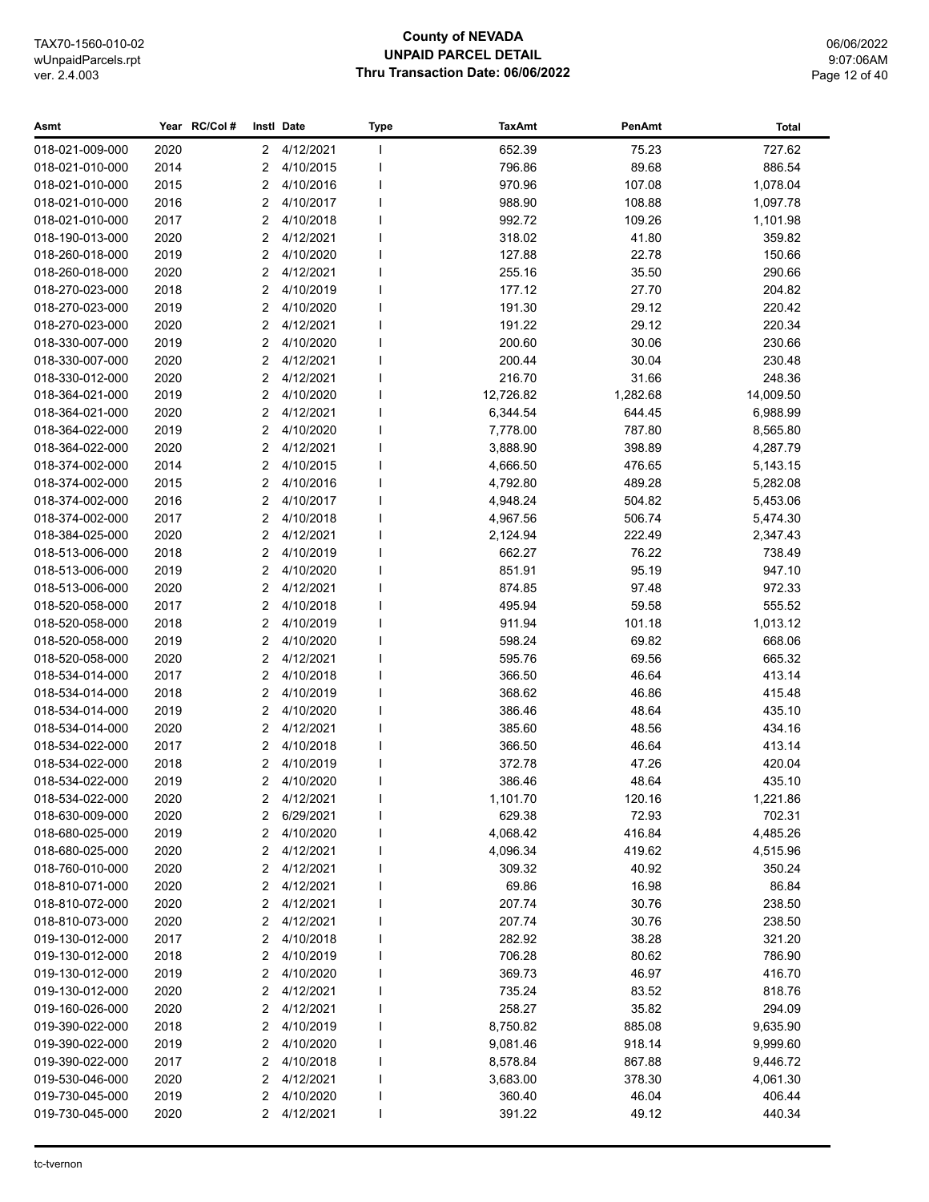# County of NEVADA
## UNPAID PARCEL DETAIL
### Thru Transaction Date: 06/06/2022

TAX70-1560-010-02
wUnpaidParcels.rpt
ver. 2.4.003

06/06/2022
9:07:06AM

| Asmt | Year | RC/Col # | Instl | Date | Type | TaxAmt | PenAmt | Total |
|---|---|---|---|---|---|---|---|---|
| 018-021-009-000 | 2020 | | 2 | 4/12/2021 | I | 652.39 | 75.23 | 727.62 |
| 018-021-010-000 | 2014 | | 2 | 4/10/2015 | I | 796.86 | 89.68 | 886.54 |
| 018-021-010-000 | 2015 | | 2 | 4/10/2016 | I | 970.96 | 107.08 | 1,078.04 |
| 018-021-010-000 | 2016 | | 2 | 4/10/2017 | I | 988.90 | 108.88 | 1,097.78 |
| 018-021-010-000 | 2017 | | 2 | 4/10/2018 | I | 992.72 | 109.26 | 1,101.98 |
| 018-190-013-000 | 2020 | | 2 | 4/12/2021 | I | 318.02 | 41.80 | 359.82 |
| 018-260-018-000 | 2019 | | 2 | 4/10/2020 | I | 127.88 | 22.78 | 150.66 |
| 018-260-018-000 | 2020 | | 2 | 4/12/2021 | I | 255.16 | 35.50 | 290.66 |
| 018-270-023-000 | 2018 | | 2 | 4/10/2019 | I | 177.12 | 27.70 | 204.82 |
| 018-270-023-000 | 2019 | | 2 | 4/10/2020 | I | 191.30 | 29.12 | 220.42 |
| 018-270-023-000 | 2020 | | 2 | 4/12/2021 | I | 191.22 | 29.12 | 220.34 |
| 018-330-007-000 | 2019 | | 2 | 4/10/2020 | I | 200.60 | 30.06 | 230.66 |
| 018-330-007-000 | 2020 | | 2 | 4/12/2021 | I | 200.44 | 30.04 | 230.48 |
| 018-330-012-000 | 2020 | | 2 | 4/12/2021 | I | 216.70 | 31.66 | 248.36 |
| 018-364-021-000 | 2019 | | 2 | 4/10/2020 | I | 12,726.82 | 1,282.68 | 14,009.50 |
| 018-364-021-000 | 2020 | | 2 | 4/12/2021 | I | 6,344.54 | 644.45 | 6,988.99 |
| 018-364-022-000 | 2019 | | 2 | 4/10/2020 | I | 7,778.00 | 787.80 | 8,565.80 |
| 018-364-022-000 | 2020 | | 2 | 4/12/2021 | I | 3,888.90 | 398.89 | 4,287.79 |
| 018-374-002-000 | 2014 | | 2 | 4/10/2015 | I | 4,666.50 | 476.65 | 5,143.15 |
| 018-374-002-000 | 2015 | | 2 | 4/10/2016 | I | 4,792.80 | 489.28 | 5,282.08 |
| 018-374-002-000 | 2016 | | 2 | 4/10/2017 | I | 4,948.24 | 504.82 | 5,453.06 |
| 018-374-002-000 | 2017 | | 2 | 4/10/2018 | I | 4,967.56 | 506.74 | 5,474.30 |
| 018-384-025-000 | 2020 | | 2 | 4/12/2021 | I | 2,124.94 | 222.49 | 2,347.43 |
| 018-513-006-000 | 2018 | | 2 | 4/10/2019 | I | 662.27 | 76.22 | 738.49 |
| 018-513-006-000 | 2019 | | 2 | 4/10/2020 | I | 851.91 | 95.19 | 947.10 |
| 018-513-006-000 | 2020 | | 2 | 4/12/2021 | I | 874.85 | 97.48 | 972.33 |
| 018-520-058-000 | 2017 | | 2 | 4/10/2018 | I | 495.94 | 59.58 | 555.52 |
| 018-520-058-000 | 2018 | | 2 | 4/10/2019 | I | 911.94 | 101.18 | 1,013.12 |
| 018-520-058-000 | 2019 | | 2 | 4/10/2020 | I | 598.24 | 69.82 | 668.06 |
| 018-520-058-000 | 2020 | | 2 | 4/12/2021 | I | 595.76 | 69.56 | 665.32 |
| 018-534-014-000 | 2017 | | 2 | 4/10/2018 | I | 366.50 | 46.64 | 413.14 |
| 018-534-014-000 | 2018 | | 2 | 4/10/2019 | I | 368.62 | 46.86 | 415.48 |
| 018-534-014-000 | 2019 | | 2 | 4/10/2020 | I | 386.46 | 48.64 | 435.10 |
| 018-534-014-000 | 2020 | | 2 | 4/12/2021 | I | 385.60 | 48.56 | 434.16 |
| 018-534-022-000 | 2017 | | 2 | 4/10/2018 | I | 366.50 | 46.64 | 413.14 |
| 018-534-022-000 | 2018 | | 2 | 4/10/2019 | I | 372.78 | 47.26 | 420.04 |
| 018-534-022-000 | 2019 | | 2 | 4/10/2020 | I | 386.46 | 48.64 | 435.10 |
| 018-534-022-000 | 2020 | | 2 | 4/12/2021 | I | 1,101.70 | 120.16 | 1,221.86 |
| 018-630-009-000 | 2020 | | 2 | 6/29/2021 | I | 629.38 | 72.93 | 702.31 |
| 018-680-025-000 | 2019 | | 2 | 4/10/2020 | I | 4,068.42 | 416.84 | 4,485.26 |
| 018-680-025-000 | 2020 | | 2 | 4/12/2021 | I | 4,096.34 | 419.62 | 4,515.96 |
| 018-760-010-000 | 2020 | | 2 | 4/12/2021 | I | 309.32 | 40.92 | 350.24 |
| 018-810-071-000 | 2020 | | 2 | 4/12/2021 | I | 69.86 | 16.98 | 86.84 |
| 018-810-072-000 | 2020 | | 2 | 4/12/2021 | I | 207.74 | 30.76 | 238.50 |
| 018-810-073-000 | 2020 | | 2 | 4/12/2021 | I | 207.74 | 30.76 | 238.50 |
| 019-130-012-000 | 2017 | | 2 | 4/10/2018 | I | 282.92 | 38.28 | 321.20 |
| 019-130-012-000 | 2018 | | 2 | 4/10/2019 | I | 706.28 | 80.62 | 786.90 |
| 019-130-012-000 | 2019 | | 2 | 4/10/2020 | I | 369.73 | 46.97 | 416.70 |
| 019-130-012-000 | 2020 | | 2 | 4/12/2021 | I | 735.24 | 83.52 | 818.76 |
| 019-160-026-000 | 2020 | | 2 | 4/12/2021 | I | 258.27 | 35.82 | 294.09 |
| 019-390-022-000 | 2018 | | 2 | 4/10/2019 | I | 8,750.82 | 885.08 | 9,635.90 |
| 019-390-022-000 | 2019 | | 2 | 4/10/2020 | I | 9,081.46 | 918.14 | 9,999.60 |
| 019-390-022-000 | 2017 | | 2 | 4/10/2018 | I | 8,578.84 | 867.88 | 9,446.72 |
| 019-530-046-000 | 2020 | | 2 | 4/12/2021 | I | 3,683.00 | 378.30 | 4,061.30 |
| 019-730-045-000 | 2019 | | 2 | 4/10/2020 | I | 360.40 | 46.04 | 406.44 |
| 019-730-045-000 | 2020 | | 2 | 4/12/2021 | I | 391.22 | 49.12 | 440.34 |

tc-tvernon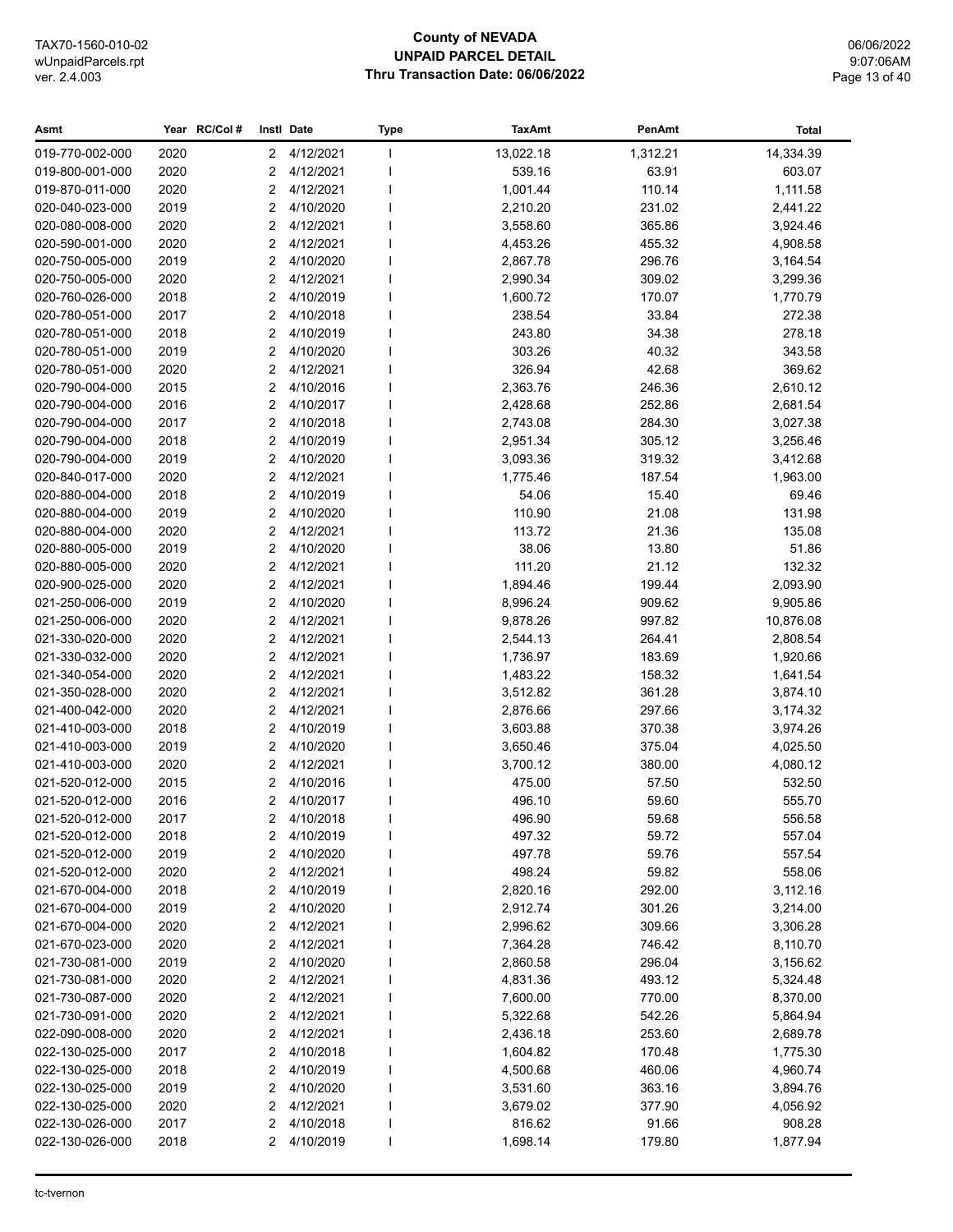| Asmt | Year | RC/Col # | Instl | Date | Type | TaxAmt | PenAmt | Total |
|---|---|---|---|---|---|---|---|---|
| 019-770-002-000 | 2020 | | 2 | 4/12/2021 | I | 13,022.18 | 1,312.21 | 14,334.39 |
| 019-800-001-000 | 2020 | | 2 | 4/12/2021 | I | 539.16 | 63.91 | 603.07 |
| 019-870-011-000 | 2020 | | 2 | 4/12/2021 | I | 1,001.44 | 110.14 | 1,111.58 |
| 020-040-023-000 | 2019 | | 2 | 4/10/2020 | I | 2,210.20 | 231.02 | 2,441.22 |
| 020-080-008-000 | 2020 | | 2 | 4/12/2021 | I | 3,558.60 | 365.86 | 3,924.46 |
| 020-590-001-000 | 2020 | | 2 | 4/12/2021 | I | 4,453.26 | 455.32 | 4,908.58 |
| 020-750-005-000 | 2019 | | 2 | 4/10/2020 | I | 2,867.78 | 296.76 | 3,164.54 |
| 020-750-005-000 | 2020 | | 2 | 4/12/2021 | I | 2,990.34 | 309.02 | 3,299.36 |
| 020-760-026-000 | 2018 | | 2 | 4/10/2019 | I | 1,600.72 | 170.07 | 1,770.79 |
| 020-780-051-000 | 2017 | | 2 | 4/10/2018 | I | 238.54 | 33.84 | 272.38 |
| 020-780-051-000 | 2018 | | 2 | 4/10/2019 | I | 243.80 | 34.38 | 278.18 |
| 020-780-051-000 | 2019 | | 2 | 4/10/2020 | I | 303.26 | 40.32 | 343.58 |
| 020-780-051-000 | 2020 | | 2 | 4/12/2021 | I | 326.94 | 42.68 | 369.62 |
| 020-790-004-000 | 2015 | | 2 | 4/10/2016 | I | 2,363.76 | 246.36 | 2,610.12 |
| 020-790-004-000 | 2016 | | 2 | 4/10/2017 | I | 2,428.68 | 252.86 | 2,681.54 |
| 020-790-004-000 | 2017 | | 2 | 4/10/2018 | I | 2,743.08 | 284.30 | 3,027.38 |
| 020-790-004-000 | 2018 | | 2 | 4/10/2019 | I | 2,951.34 | 305.12 | 3,256.46 |
| 020-790-004-000 | 2019 | | 2 | 4/10/2020 | I | 3,093.36 | 319.32 | 3,412.68 |
| 020-840-017-000 | 2020 | | 2 | 4/12/2021 | I | 1,775.46 | 187.54 | 1,963.00 |
| 020-880-004-000 | 2018 | | 2 | 4/10/2019 | I | 54.06 | 15.40 | 69.46 |
| 020-880-004-000 | 2019 | | 2 | 4/10/2020 | I | 110.90 | 21.08 | 131.98 |
| 020-880-004-000 | 2020 | | 2 | 4/12/2021 | I | 113.72 | 21.36 | 135.08 |
| 020-880-005-000 | 2019 | | 2 | 4/10/2020 | I | 38.06 | 13.80 | 51.86 |
| 020-880-005-000 | 2020 | | 2 | 4/12/2021 | I | 111.20 | 21.12 | 132.32 |
| 020-900-025-000 | 2020 | | 2 | 4/12/2021 | I | 1,894.46 | 199.44 | 2,093.90 |
| 021-250-006-000 | 2019 | | 2 | 4/10/2020 | I | 8,996.24 | 909.62 | 9,905.86 |
| 021-250-006-000 | 2020 | | 2 | 4/12/2021 | I | 9,878.26 | 997.82 | 10,876.08 |
| 021-330-020-000 | 2020 | | 2 | 4/12/2021 | I | 2,544.13 | 264.41 | 2,808.54 |
| 021-330-032-000 | 2020 | | 2 | 4/12/2021 | I | 1,736.97 | 183.69 | 1,920.66 |
| 021-340-054-000 | 2020 | | 2 | 4/12/2021 | I | 1,483.22 | 158.32 | 1,641.54 |
| 021-350-028-000 | 2020 | | 2 | 4/12/2021 | I | 3,512.82 | 361.28 | 3,874.10 |
| 021-400-042-000 | 2020 | | 2 | 4/12/2021 | I | 2,876.66 | 297.66 | 3,174.32 |
| 021-410-003-000 | 2018 | | 2 | 4/10/2019 | I | 3,603.88 | 370.38 | 3,974.26 |
| 021-410-003-000 | 2019 | | 2 | 4/10/2020 | I | 3,650.46 | 375.04 | 4,025.50 |
| 021-410-003-000 | 2020 | | 2 | 4/12/2021 | I | 3,700.12 | 380.00 | 4,080.12 |
| 021-520-012-000 | 2015 | | 2 | 4/10/2016 | I | 475.00 | 57.50 | 532.50 |
| 021-520-012-000 | 2016 | | 2 | 4/10/2017 | I | 496.10 | 59.60 | 555.70 |
| 021-520-012-000 | 2017 | | 2 | 4/10/2018 | I | 496.90 | 59.68 | 556.58 |
| 021-520-012-000 | 2018 | | 2 | 4/10/2019 | I | 497.32 | 59.72 | 557.04 |
| 021-520-012-000 | 2019 | | 2 | 4/10/2020 | I | 497.78 | 59.76 | 557.54 |
| 021-520-012-000 | 2020 | | 2 | 4/12/2021 | I | 498.24 | 59.82 | 558.06 |
| 021-670-004-000 | 2018 | | 2 | 4/10/2019 | I | 2,820.16 | 292.00 | 3,112.16 |
| 021-670-004-000 | 2019 | | 2 | 4/10/2020 | I | 2,912.74 | 301.26 | 3,214.00 |
| 021-670-004-000 | 2020 | | 2 | 4/12/2021 | I | 2,996.62 | 309.66 | 3,306.28 |
| 021-670-023-000 | 2020 | | 2 | 4/12/2021 | I | 7,364.28 | 746.42 | 8,110.70 |
| 021-730-081-000 | 2019 | | 2 | 4/10/2020 | I | 2,860.58 | 296.04 | 3,156.62 |
| 021-730-081-000 | 2020 | | 2 | 4/12/2021 | I | 4,831.36 | 493.12 | 5,324.48 |
| 021-730-087-000 | 2020 | | 2 | 4/12/2021 | I | 7,600.00 | 770.00 | 8,370.00 |
| 021-730-091-000 | 2020 | | 2 | 4/12/2021 | I | 5,322.68 | 542.26 | 5,864.94 |
| 022-090-008-000 | 2020 | | 2 | 4/12/2021 | I | 2,436.18 | 253.60 | 2,689.78 |
| 022-130-025-000 | 2017 | | 2 | 4/10/2018 | I | 1,604.82 | 170.48 | 1,775.30 |
| 022-130-025-000 | 2018 | | 2 | 4/10/2019 | I | 4,500.68 | 460.06 | 4,960.74 |
| 022-130-025-000 | 2019 | | 2 | 4/10/2020 | I | 3,531.60 | 363.16 | 3,894.76 |
| 022-130-025-000 | 2020 | | 2 | 4/12/2021 | I | 3,679.02 | 377.90 | 4,056.92 |
| 022-130-026-000 | 2017 | | 2 | 4/10/2018 | I | 816.62 | 91.66 | 908.28 |
| 022-130-026-000 | 2018 | | 2 | 4/10/2019 | I | 1,698.14 | 179.80 | 1,877.94 |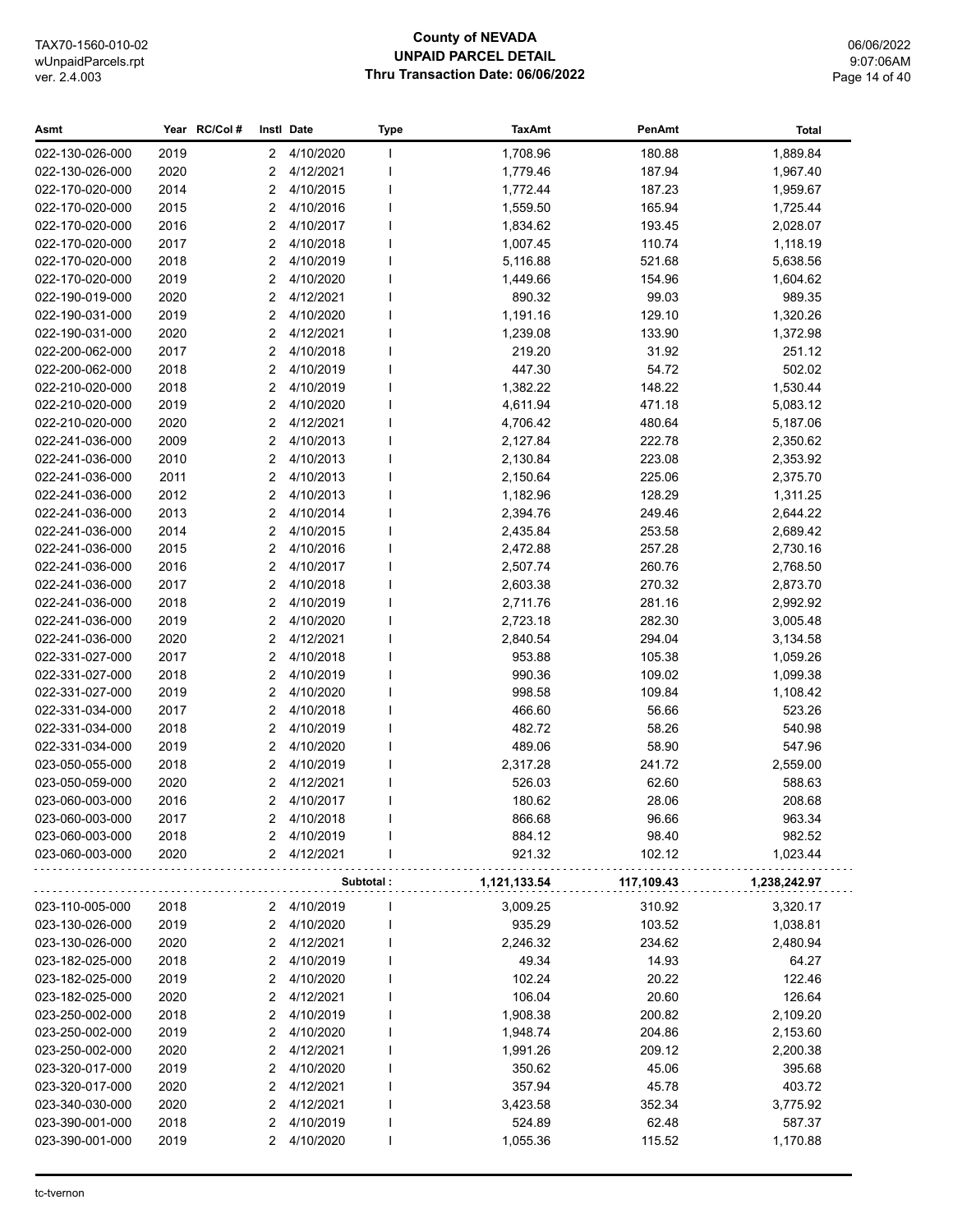# County of NEVADA
## UNPAID PARCEL DETAIL
### Thru Transaction Date: 06/06/2022

| Asmt | Year | RC/Col # | Instl | Date | Type | TaxAmt | PenAmt | Total |
|---|---|---|---|---|---|---|---|---|
| 022-130-026-000 | 2019 | | 2 | 4/10/2020 | I | 1,708.96 | 180.88 | 1,889.84 |
| 022-130-026-000 | 2020 | | 2 | 4/12/2021 | I | 1,779.46 | 187.94 | 1,967.40 |
| 022-170-020-000 | 2014 | | 2 | 4/10/2015 | I | 1,772.44 | 187.23 | 1,959.67 |
| 022-170-020-000 | 2015 | | 2 | 4/10/2016 | I | 1,559.50 | 165.94 | 1,725.44 |
| 022-170-020-000 | 2016 | | 2 | 4/10/2017 | I | 1,834.62 | 193.45 | 2,028.07 |
| 022-170-020-000 | 2017 | | 2 | 4/10/2018 | I | 1,007.45 | 110.74 | 1,118.19 |
| 022-170-020-000 | 2018 | | 2 | 4/10/2019 | I | 5,116.88 | 521.68 | 5,638.56 |
| 022-170-020-000 | 2019 | | 2 | 4/10/2020 | I | 1,449.66 | 154.96 | 1,604.62 |
| 022-190-019-000 | 2020 | | 2 | 4/12/2021 | I | 890.32 | 99.03 | 989.35 |
| 022-190-031-000 | 2019 | | 2 | 4/10/2020 | I | 1,191.16 | 129.10 | 1,320.26 |
| 022-190-031-000 | 2020 | | 2 | 4/12/2021 | I | 1,239.08 | 133.90 | 1,372.98 |
| 022-200-062-000 | 2017 | | 2 | 4/10/2018 | I | 219.20 | 31.92 | 251.12 |
| 022-200-062-000 | 2018 | | 2 | 4/10/2019 | I | 447.30 | 54.72 | 502.02 |
| 022-210-020-000 | 2018 | | 2 | 4/10/2019 | I | 1,382.22 | 148.22 | 1,530.44 |
| 022-210-020-000 | 2019 | | 2 | 4/10/2020 | I | 4,611.94 | 471.18 | 5,083.12 |
| 022-210-020-000 | 2020 | | 2 | 4/12/2021 | I | 4,706.42 | 480.64 | 5,187.06 |
| 022-241-036-000 | 2009 | | 2 | 4/10/2013 | I | 2,127.84 | 222.78 | 2,350.62 |
| 022-241-036-000 | 2010 | | 2 | 4/10/2013 | I | 2,130.84 | 223.08 | 2,353.92 |
| 022-241-036-000 | 2011 | | 2 | 4/10/2013 | I | 2,150.64 | 225.06 | 2,375.70 |
| 022-241-036-000 | 2012 | | 2 | 4/10/2013 | I | 1,182.96 | 128.29 | 1,311.25 |
| 022-241-036-000 | 2013 | | 2 | 4/10/2014 | I | 2,394.76 | 249.46 | 2,644.22 |
| 022-241-036-000 | 2014 | | 2 | 4/10/2015 | I | 2,435.84 | 253.58 | 2,689.42 |
| 022-241-036-000 | 2015 | | 2 | 4/10/2016 | I | 2,472.88 | 257.28 | 2,730.16 |
| 022-241-036-000 | 2016 | | 2 | 4/10/2017 | I | 2,507.74 | 260.76 | 2,768.50 |
| 022-241-036-000 | 2017 | | 2 | 4/10/2018 | I | 2,603.38 | 270.32 | 2,873.70 |
| 022-241-036-000 | 2018 | | 2 | 4/10/2019 | I | 2,711.76 | 281.16 | 2,992.92 |
| 022-241-036-000 | 2019 | | 2 | 4/10/2020 | I | 2,723.18 | 282.30 | 3,005.48 |
| 022-241-036-000 | 2020 | | 2 | 4/12/2021 | I | 2,840.54 | 294.04 | 3,134.58 |
| 022-331-027-000 | 2017 | | 2 | 4/10/2018 | I | 953.88 | 105.38 | 1,059.26 |
| 022-331-027-000 | 2018 | | 2 | 4/10/2019 | I | 990.36 | 109.02 | 1,099.38 |
| 022-331-027-000 | 2019 | | 2 | 4/10/2020 | I | 998.58 | 109.84 | 1,108.42 |
| 022-331-034-000 | 2017 | | 2 | 4/10/2018 | I | 466.60 | 56.66 | 523.26 |
| 022-331-034-000 | 2018 | | 2 | 4/10/2019 | I | 482.72 | 58.26 | 540.98 |
| 022-331-034-000 | 2019 | | 2 | 4/10/2020 | I | 489.06 | 58.90 | 547.96 |
| 023-050-055-000 | 2018 | | 2 | 4/10/2019 | I | 2,317.28 | 241.72 | 2,559.00 |
| 023-050-059-000 | 2020 | | 2 | 4/12/2021 | I | 526.03 | 62.60 | 588.63 |
| 023-060-003-000 | 2016 | | 2 | 4/10/2017 | I | 180.62 | 28.06 | 208.68 |
| 023-060-003-000 | 2017 | | 2 | 4/10/2018 | I | 866.68 | 96.66 | 963.34 |
| 023-060-003-000 | 2018 | | 2 | 4/10/2019 | I | 884.12 | 98.40 | 982.52 |
| 023-060-003-000 | 2020 | | 2 | 4/12/2021 | I | 921.32 | 102.12 | 1,023.44 |
| | | | | | **Subtotal :** | **1,121,133.54** | **117,109.43** | **1,238,242.97** |
| 023-110-005-000 | 2018 | | 2 | 4/10/2019 | I | 3,009.25 | 310.92 | 3,320.17 |
| 023-130-026-000 | 2019 | | 2 | 4/10/2020 | I | 935.29 | 103.52 | 1,038.81 |
| 023-130-026-000 | 2020 | | 2 | 4/12/2021 | I | 2,246.32 | 234.62 | 2,480.94 |
| 023-182-025-000 | 2018 | | 2 | 4/10/2019 | I | 49.34 | 14.93 | 64.27 |
| 023-182-025-000 | 2019 | | 2 | 4/10/2020 | I | 102.24 | 20.22 | 122.46 |
| 023-182-025-000 | 2020 | | 2 | 4/12/2021 | I | 106.04 | 20.60 | 126.64 |
| 023-250-002-000 | 2018 | | 2 | 4/10/2019 | I | 1,908.38 | 200.82 | 2,109.20 |
| 023-250-002-000 | 2019 | | 2 | 4/10/2020 | I | 1,948.74 | 204.86 | 2,153.60 |
| 023-250-002-000 | 2020 | | 2 | 4/12/2021 | I | 1,991.26 | 209.12 | 2,200.38 |
| 023-320-017-000 | 2019 | | 2 | 4/10/2020 | I | 350.62 | 45.06 | 395.68 |
| 023-320-017-000 | 2020 | | 2 | 4/12/2021 | I | 357.94 | 45.78 | 403.72 |
| 023-340-030-000 | 2020 | | 2 | 4/12/2021 | I | 3,423.58 | 352.34 | 3,775.92 |
| 023-390-001-000 | 2018 | | 2 | 4/10/2019 | I | 524.89 | 62.48 | 587.37 |
| 023-390-001-000 | 2019 | | 2 | 4/10/2020 | I | 1,055.36 | 115.52 | 1,170.88 |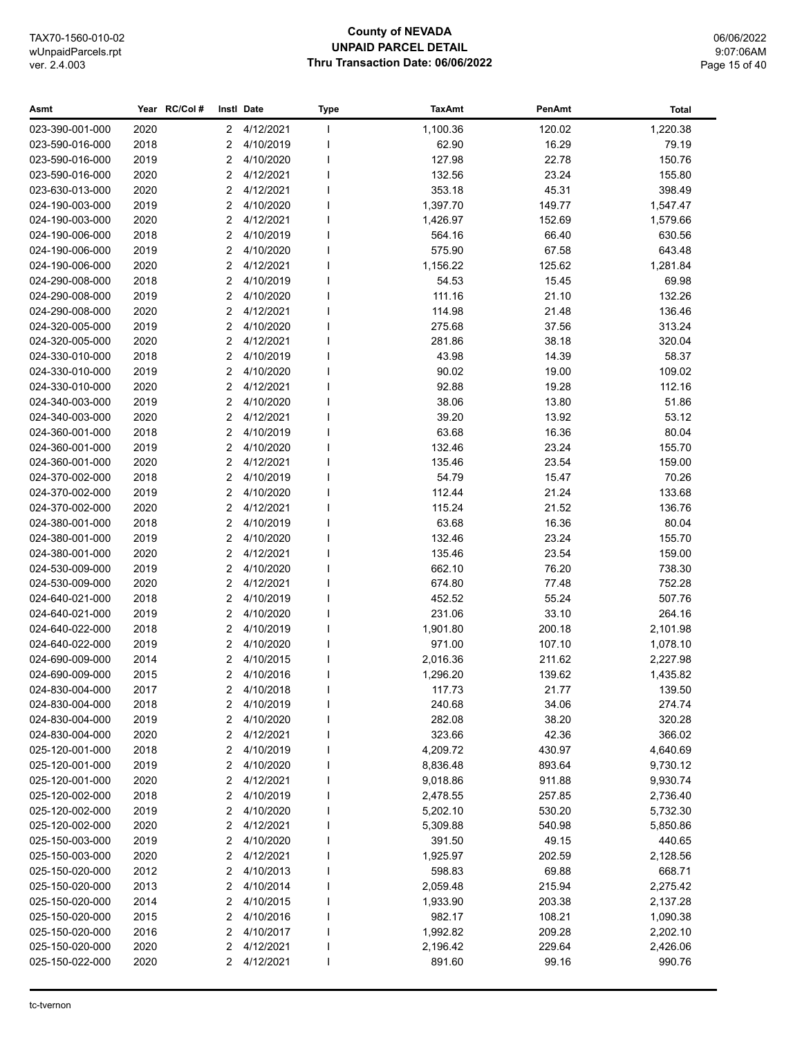# County of NEVADA
## UNPAID PARCEL DETAIL
### Thru Transaction Date: 06/06/2022

| Asmt | Year | RC/Col # | Instl | Date | Type | TaxAmt | PenAmt | Total |
|---|---|---|---|---|---|---|---|---|
| 023-390-001-000 | 2020 | | 2 | 4/12/2021 | I | 1,100.36 | 120.02 | 1,220.38 |
| 023-590-016-000 | 2018 | | 2 | 4/10/2019 | I | 62.90 | 16.29 | 79.19 |
| 023-590-016-000 | 2019 | | 2 | 4/10/2020 | I | 127.98 | 22.78 | 150.76 |
| 023-590-016-000 | 2020 | | 2 | 4/12/2021 | I | 132.56 | 23.24 | 155.80 |
| 023-630-013-000 | 2020 | | 2 | 4/12/2021 | I | 353.18 | 45.31 | 398.49 |
| 024-190-003-000 | 2019 | | 2 | 4/10/2020 | I | 1,397.70 | 149.77 | 1,547.47 |
| 024-190-003-000 | 2020 | | 2 | 4/12/2021 | I | 1,426.97 | 152.69 | 1,579.66 |
| 024-190-006-000 | 2018 | | 2 | 4/10/2019 | I | 564.16 | 66.40 | 630.56 |
| 024-190-006-000 | 2019 | | 2 | 4/10/2020 | I | 575.90 | 67.58 | 643.48 |
| 024-190-006-000 | 2020 | | 2 | 4/12/2021 | I | 1,156.22 | 125.62 | 1,281.84 |
| 024-290-008-000 | 2018 | | 2 | 4/10/2019 | I | 54.53 | 15.45 | 69.98 |
| 024-290-008-000 | 2019 | | 2 | 4/10/2020 | I | 111.16 | 21.10 | 132.26 |
| 024-290-008-000 | 2020 | | 2 | 4/12/2021 | I | 114.98 | 21.48 | 136.46 |
| 024-320-005-000 | 2019 | | 2 | 4/10/2020 | I | 275.68 | 37.56 | 313.24 |
| 024-320-005-000 | 2020 | | 2 | 4/12/2021 | I | 281.86 | 38.18 | 320.04 |
| 024-330-010-000 | 2018 | | 2 | 4/10/2019 | I | 43.98 | 14.39 | 58.37 |
| 024-330-010-000 | 2019 | | 2 | 4/10/2020 | I | 90.02 | 19.00 | 109.02 |
| 024-330-010-000 | 2020 | | 2 | 4/12/2021 | I | 92.88 | 19.28 | 112.16 |
| 024-340-003-000 | 2019 | | 2 | 4/10/2020 | I | 38.06 | 13.80 | 51.86 |
| 024-340-003-000 | 2020 | | 2 | 4/12/2021 | I | 39.20 | 13.92 | 53.12 |
| 024-360-001-000 | 2018 | | 2 | 4/10/2019 | I | 63.68 | 16.36 | 80.04 |
| 024-360-001-000 | 2019 | | 2 | 4/10/2020 | I | 132.46 | 23.24 | 155.70 |
| 024-360-001-000 | 2020 | | 2 | 4/12/2021 | I | 135.46 | 23.54 | 159.00 |
| 024-370-002-000 | 2018 | | 2 | 4/10/2019 | I | 54.79 | 15.47 | 70.26 |
| 024-370-002-000 | 2019 | | 2 | 4/10/2020 | I | 112.44 | 21.24 | 133.68 |
| 024-370-002-000 | 2020 | | 2 | 4/12/2021 | I | 115.24 | 21.52 | 136.76 |
| 024-380-001-000 | 2018 | | 2 | 4/10/2019 | I | 63.68 | 16.36 | 80.04 |
| 024-380-001-000 | 2019 | | 2 | 4/10/2020 | I | 132.46 | 23.24 | 155.70 |
| 024-380-001-000 | 2020 | | 2 | 4/12/2021 | I | 135.46 | 23.54 | 159.00 |
| 024-530-009-000 | 2019 | | 2 | 4/10/2020 | I | 662.10 | 76.20 | 738.30 |
| 024-530-009-000 | 2020 | | 2 | 4/12/2021 | I | 674.80 | 77.48 | 752.28 |
| 024-640-021-000 | 2018 | | 2 | 4/10/2019 | I | 452.52 | 55.24 | 507.76 |
| 024-640-021-000 | 2019 | | 2 | 4/10/2020 | I | 231.06 | 33.10 | 264.16 |
| 024-640-022-000 | 2018 | | 2 | 4/10/2019 | I | 1,901.80 | 200.18 | 2,101.98 |
| 024-640-022-000 | 2019 | | 2 | 4/10/2020 | I | 971.00 | 107.10 | 1,078.10 |
| 024-690-009-000 | 2014 | | 2 | 4/10/2015 | I | 2,016.36 | 211.62 | 2,227.98 |
| 024-690-009-000 | 2015 | | 2 | 4/10/2016 | I | 1,296.20 | 139.62 | 1,435.82 |
| 024-830-004-000 | 2017 | | 2 | 4/10/2018 | I | 117.73 | 21.77 | 139.50 |
| 024-830-004-000 | 2018 | | 2 | 4/10/2019 | I | 240.68 | 34.06 | 274.74 |
| 024-830-004-000 | 2019 | | 2 | 4/10/2020 | I | 282.08 | 38.20 | 320.28 |
| 024-830-004-000 | 2020 | | 2 | 4/12/2021 | I | 323.66 | 42.36 | 366.02 |
| 025-120-001-000 | 2018 | | 2 | 4/10/2019 | I | 4,209.72 | 430.97 | 4,640.69 |
| 025-120-001-000 | 2019 | | 2 | 4/10/2020 | I | 8,836.48 | 893.64 | 9,730.12 |
| 025-120-001-000 | 2020 | | 2 | 4/12/2021 | I | 9,018.86 | 911.88 | 9,930.74 |
| 025-120-002-000 | 2018 | | 2 | 4/10/2019 | I | 2,478.55 | 257.85 | 2,736.40 |
| 025-120-002-000 | 2019 | | 2 | 4/10/2020 | I | 5,202.10 | 530.20 | 5,732.30 |
| 025-120-002-000 | 2020 | | 2 | 4/12/2021 | I | 5,309.88 | 540.98 | 5,850.86 |
| 025-150-003-000 | 2019 | | 2 | 4/10/2020 | I | 391.50 | 49.15 | 440.65 |
| 025-150-003-000 | 2020 | | 2 | 4/12/2021 | I | 1,925.97 | 202.59 | 2,128.56 |
| 025-150-020-000 | 2012 | | 2 | 4/10/2013 | I | 598.83 | 69.88 | 668.71 |
| 025-150-020-000 | 2013 | | 2 | 4/10/2014 | I | 2,059.48 | 215.94 | 2,275.42 |
| 025-150-020-000 | 2014 | | 2 | 4/10/2015 | I | 1,933.90 | 203.38 | 2,137.28 |
| 025-150-020-000 | 2015 | | 2 | 4/10/2016 | I | 982.17 | 108.21 | 1,090.38 |
| 025-150-020-000 | 2016 | | 2 | 4/10/2017 | I | 1,992.82 | 209.28 | 2,202.10 |
| 025-150-020-000 | 2020 | | 2 | 4/12/2021 | I | 2,196.42 | 229.64 | 2,426.06 |
| 025-150-022-000 | 2020 | | 2 | 4/12/2021 | I | 891.60 | 99.16 | 990.76 |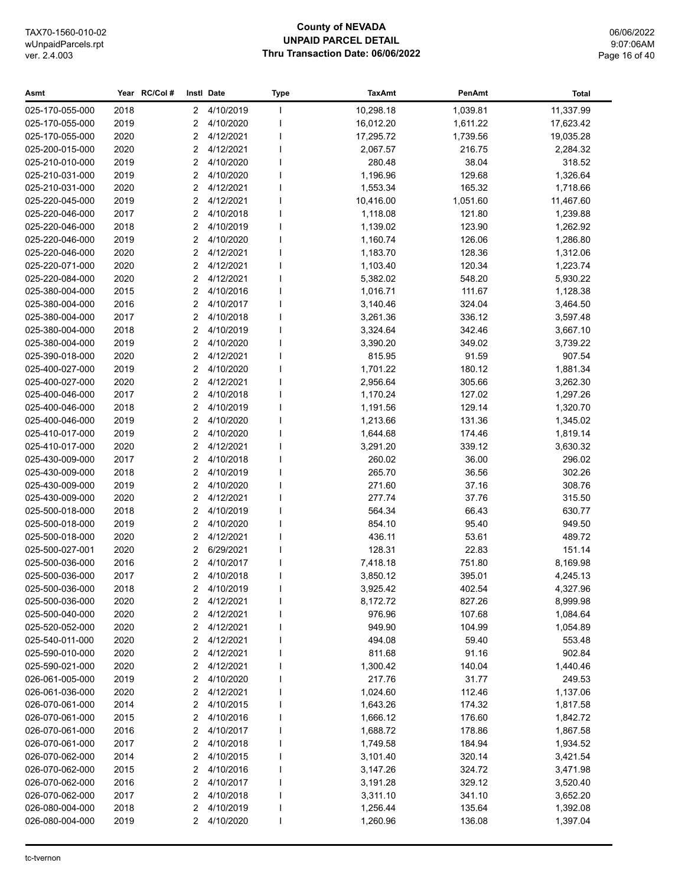# County of NEVADA
## UNPAID PARCEL DETAIL
### Thru Transaction Date: 06/06/2022

| Asmt | Year | RC/Col # | Instl | Date | Type | TaxAmt | PenAmt | Total |
|---|---|---|---|---|---|---|---|---|
| 025-170-055-000 | 2018 | | 2 | 4/10/2019 | I | 10,298.18 | 1,039.81 | 11,337.99 |
| 025-170-055-000 | 2019 | | 2 | 4/10/2020 | I | 16,012.20 | 1,611.22 | 17,623.42 |
| 025-170-055-000 | 2020 | | 2 | 4/12/2021 | I | 17,295.72 | 1,739.56 | 19,035.28 |
| 025-200-015-000 | 2020 | | 2 | 4/12/2021 | I | 2,067.57 | 216.75 | 2,284.32 |
| 025-210-010-000 | 2019 | | 2 | 4/10/2020 | I | 280.48 | 38.04 | 318.52 |
| 025-210-031-000 | 2019 | | 2 | 4/10/2020 | I | 1,196.96 | 129.68 | 1,326.64 |
| 025-210-031-000 | 2020 | | 2 | 4/12/2021 | I | 1,553.34 | 165.32 | 1,718.66 |
| 025-220-045-000 | 2019 | | 2 | 4/12/2021 | I | 10,416.00 | 1,051.60 | 11,467.60 |
| 025-220-046-000 | 2017 | | 2 | 4/10/2018 | I | 1,118.08 | 121.80 | 1,239.88 |
| 025-220-046-000 | 2018 | | 2 | 4/10/2019 | I | 1,139.02 | 123.90 | 1,262.92 |
| 025-220-046-000 | 2019 | | 2 | 4/10/2020 | I | 1,160.74 | 126.06 | 1,286.80 |
| 025-220-046-000 | 2020 | | 2 | 4/12/2021 | I | 1,183.70 | 128.36 | 1,312.06 |
| 025-220-071-000 | 2020 | | 2 | 4/12/2021 | I | 1,103.40 | 120.34 | 1,223.74 |
| 025-220-084-000 | 2020 | | 2 | 4/12/2021 | I | 5,382.02 | 548.20 | 5,930.22 |
| 025-380-004-000 | 2015 | | 2 | 4/10/2016 | I | 1,016.71 | 111.67 | 1,128.38 |
| 025-380-004-000 | 2016 | | 2 | 4/10/2017 | I | 3,140.46 | 324.04 | 3,464.50 |
| 025-380-004-000 | 2017 | | 2 | 4/10/2018 | I | 3,261.36 | 336.12 | 3,597.48 |
| 025-380-004-000 | 2018 | | 2 | 4/10/2019 | I | 3,324.64 | 342.46 | 3,667.10 |
| 025-380-004-000 | 2019 | | 2 | 4/10/2020 | I | 3,390.20 | 349.02 | 3,739.22 |
| 025-390-018-000 | 2020 | | 2 | 4/12/2021 | I | 815.95 | 91.59 | 907.54 |
| 025-400-027-000 | 2019 | | 2 | 4/10/2020 | I | 1,701.22 | 180.12 | 1,881.34 |
| 025-400-027-000 | 2020 | | 2 | 4/12/2021 | I | 2,956.64 | 305.66 | 3,262.30 |
| 025-400-046-000 | 2017 | | 2 | 4/10/2018 | I | 1,170.24 | 127.02 | 1,297.26 |
| 025-400-046-000 | 2018 | | 2 | 4/10/2019 | I | 1,191.56 | 129.14 | 1,320.70 |
| 025-400-046-000 | 2019 | | 2 | 4/10/2020 | I | 1,213.66 | 131.36 | 1,345.02 |
| 025-410-017-000 | 2019 | | 2 | 4/10/2020 | I | 1,644.68 | 174.46 | 1,819.14 |
| 025-410-017-000 | 2020 | | 2 | 4/12/2021 | I | 3,291.20 | 339.12 | 3,630.32 |
| 025-430-009-000 | 2017 | | 2 | 4/10/2018 | I | 260.02 | 36.00 | 296.02 |
| 025-430-009-000 | 2018 | | 2 | 4/10/2019 | I | 265.70 | 36.56 | 302.26 |
| 025-430-009-000 | 2019 | | 2 | 4/10/2020 | I | 271.60 | 37.16 | 308.76 |
| 025-430-009-000 | 2020 | | 2 | 4/12/2021 | I | 277.74 | 37.76 | 315.50 |
| 025-500-018-000 | 2018 | | 2 | 4/10/2019 | I | 564.34 | 66.43 | 630.77 |
| 025-500-018-000 | 2019 | | 2 | 4/10/2020 | I | 854.10 | 95.40 | 949.50 |
| 025-500-018-000 | 2020 | | 2 | 4/12/2021 | I | 436.11 | 53.61 | 489.72 |
| 025-500-027-001 | 2020 | | 2 | 6/29/2021 | I | 128.31 | 22.83 | 151.14 |
| 025-500-036-000 | 2016 | | 2 | 4/10/2017 | I | 7,418.18 | 751.80 | 8,169.98 |
| 025-500-036-000 | 2017 | | 2 | 4/10/2018 | I | 3,850.12 | 395.01 | 4,245.13 |
| 025-500-036-000 | 2018 | | 2 | 4/10/2019 | I | 3,925.42 | 402.54 | 4,327.96 |
| 025-500-036-000 | 2020 | | 2 | 4/12/2021 | I | 8,172.72 | 827.26 | 8,999.98 |
| 025-500-040-000 | 2020 | | 2 | 4/12/2021 | I | 976.96 | 107.68 | 1,084.64 |
| 025-520-052-000 | 2020 | | 2 | 4/12/2021 | I | 949.90 | 104.99 | 1,054.89 |
| 025-540-011-000 | 2020 | | 2 | 4/12/2021 | I | 494.08 | 59.40 | 553.48 |
| 025-590-010-000 | 2020 | | 2 | 4/12/2021 | I | 811.68 | 91.16 | 902.84 |
| 025-590-021-000 | 2020 | | 2 | 4/12/2021 | I | 1,300.42 | 140.04 | 1,440.46 |
| 026-061-005-000 | 2019 | | 2 | 4/10/2020 | I | 217.76 | 31.77 | 249.53 |
| 026-061-036-000 | 2020 | | 2 | 4/12/2021 | I | 1,024.60 | 112.46 | 1,137.06 |
| 026-070-061-000 | 2014 | | 2 | 4/10/2015 | I | 1,643.26 | 174.32 | 1,817.58 |
| 026-070-061-000 | 2015 | | 2 | 4/10/2016 | I | 1,666.12 | 176.60 | 1,842.72 |
| 026-070-061-000 | 2016 | | 2 | 4/10/2017 | I | 1,688.72 | 178.86 | 1,867.58 |
| 026-070-061-000 | 2017 | | 2 | 4/10/2018 | I | 1,749.58 | 184.94 | 1,934.52 |
| 026-070-062-000 | 2014 | | 2 | 4/10/2015 | I | 3,101.40 | 320.14 | 3,421.54 |
| 026-070-062-000 | 2015 | | 2 | 4/10/2016 | I | 3,147.26 | 324.72 | 3,471.98 |
| 026-070-062-000 | 2016 | | 2 | 4/10/2017 | I | 3,191.28 | 329.12 | 3,520.40 |
| 026-070-062-000 | 2017 | | 2 | 4/10/2018 | I | 3,311.10 | 341.10 | 3,652.20 |
| 026-080-004-000 | 2018 | | 2 | 4/10/2019 | I | 1,256.44 | 135.64 | 1,392.08 |
| 026-080-004-000 | 2019 | | 2 | 4/10/2020 | I | 1,260.96 | 136.08 | 1,397.04 |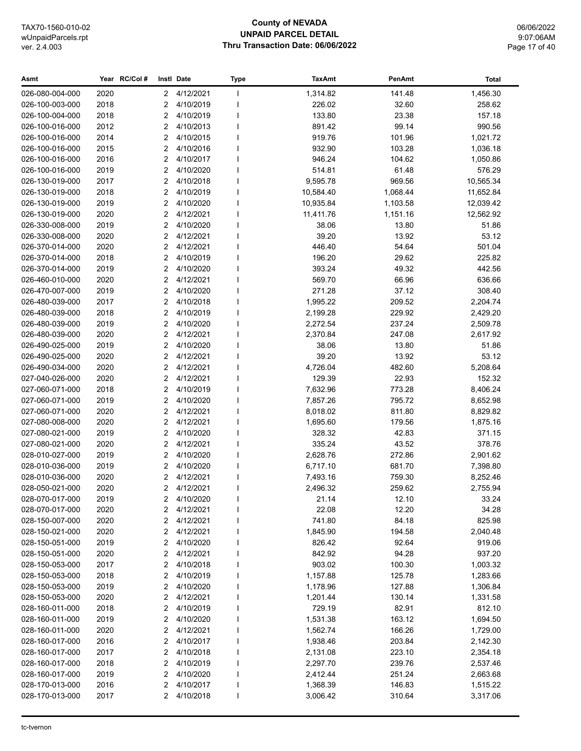| Asmt | Year | RC/Col # | Instl | Date | Type | TaxAmt | PenAmt | Total |
|---|---|---|---|---|---|---|---|---|
| 026-080-004-000 | 2020 | | 2 | 4/12/2021 | I | 1,314.82 | 141.48 | 1,456.30 |
| 026-100-003-000 | 2018 | | 2 | 4/10/2019 | I | 226.02 | 32.60 | 258.62 |
| 026-100-004-000 | 2018 | | 2 | 4/10/2019 | I | 133.80 | 23.38 | 157.18 |
| 026-100-016-000 | 2012 | | 2 | 4/10/2013 | I | 891.42 | 99.14 | 990.56 |
| 026-100-016-000 | 2014 | | 2 | 4/10/2015 | I | 919.76 | 101.96 | 1,021.72 |
| 026-100-016-000 | 2015 | | 2 | 4/10/2016 | I | 932.90 | 103.28 | 1,036.18 |
| 026-100-016-000 | 2016 | | 2 | 4/10/2017 | I | 946.24 | 104.62 | 1,050.86 |
| 026-100-016-000 | 2019 | | 2 | 4/10/2020 | I | 514.81 | 61.48 | 576.29 |
| 026-130-019-000 | 2017 | | 2 | 4/10/2018 | I | 9,595.78 | 969.56 | 10,565.34 |
| 026-130-019-000 | 2018 | | 2 | 4/10/2019 | I | 10,584.40 | 1,068.44 | 11,652.84 |
| 026-130-019-000 | 2019 | | 2 | 4/10/2020 | I | 10,935.84 | 1,103.58 | 12,039.42 |
| 026-130-019-000 | 2020 | | 2 | 4/12/2021 | I | 11,411.76 | 1,151.16 | 12,562.92 |
| 026-330-008-000 | 2019 | | 2 | 4/10/2020 | I | 38.06 | 13.80 | 51.86 |
| 026-330-008-000 | 2020 | | 2 | 4/12/2021 | I | 39.20 | 13.92 | 53.12 |
| 026-370-014-000 | 2020 | | 2 | 4/12/2021 | I | 446.40 | 54.64 | 501.04 |
| 026-370-014-000 | 2018 | | 2 | 4/10/2019 | I | 196.20 | 29.62 | 225.82 |
| 026-370-014-000 | 2019 | | 2 | 4/10/2020 | I | 393.24 | 49.32 | 442.56 |
| 026-460-010-000 | 2020 | | 2 | 4/12/2021 | I | 569.70 | 66.96 | 636.66 |
| 026-470-007-000 | 2019 | | 2 | 4/10/2020 | I | 271.28 | 37.12 | 308.40 |
| 026-480-039-000 | 2017 | | 2 | 4/10/2018 | I | 1,995.22 | 209.52 | 2,204.74 |
| 026-480-039-000 | 2018 | | 2 | 4/10/2019 | I | 2,199.28 | 229.92 | 2,429.20 |
| 026-480-039-000 | 2019 | | 2 | 4/10/2020 | I | 2,272.54 | 237.24 | 2,509.78 |
| 026-480-039-000 | 2020 | | 2 | 4/12/2021 | I | 2,370.84 | 247.08 | 2,617.92 |
| 026-490-025-000 | 2019 | | 2 | 4/10/2020 | I | 38.06 | 13.80 | 51.86 |
| 026-490-025-000 | 2020 | | 2 | 4/12/2021 | I | 39.20 | 13.92 | 53.12 |
| 026-490-034-000 | 2020 | | 2 | 4/12/2021 | I | 4,726.04 | 482.60 | 5,208.64 |
| 027-040-026-000 | 2020 | | 2 | 4/12/2021 | I | 129.39 | 22.93 | 152.32 |
| 027-060-071-000 | 2018 | | 2 | 4/10/2019 | I | 7,632.96 | 773.28 | 8,406.24 |
| 027-060-071-000 | 2019 | | 2 | 4/10/2020 | I | 7,857.26 | 795.72 | 8,652.98 |
| 027-060-071-000 | 2020 | | 2 | 4/12/2021 | I | 8,018.02 | 811.80 | 8,829.82 |
| 027-080-008-000 | 2020 | | 2 | 4/12/2021 | I | 1,695.60 | 179.56 | 1,875.16 |
| 027-080-021-000 | 2019 | | 2 | 4/10/2020 | I | 328.32 | 42.83 | 371.15 |
| 027-080-021-000 | 2020 | | 2 | 4/12/2021 | I | 335.24 | 43.52 | 378.76 |
| 028-010-027-000 | 2019 | | 2 | 4/10/2020 | I | 2,628.76 | 272.86 | 2,901.62 |
| 028-010-036-000 | 2019 | | 2 | 4/10/2020 | I | 6,717.10 | 681.70 | 7,398.80 |
| 028-010-036-000 | 2020 | | 2 | 4/12/2021 | I | 7,493.16 | 759.30 | 8,252.46 |
| 028-050-021-000 | 2020 | | 2 | 4/12/2021 | I | 2,496.32 | 259.62 | 2,755.94 |
| 028-070-017-000 | 2019 | | 2 | 4/10/2020 | I | 21.14 | 12.10 | 33.24 |
| 028-070-017-000 | 2020 | | 2 | 4/12/2021 | I | 22.08 | 12.20 | 34.28 |
| 028-150-007-000 | 2020 | | 2 | 4/12/2021 | I | 741.80 | 84.18 | 825.98 |
| 028-150-021-000 | 2020 | | 2 | 4/12/2021 | I | 1,845.90 | 194.58 | 2,040.48 |
| 028-150-051-000 | 2019 | | 2 | 4/10/2020 | I | 826.42 | 92.64 | 919.06 |
| 028-150-051-000 | 2020 | | 2 | 4/12/2021 | I | 842.92 | 94.28 | 937.20 |
| 028-150-053-000 | 2017 | | 2 | 4/10/2018 | I | 903.02 | 100.30 | 1,003.32 |
| 028-150-053-000 | 2018 | | 2 | 4/10/2019 | I | 1,157.88 | 125.78 | 1,283.66 |
| 028-150-053-000 | 2019 | | 2 | 4/10/2020 | I | 1,178.96 | 127.88 | 1,306.84 |
| 028-150-053-000 | 2020 | | 2 | 4/12/2021 | I | 1,201.44 | 130.14 | 1,331.58 |
| 028-160-011-000 | 2018 | | 2 | 4/10/2019 | I | 729.19 | 82.91 | 812.10 |
| 028-160-011-000 | 2019 | | 2 | 4/10/2020 | I | 1,531.38 | 163.12 | 1,694.50 |
| 028-160-011-000 | 2020 | | 2 | 4/12/2021 | I | 1,562.74 | 166.26 | 1,729.00 |
| 028-160-017-000 | 2016 | | 2 | 4/10/2017 | I | 1,938.46 | 203.84 | 2,142.30 |
| 028-160-017-000 | 2017 | | 2 | 4/10/2018 | I | 2,131.08 | 223.10 | 2,354.18 |
| 028-160-017-000 | 2018 | | 2 | 4/10/2019 | I | 2,297.70 | 239.76 | 2,537.46 |
| 028-160-017-000 | 2019 | | 2 | 4/10/2020 | I | 2,412.44 | 251.24 | 2,663.68 |
| 028-170-013-000 | 2016 | | 2 | 4/10/2017 | I | 1,368.39 | 146.83 | 1,515.22 |
| 028-170-013-000 | 2017 | | 2 | 4/10/2018 | I | 3,006.42 | 310.64 | 3,317.06 |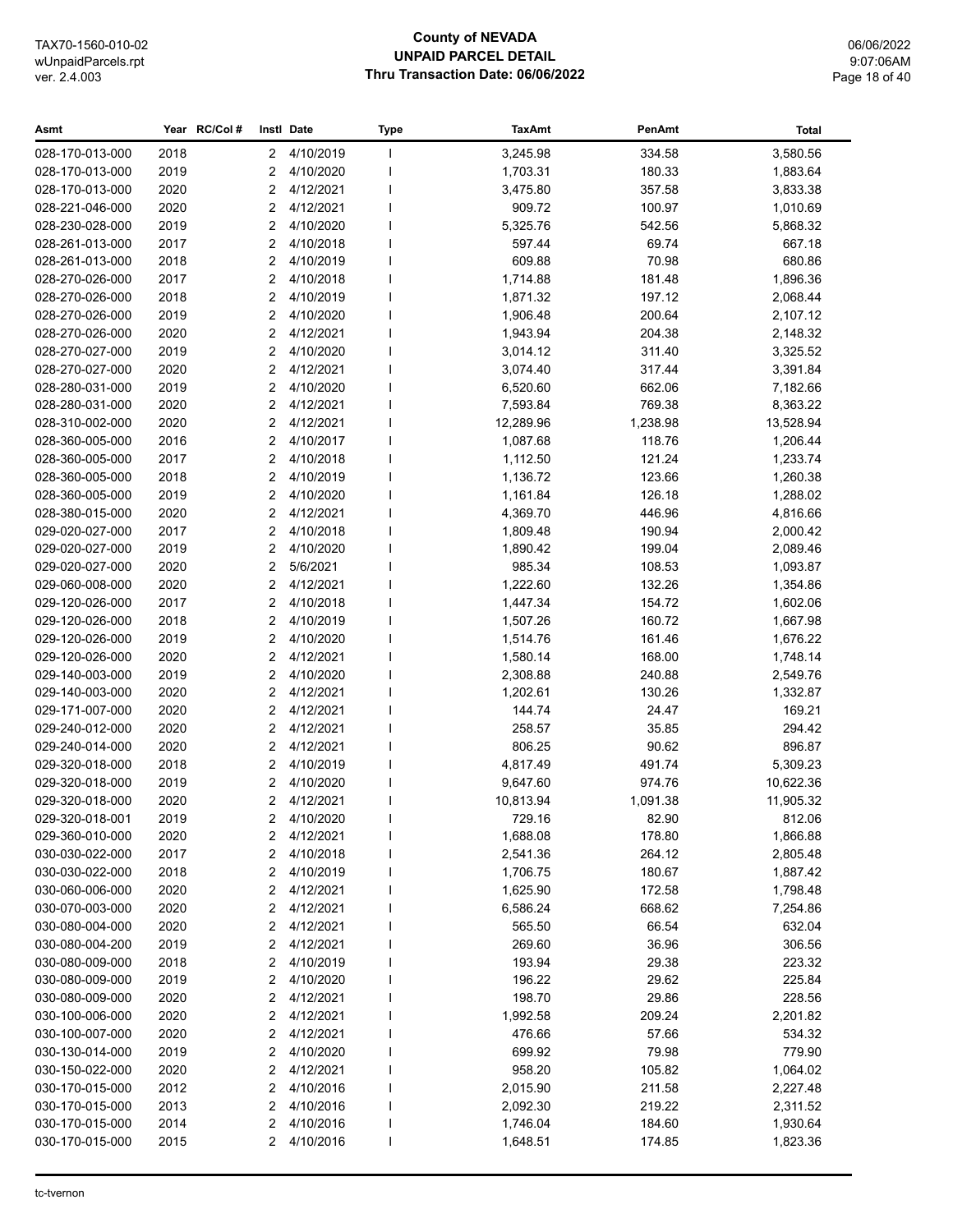# County of NEVADA
## UNPAID PARCEL DETAIL
### Thru Transaction Date: 06/06/2022

| Asmt | Year | RC/Col # | Instl | Date | Type | TaxAmt | PenAmt | Total |
|---|---|---|---|---|---|---|---|---|
| 028-170-013-000 | 2018 | | 2 | 4/10/2019 | I | 3,245.98 | 334.58 | 3,580.56 |
| 028-170-013-000 | 2019 | | 2 | 4/10/2020 | I | 1,703.31 | 180.33 | 1,883.64 |
| 028-170-013-000 | 2020 | | 2 | 4/12/2021 | I | 3,475.80 | 357.58 | 3,833.38 |
| 028-221-046-000 | 2020 | | 2 | 4/12/2021 | I | 909.72 | 100.97 | 1,010.69 |
| 028-230-028-000 | 2019 | | 2 | 4/10/2020 | I | 5,325.76 | 542.56 | 5,868.32 |
| 028-261-013-000 | 2017 | | 2 | 4/10/2018 | I | 597.44 | 69.74 | 667.18 |
| 028-261-013-000 | 2018 | | 2 | 4/10/2019 | I | 609.88 | 70.98 | 680.86 |
| 028-270-026-000 | 2017 | | 2 | 4/10/2018 | I | 1,714.88 | 181.48 | 1,896.36 |
| 028-270-026-000 | 2018 | | 2 | 4/10/2019 | I | 1,871.32 | 197.12 | 2,068.44 |
| 028-270-026-000 | 2019 | | 2 | 4/10/2020 | I | 1,906.48 | 200.64 | 2,107.12 |
| 028-270-026-000 | 2020 | | 2 | 4/12/2021 | I | 1,943.94 | 204.38 | 2,148.32 |
| 028-270-027-000 | 2019 | | 2 | 4/10/2020 | I | 3,014.12 | 311.40 | 3,325.52 |
| 028-270-027-000 | 2020 | | 2 | 4/12/2021 | I | 3,074.40 | 317.44 | 3,391.84 |
| 028-280-031-000 | 2019 | | 2 | 4/10/2020 | I | 6,520.60 | 662.06 | 7,182.66 |
| 028-280-031-000 | 2020 | | 2 | 4/12/2021 | I | 7,593.84 | 769.38 | 8,363.22 |
| 028-310-002-000 | 2020 | | 2 | 4/12/2021 | I | 12,289.96 | 1,238.98 | 13,528.94 |
| 028-360-005-000 | 2016 | | 2 | 4/10/2017 | I | 1,087.68 | 118.76 | 1,206.44 |
| 028-360-005-000 | 2017 | | 2 | 4/10/2018 | I | 1,112.50 | 121.24 | 1,233.74 |
| 028-360-005-000 | 2018 | | 2 | 4/10/2019 | I | 1,136.72 | 123.66 | 1,260.38 |
| 028-360-005-000 | 2019 | | 2 | 4/10/2020 | I | 1,161.84 | 126.18 | 1,288.02 |
| 028-380-015-000 | 2020 | | 2 | 4/12/2021 | I | 4,369.70 | 446.96 | 4,816.66 |
| 029-020-027-000 | 2017 | | 2 | 4/10/2018 | I | 1,809.48 | 190.94 | 2,000.42 |
| 029-020-027-000 | 2019 | | 2 | 4/10/2020 | I | 1,890.42 | 199.04 | 2,089.46 |
| 029-020-027-000 | 2020 | | 2 | 5/6/2021 | I | 985.34 | 108.53 | 1,093.87 |
| 029-060-008-000 | 2020 | | 2 | 4/12/2021 | I | 1,222.60 | 132.26 | 1,354.86 |
| 029-120-026-000 | 2017 | | 2 | 4/10/2018 | I | 1,447.34 | 154.72 | 1,602.06 |
| 029-120-026-000 | 2018 | | 2 | 4/10/2019 | I | 1,507.26 | 160.72 | 1,667.98 |
| 029-120-026-000 | 2019 | | 2 | 4/10/2020 | I | 1,514.76 | 161.46 | 1,676.22 |
| 029-120-026-000 | 2020 | | 2 | 4/12/2021 | I | 1,580.14 | 168.00 | 1,748.14 |
| 029-140-003-000 | 2019 | | 2 | 4/10/2020 | I | 2,308.88 | 240.88 | 2,549.76 |
| 029-140-003-000 | 2020 | | 2 | 4/12/2021 | I | 1,202.61 | 130.26 | 1,332.87 |
| 029-171-007-000 | 2020 | | 2 | 4/12/2021 | I | 144.74 | 24.47 | 169.21 |
| 029-240-012-000 | 2020 | | 2 | 4/12/2021 | I | 258.57 | 35.85 | 294.42 |
| 029-240-014-000 | 2020 | | 2 | 4/12/2021 | I | 806.25 | 90.62 | 896.87 |
| 029-320-018-000 | 2018 | | 2 | 4/10/2019 | I | 4,817.49 | 491.74 | 5,309.23 |
| 029-320-018-000 | 2019 | | 2 | 4/10/2020 | I | 9,647.60 | 974.76 | 10,622.36 |
| 029-320-018-000 | 2020 | | 2 | 4/12/2021 | I | 10,813.94 | 1,091.38 | 11,905.32 |
| 029-320-018-001 | 2019 | | 2 | 4/10/2020 | I | 729.16 | 82.90 | 812.06 |
| 029-360-010-000 | 2020 | | 2 | 4/12/2021 | I | 1,688.08 | 178.80 | 1,866.88 |
| 030-030-022-000 | 2017 | | 2 | 4/10/2018 | I | 2,541.36 | 264.12 | 2,805.48 |
| 030-030-022-000 | 2018 | | 2 | 4/10/2019 | I | 1,706.75 | 180.67 | 1,887.42 |
| 030-060-006-000 | 2020 | | 2 | 4/12/2021 | I | 1,625.90 | 172.58 | 1,798.48 |
| 030-070-003-000 | 2020 | | 2 | 4/12/2021 | I | 6,586.24 | 668.62 | 7,254.86 |
| 030-080-004-000 | 2020 | | 2 | 4/12/2021 | I | 565.50 | 66.54 | 632.04 |
| 030-080-004-200 | 2019 | | 2 | 4/12/2021 | I | 269.60 | 36.96 | 306.56 |
| 030-080-009-000 | 2018 | | 2 | 4/10/2019 | I | 193.94 | 29.38 | 223.32 |
| 030-080-009-000 | 2019 | | 2 | 4/10/2020 | I | 196.22 | 29.62 | 225.84 |
| 030-080-009-000 | 2020 | | 2 | 4/12/2021 | I | 198.70 | 29.86 | 228.56 |
| 030-100-006-000 | 2020 | | 2 | 4/12/2021 | I | 1,992.58 | 209.24 | 2,201.82 |
| 030-100-007-000 | 2020 | | 2 | 4/12/2021 | I | 476.66 | 57.66 | 534.32 |
| 030-130-014-000 | 2019 | | 2 | 4/10/2020 | I | 699.92 | 79.98 | 779.90 |
| 030-150-022-000 | 2020 | | 2 | 4/12/2021 | I | 958.20 | 105.82 | 1,064.02 |
| 030-170-015-000 | 2012 | | 2 | 4/10/2016 | I | 2,015.90 | 211.58 | 2,227.48 |
| 030-170-015-000 | 2013 | | 2 | 4/10/2016 | I | 2,092.30 | 219.22 | 2,311.52 |
| 030-170-015-000 | 2014 | | 2 | 4/10/2016 | I | 1,746.04 | 184.60 | 1,930.64 |
| 030-170-015-000 | 2015 | | 2 | 4/10/2016 | I | 1,648.51 | 174.85 | 1,823.36 |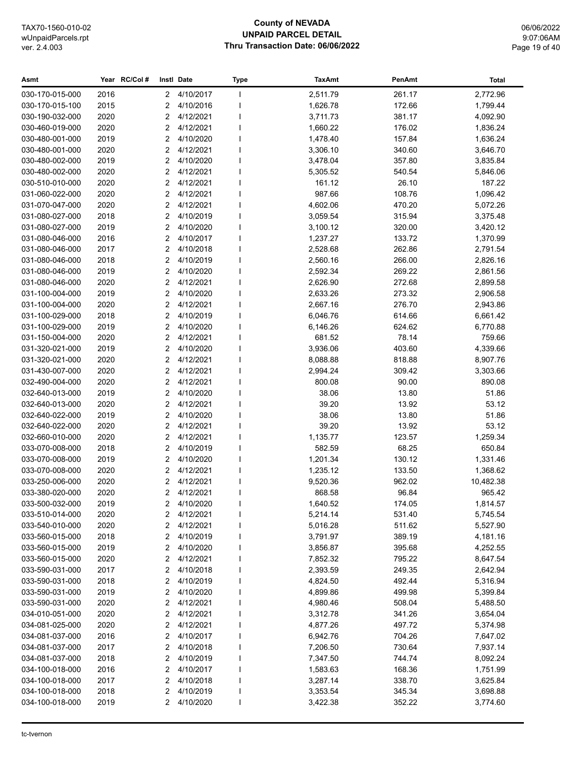**County of NEVADA**
**UNPAID PARCEL DETAIL**
**Thru Transaction Date: 06/06/2022**

| Asmt | Year | RC/Col # | Instl | Date | Type | TaxAmt | PenAmt | Total |
|---|---|---|---|---|---|---|---|---|
| 030-170-015-000 | 2016 | | 2 | 4/10/2017 | I | 2,511.79 | 261.17 | 2,772.96 |
| 030-170-015-100 | 2015 | | 2 | 4/10/2016 | I | 1,626.78 | 172.66 | 1,799.44 |
| 030-190-032-000 | 2020 | | 2 | 4/12/2021 | I | 3,711.73 | 381.17 | 4,092.90 |
| 030-460-019-000 | 2020 | | 2 | 4/12/2021 | I | 1,660.22 | 176.02 | 1,836.24 |
| 030-480-001-000 | 2019 | | 2 | 4/10/2020 | I | 1,478.40 | 157.84 | 1,636.24 |
| 030-480-001-000 | 2020 | | 2 | 4/12/2021 | I | 3,306.10 | 340.60 | 3,646.70 |
| 030-480-002-000 | 2019 | | 2 | 4/10/2020 | I | 3,478.04 | 357.80 | 3,835.84 |
| 030-480-002-000 | 2020 | | 2 | 4/12/2021 | I | 5,305.52 | 540.54 | 5,846.06 |
| 030-510-010-000 | 2020 | | 2 | 4/12/2021 | I | 161.12 | 26.10 | 187.22 |
| 031-060-022-000 | 2020 | | 2 | 4/12/2021 | I | 987.66 | 108.76 | 1,096.42 |
| 031-070-047-000 | 2020 | | 2 | 4/12/2021 | I | 4,602.06 | 470.20 | 5,072.26 |
| 031-080-027-000 | 2018 | | 2 | 4/10/2019 | I | 3,059.54 | 315.94 | 3,375.48 |
| 031-080-027-000 | 2019 | | 2 | 4/10/2020 | I | 3,100.12 | 320.00 | 3,420.12 |
| 031-080-046-000 | 2016 | | 2 | 4/10/2017 | I | 1,237.27 | 133.72 | 1,370.99 |
| 031-080-046-000 | 2017 | | 2 | 4/10/2018 | I | 2,528.68 | 262.86 | 2,791.54 |
| 031-080-046-000 | 2018 | | 2 | 4/10/2019 | I | 2,560.16 | 266.00 | 2,826.16 |
| 031-080-046-000 | 2019 | | 2 | 4/10/2020 | I | 2,592.34 | 269.22 | 2,861.56 |
| 031-080-046-000 | 2020 | | 2 | 4/12/2021 | I | 2,626.90 | 272.68 | 2,899.58 |
| 031-100-004-000 | 2019 | | 2 | 4/10/2020 | I | 2,633.26 | 273.32 | 2,906.58 |
| 031-100-004-000 | 2020 | | 2 | 4/12/2021 | I | 2,667.16 | 276.70 | 2,943.86 |
| 031-100-029-000 | 2018 | | 2 | 4/10/2019 | I | 6,046.76 | 614.66 | 6,661.42 |
| 031-100-029-000 | 2019 | | 2 | 4/10/2020 | I | 6,146.26 | 624.62 | 6,770.88 |
| 031-150-004-000 | 2020 | | 2 | 4/12/2021 | I | 681.52 | 78.14 | 759.66 |
| 031-320-021-000 | 2019 | | 2 | 4/10/2020 | I | 3,936.06 | 403.60 | 4,339.66 |
| 031-320-021-000 | 2020 | | 2 | 4/12/2021 | I | 8,088.88 | 818.88 | 8,907.76 |
| 031-430-007-000 | 2020 | | 2 | 4/12/2021 | I | 2,994.24 | 309.42 | 3,303.66 |
| 032-490-004-000 | 2020 | | 2 | 4/12/2021 | I | 800.08 | 90.00 | 890.08 |
| 032-640-013-000 | 2019 | | 2 | 4/10/2020 | I | 38.06 | 13.80 | 51.86 |
| 032-640-013-000 | 2020 | | 2 | 4/12/2021 | I | 39.20 | 13.92 | 53.12 |
| 032-640-022-000 | 2019 | | 2 | 4/10/2020 | I | 38.06 | 13.80 | 51.86 |
| 032-640-022-000 | 2020 | | 2 | 4/12/2021 | I | 39.20 | 13.92 | 53.12 |
| 032-660-010-000 | 2020 | | 2 | 4/12/2021 | I | 1,135.77 | 123.57 | 1,259.34 |
| 033-070-008-000 | 2018 | | 2 | 4/10/2019 | I | 582.59 | 68.25 | 650.84 |
| 033-070-008-000 | 2019 | | 2 | 4/10/2020 | I | 1,201.34 | 130.12 | 1,331.46 |
| 033-070-008-000 | 2020 | | 2 | 4/12/2021 | I | 1,235.12 | 133.50 | 1,368.62 |
| 033-250-006-000 | 2020 | | 2 | 4/12/2021 | I | 9,520.36 | 962.02 | 10,482.38 |
| 033-380-020-000 | 2020 | | 2 | 4/12/2021 | I | 868.58 | 96.84 | 965.42 |
| 033-500-032-000 | 2019 | | 2 | 4/10/2020 | I | 1,640.52 | 174.05 | 1,814.57 |
| 033-510-014-000 | 2020 | | 2 | 4/12/2021 | I | 5,214.14 | 531.40 | 5,745.54 |
| 033-540-010-000 | 2020 | | 2 | 4/12/2021 | I | 5,016.28 | 511.62 | 5,527.90 |
| 033-560-015-000 | 2018 | | 2 | 4/10/2019 | I | 3,791.97 | 389.19 | 4,181.16 |
| 033-560-015-000 | 2019 | | 2 | 4/10/2020 | I | 3,856.87 | 395.68 | 4,252.55 |
| 033-560-015-000 | 2020 | | 2 | 4/12/2021 | I | 7,852.32 | 795.22 | 8,647.54 |
| 033-590-031-000 | 2017 | | 2 | 4/10/2018 | I | 2,393.59 | 249.35 | 2,642.94 |
| 033-590-031-000 | 2018 | | 2 | 4/10/2019 | I | 4,824.50 | 492.44 | 5,316.94 |
| 033-590-031-000 | 2019 | | 2 | 4/10/2020 | I | 4,899.86 | 499.98 | 5,399.84 |
| 033-590-031-000 | 2020 | | 2 | 4/12/2021 | I | 4,980.46 | 508.04 | 5,488.50 |
| 034-010-051-000 | 2020 | | 2 | 4/12/2021 | I | 3,312.78 | 341.26 | 3,654.04 |
| 034-081-025-000 | 2020 | | 2 | 4/12/2021 | I | 4,877.26 | 497.72 | 5,374.98 |
| 034-081-037-000 | 2016 | | 2 | 4/10/2017 | I | 6,942.76 | 704.26 | 7,647.02 |
| 034-081-037-000 | 2017 | | 2 | 4/10/2018 | I | 7,206.50 | 730.64 | 7,937.14 |
| 034-081-037-000 | 2018 | | 2 | 4/10/2019 | I | 7,347.50 | 744.74 | 8,092.24 |
| 034-100-018-000 | 2016 | | 2 | 4/10/2017 | I | 1,583.63 | 168.36 | 1,751.99 |
| 034-100-018-000 | 2017 | | 2 | 4/10/2018 | I | 3,287.14 | 338.70 | 3,625.84 |
| 034-100-018-000 | 2018 | | 2 | 4/10/2019 | I | 3,353.54 | 345.34 | 3,698.88 |
| 034-100-018-000 | 2019 | | 2 | 4/10/2020 | I | 3,422.38 | 352.22 | 3,774.60 |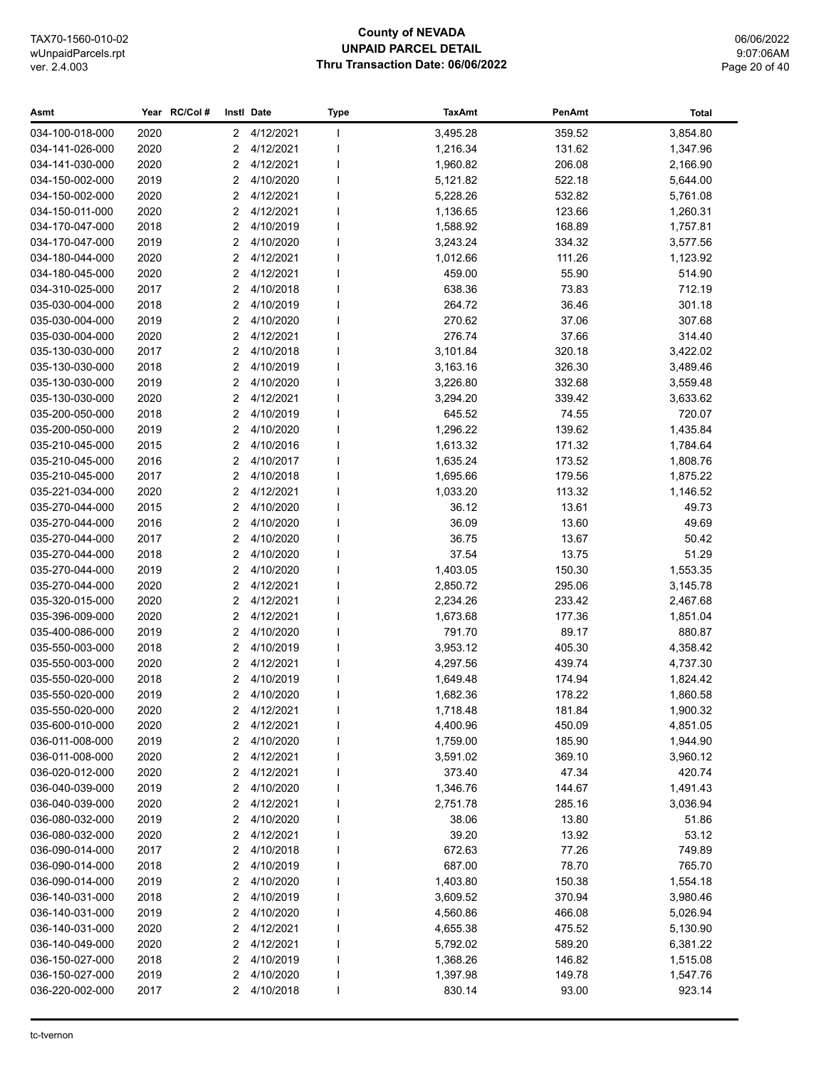TAX70-1560-010-02
wUnpaidParcels.rpt
ver. 2.4.003

# County of NEVADA
## UNPAID PARCEL DETAIL
### Thru Transaction Date: 06/06/2022

06/06/2022
9:07:06AM

| Asmt | Year | RC/Col # | Instl | Date | Type | TaxAmt | PenAmt | Total |
|---|---|---|---|---|---|---|---|---|
| 034-100-018-000 | 2020 | | 2 | 4/12/2021 | I | 3,495.28 | 359.52 | 3,854.80 |
| 034-141-026-000 | 2020 | | 2 | 4/12/2021 | I | 1,216.34 | 131.62 | 1,347.96 |
| 034-141-030-000 | 2020 | | 2 | 4/12/2021 | I | 1,960.82 | 206.08 | 2,166.90 |
| 034-150-002-000 | 2019 | | 2 | 4/10/2020 | I | 5,121.82 | 522.18 | 5,644.00 |
| 034-150-002-000 | 2020 | | 2 | 4/12/2021 | I | 5,228.26 | 532.82 | 5,761.08 |
| 034-150-011-000 | 2020 | | 2 | 4/12/2021 | I | 1,136.65 | 123.66 | 1,260.31 |
| 034-170-047-000 | 2018 | | 2 | 4/10/2019 | I | 1,588.92 | 168.89 | 1,757.81 |
| 034-170-047-000 | 2019 | | 2 | 4/10/2020 | I | 3,243.24 | 334.32 | 3,577.56 |
| 034-180-044-000 | 2020 | | 2 | 4/12/2021 | I | 1,012.66 | 111.26 | 1,123.92 |
| 034-180-045-000 | 2020 | | 2 | 4/12/2021 | I | 459.00 | 55.90 | 514.90 |
| 034-310-025-000 | 2017 | | 2 | 4/10/2018 | I | 638.36 | 73.83 | 712.19 |
| 035-030-004-000 | 2018 | | 2 | 4/10/2019 | I | 264.72 | 36.46 | 301.18 |
| 035-030-004-000 | 2019 | | 2 | 4/10/2020 | I | 270.62 | 37.06 | 307.68 |
| 035-030-004-000 | 2020 | | 2 | 4/12/2021 | I | 276.74 | 37.66 | 314.40 |
| 035-130-030-000 | 2017 | | 2 | 4/10/2018 | I | 3,101.84 | 320.18 | 3,422.02 |
| 035-130-030-000 | 2018 | | 2 | 4/10/2019 | I | 3,163.16 | 326.30 | 3,489.46 |
| 035-130-030-000 | 2019 | | 2 | 4/10/2020 | I | 3,226.80 | 332.68 | 3,559.48 |
| 035-130-030-000 | 2020 | | 2 | 4/12/2021 | I | 3,294.20 | 339.42 | 3,633.62 |
| 035-200-050-000 | 2018 | | 2 | 4/10/2019 | I | 645.52 | 74.55 | 720.07 |
| 035-200-050-000 | 2019 | | 2 | 4/10/2020 | I | 1,296.22 | 139.62 | 1,435.84 |
| 035-210-045-000 | 2015 | | 2 | 4/10/2016 | I | 1,613.32 | 171.32 | 1,784.64 |
| 035-210-045-000 | 2016 | | 2 | 4/10/2017 | I | 1,635.24 | 173.52 | 1,808.76 |
| 035-210-045-000 | 2017 | | 2 | 4/10/2018 | I | 1,695.66 | 179.56 | 1,875.22 |
| 035-221-034-000 | 2020 | | 2 | 4/12/2021 | I | 1,033.20 | 113.32 | 1,146.52 |
| 035-270-044-000 | 2015 | | 2 | 4/10/2020 | I | 36.12 | 13.61 | 49.73 |
| 035-270-044-000 | 2016 | | 2 | 4/10/2020 | I | 36.09 | 13.60 | 49.69 |
| 035-270-044-000 | 2017 | | 2 | 4/10/2020 | I | 36.75 | 13.67 | 50.42 |
| 035-270-044-000 | 2018 | | 2 | 4/10/2020 | I | 37.54 | 13.75 | 51.29 |
| 035-270-044-000 | 2019 | | 2 | 4/10/2020 | I | 1,403.05 | 150.30 | 1,553.35 |
| 035-270-044-000 | 2020 | | 2 | 4/12/2021 | I | 2,850.72 | 295.06 | 3,145.78 |
| 035-320-015-000 | 2020 | | 2 | 4/12/2021 | I | 2,234.26 | 233.42 | 2,467.68 |
| 035-396-009-000 | 2020 | | 2 | 4/12/2021 | I | 1,673.68 | 177.36 | 1,851.04 |
| 035-400-086-000 | 2019 | | 2 | 4/10/2020 | I | 791.70 | 89.17 | 880.87 |
| 035-550-003-000 | 2018 | | 2 | 4/10/2019 | I | 3,953.12 | 405.30 | 4,358.42 |
| 035-550-003-000 | 2020 | | 2 | 4/12/2021 | I | 4,297.56 | 439.74 | 4,737.30 |
| 035-550-020-000 | 2018 | | 2 | 4/10/2019 | I | 1,649.48 | 174.94 | 1,824.42 |
| 035-550-020-000 | 2019 | | 2 | 4/10/2020 | I | 1,682.36 | 178.22 | 1,860.58 |
| 035-550-020-000 | 2020 | | 2 | 4/12/2021 | I | 1,718.48 | 181.84 | 1,900.32 |
| 035-600-010-000 | 2020 | | 2 | 4/12/2021 | I | 4,400.96 | 450.09 | 4,851.05 |
| 036-011-008-000 | 2019 | | 2 | 4/10/2020 | I | 1,759.00 | 185.90 | 1,944.90 |
| 036-011-008-000 | 2020 | | 2 | 4/12/2021 | I | 3,591.02 | 369.10 | 3,960.12 |
| 036-020-012-000 | 2020 | | 2 | 4/12/2021 | I | 373.40 | 47.34 | 420.74 |
| 036-040-039-000 | 2019 | | 2 | 4/10/2020 | I | 1,346.76 | 144.67 | 1,491.43 |
| 036-040-039-000 | 2020 | | 2 | 4/12/2021 | I | 2,751.78 | 285.16 | 3,036.94 |
| 036-080-032-000 | 2019 | | 2 | 4/10/2020 | I | 38.06 | 13.80 | 51.86 |
| 036-080-032-000 | 2020 | | 2 | 4/12/2021 | I | 39.20 | 13.92 | 53.12 |
| 036-090-014-000 | 2017 | | 2 | 4/10/2018 | I | 672.63 | 77.26 | 749.89 |
| 036-090-014-000 | 2018 | | 2 | 4/10/2019 | I | 687.00 | 78.70 | 765.70 |
| 036-090-014-000 | 2019 | | 2 | 4/10/2020 | I | 1,403.80 | 150.38 | 1,554.18 |
| 036-140-031-000 | 2018 | | 2 | 4/10/2019 | I | 3,609.52 | 370.94 | 3,980.46 |
| 036-140-031-000 | 2019 | | 2 | 4/10/2020 | I | 4,560.86 | 466.08 | 5,026.94 |
| 036-140-031-000 | 2020 | | 2 | 4/12/2021 | I | 4,655.38 | 475.52 | 5,130.90 |
| 036-140-049-000 | 2020 | | 2 | 4/12/2021 | I | 5,792.02 | 589.20 | 6,381.22 |
| 036-150-027-000 | 2018 | | 2 | 4/10/2019 | I | 1,368.26 | 146.82 | 1,515.08 |
| 036-150-027-000 | 2019 | | 2 | 4/10/2020 | I | 1,397.98 | 149.78 | 1,547.76 |
| 036-220-002-000 | 2017 | | 2 | 4/10/2018 | I | 830.14 | 93.00 | 923.14 |

tc-tvernon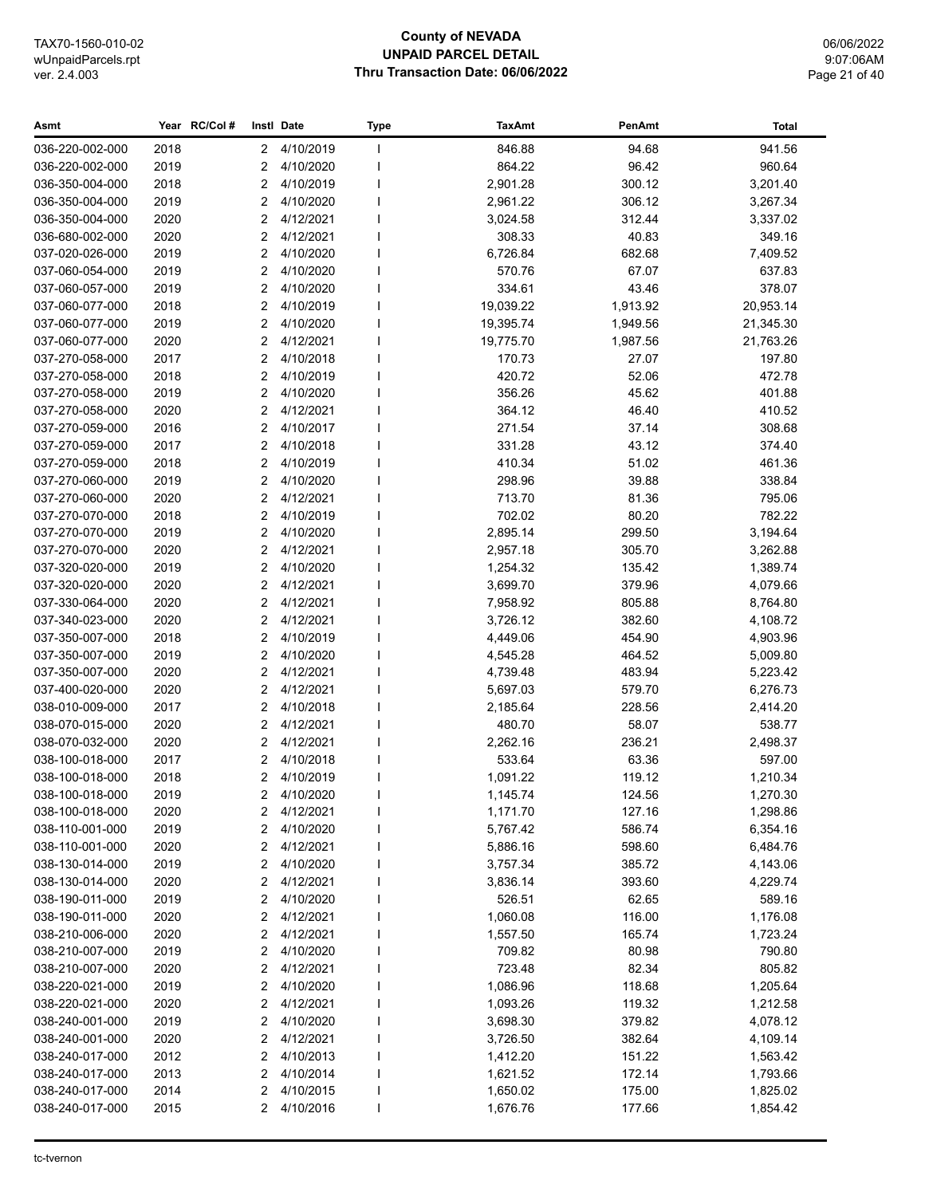**County of NEVADA**
**UNPAID PARCEL DETAIL**
**Thru Transaction Date: 06/06/2022**

TAX70-1560-010-02
wUnpaidParcels.rpt
ver. 2.4.003

06/06/2022
9:07:06AM

| Asmt | Year | RC/Col # | Instl | Date | Type | TaxAmt | PenAmt | Total |
|---|---|---|---|---|---|---|---|---|
| 036-220-002-000 | 2018 | | 2 | 4/10/2019 | I | 846.88 | 94.68 | 941.56 |
| 036-220-002-000 | 2019 | | 2 | 4/10/2020 | I | 864.22 | 96.42 | 960.64 |
| 036-350-004-000 | 2018 | | 2 | 4/10/2019 | I | 2,901.28 | 300.12 | 3,201.40 |
| 036-350-004-000 | 2019 | | 2 | 4/10/2020 | I | 2,961.22 | 306.12 | 3,267.34 |
| 036-350-004-000 | 2020 | | 2 | 4/12/2021 | I | 3,024.58 | 312.44 | 3,337.02 |
| 036-680-002-000 | 2020 | | 2 | 4/12/2021 | I | 308.33 | 40.83 | 349.16 |
| 037-020-026-000 | 2019 | | 2 | 4/10/2020 | I | 6,726.84 | 682.68 | 7,409.52 |
| 037-060-054-000 | 2019 | | 2 | 4/10/2020 | I | 570.76 | 67.07 | 637.83 |
| 037-060-057-000 | 2019 | | 2 | 4/10/2020 | I | 334.61 | 43.46 | 378.07 |
| 037-060-077-000 | 2018 | | 2 | 4/10/2019 | I | 19,039.22 | 1,913.92 | 20,953.14 |
| 037-060-077-000 | 2019 | | 2 | 4/10/2020 | I | 19,395.74 | 1,949.56 | 21,345.30 |
| 037-060-077-000 | 2020 | | 2 | 4/12/2021 | I | 19,775.70 | 1,987.56 | 21,763.26 |
| 037-270-058-000 | 2017 | | 2 | 4/10/2018 | I | 170.73 | 27.07 | 197.80 |
| 037-270-058-000 | 2018 | | 2 | 4/10/2019 | I | 420.72 | 52.06 | 472.78 |
| 037-270-058-000 | 2019 | | 2 | 4/10/2020 | I | 356.26 | 45.62 | 401.88 |
| 037-270-058-000 | 2020 | | 2 | 4/12/2021 | I | 364.12 | 46.40 | 410.52 |
| 037-270-059-000 | 2016 | | 2 | 4/10/2017 | I | 271.54 | 37.14 | 308.68 |
| 037-270-059-000 | 2017 | | 2 | 4/10/2018 | I | 331.28 | 43.12 | 374.40 |
| 037-270-059-000 | 2018 | | 2 | 4/10/2019 | I | 410.34 | 51.02 | 461.36 |
| 037-270-060-000 | 2019 | | 2 | 4/10/2020 | I | 298.96 | 39.88 | 338.84 |
| 037-270-060-000 | 2020 | | 2 | 4/12/2021 | I | 713.70 | 81.36 | 795.06 |
| 037-270-070-000 | 2018 | | 2 | 4/10/2019 | I | 702.02 | 80.20 | 782.22 |
| 037-270-070-000 | 2019 | | 2 | 4/10/2020 | I | 2,895.14 | 299.50 | 3,194.64 |
| 037-270-070-000 | 2020 | | 2 | 4/12/2021 | I | 2,957.18 | 305.70 | 3,262.88 |
| 037-320-020-000 | 2019 | | 2 | 4/10/2020 | I | 1,254.32 | 135.42 | 1,389.74 |
| 037-320-020-000 | 2020 | | 2 | 4/12/2021 | I | 3,699.70 | 379.96 | 4,079.66 |
| 037-330-064-000 | 2020 | | 2 | 4/12/2021 | I | 7,958.92 | 805.88 | 8,764.80 |
| 037-340-023-000 | 2020 | | 2 | 4/12/2021 | I | 3,726.12 | 382.60 | 4,108.72 |
| 037-350-007-000 | 2018 | | 2 | 4/10/2019 | I | 4,449.06 | 454.90 | 4,903.96 |
| 037-350-007-000 | 2019 | | 2 | 4/10/2020 | I | 4,545.28 | 464.52 | 5,009.80 |
| 037-350-007-000 | 2020 | | 2 | 4/12/2021 | I | 4,739.48 | 483.94 | 5,223.42 |
| 037-400-020-000 | 2020 | | 2 | 4/12/2021 | I | 5,697.03 | 579.70 | 6,276.73 |
| 038-010-009-000 | 2017 | | 2 | 4/10/2018 | I | 2,185.64 | 228.56 | 2,414.20 |
| 038-070-015-000 | 2020 | | 2 | 4/12/2021 | I | 480.70 | 58.07 | 538.77 |
| 038-070-032-000 | 2020 | | 2 | 4/12/2021 | I | 2,262.16 | 236.21 | 2,498.37 |
| 038-100-018-000 | 2017 | | 2 | 4/10/2018 | I | 533.64 | 63.36 | 597.00 |
| 038-100-018-000 | 2018 | | 2 | 4/10/2019 | I | 1,091.22 | 119.12 | 1,210.34 |
| 038-100-018-000 | 2019 | | 2 | 4/10/2020 | I | 1,145.74 | 124.56 | 1,270.30 |
| 038-100-018-000 | 2020 | | 2 | 4/12/2021 | I | 1,171.70 | 127.16 | 1,298.86 |
| 038-110-001-000 | 2019 | | 2 | 4/10/2020 | I | 5,767.42 | 586.74 | 6,354.16 |
| 038-110-001-000 | 2020 | | 2 | 4/12/2021 | I | 5,886.16 | 598.60 | 6,484.76 |
| 038-130-014-000 | 2019 | | 2 | 4/10/2020 | I | 3,757.34 | 385.72 | 4,143.06 |
| 038-130-014-000 | 2020 | | 2 | 4/12/2021 | I | 3,836.14 | 393.60 | 4,229.74 |
| 038-190-011-000 | 2019 | | 2 | 4/10/2020 | I | 526.51 | 62.65 | 589.16 |
| 038-190-011-000 | 2020 | | 2 | 4/12/2021 | I | 1,060.08 | 116.00 | 1,176.08 |
| 038-210-006-000 | 2020 | | 2 | 4/12/2021 | I | 1,557.50 | 165.74 | 1,723.24 |
| 038-210-007-000 | 2019 | | 2 | 4/10/2020 | I | 709.82 | 80.98 | 790.80 |
| 038-210-007-000 | 2020 | | 2 | 4/12/2021 | I | 723.48 | 82.34 | 805.82 |
| 038-220-021-000 | 2019 | | 2 | 4/10/2020 | I | 1,086.96 | 118.68 | 1,205.64 |
| 038-220-021-000 | 2020 | | 2 | 4/12/2021 | I | 1,093.26 | 119.32 | 1,212.58 |
| 038-240-001-000 | 2019 | | 2 | 4/10/2020 | I | 3,698.30 | 379.82 | 4,078.12 |
| 038-240-001-000 | 2020 | | 2 | 4/12/2021 | I | 3,726.50 | 382.64 | 4,109.14 |
| 038-240-017-000 | 2012 | | 2 | 4/10/2013 | I | 1,412.20 | 151.22 | 1,563.42 |
| 038-240-017-000 | 2013 | | 2 | 4/10/2014 | I | 1,621.52 | 172.14 | 1,793.66 |
| 038-240-017-000 | 2014 | | 2 | 4/10/2015 | I | 1,650.02 | 175.00 | 1,825.02 |
| 038-240-017-000 | 2015 | | 2 | 4/10/2016 | I | 1,676.76 | 177.66 | 1,854.42 |

tc-tvernon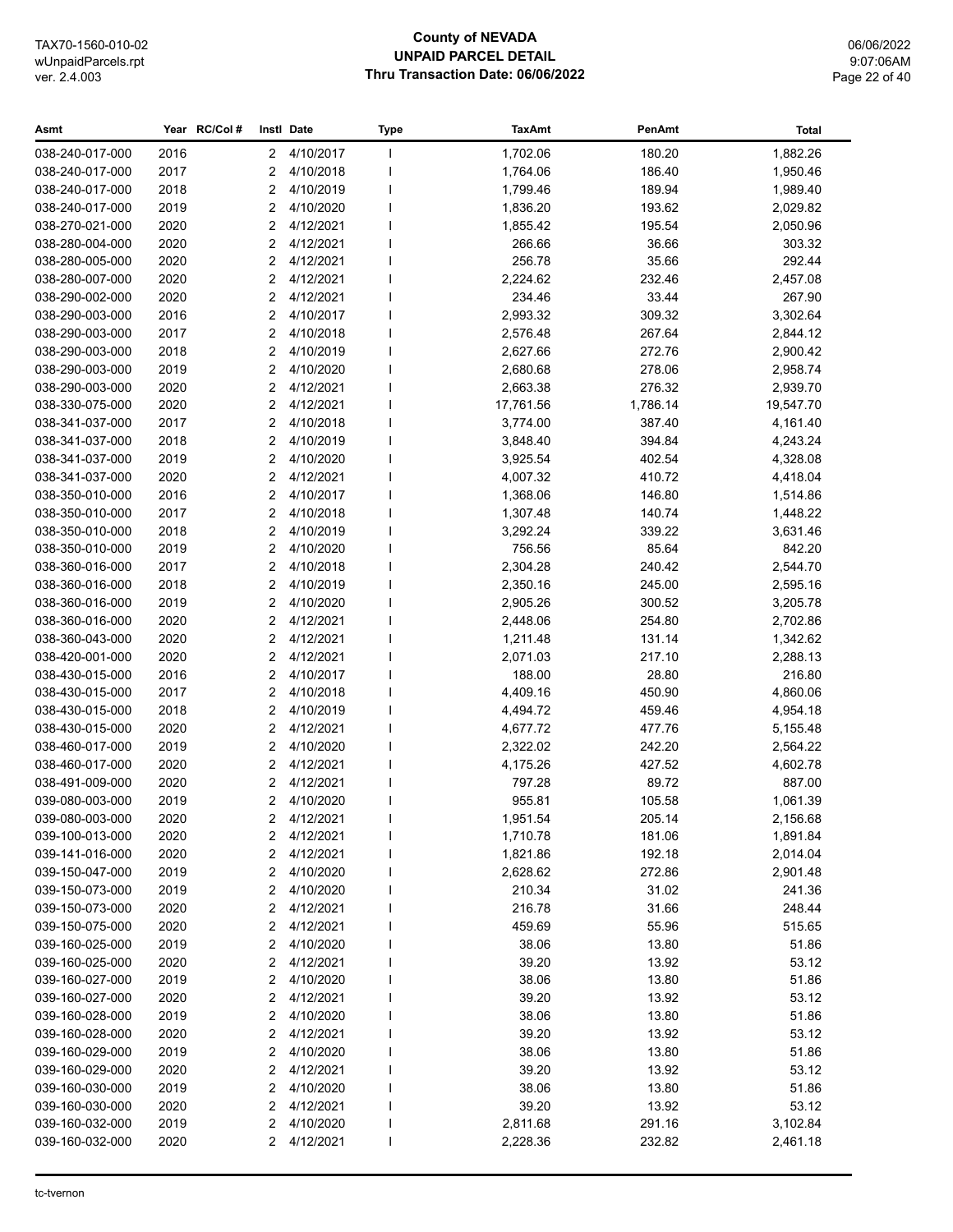# County of NEVADA
## UNPAID PARCEL DETAIL
### Thru Transaction Date: 06/06/2022

TAX70-1560-010-02
wUnpaidParcels.rpt
ver. 2.4.003

06/06/2022
9:07:06AM

| Asmt | Year | RC/Col # | Instl | Date | Type | TaxAmt | PenAmt | Total |
|---|---|---|---|---|---|---|---|---|
| 038-240-017-000 | 2016 | | 2 | 4/10/2017 | I | 1,702.06 | 180.20 | 1,882.26 |
| 038-240-017-000 | 2017 | | 2 | 4/10/2018 | I | 1,764.06 | 186.40 | 1,950.46 |
| 038-240-017-000 | 2018 | | 2 | 4/10/2019 | I | 1,799.46 | 189.94 | 1,989.40 |
| 038-240-017-000 | 2019 | | 2 | 4/10/2020 | I | 1,836.20 | 193.62 | 2,029.82 |
| 038-270-021-000 | 2020 | | 2 | 4/12/2021 | I | 1,855.42 | 195.54 | 2,050.96 |
| 038-280-004-000 | 2020 | | 2 | 4/12/2021 | I | 266.66 | 36.66 | 303.32 |
| 038-280-005-000 | 2020 | | 2 | 4/12/2021 | I | 256.78 | 35.66 | 292.44 |
| 038-280-007-000 | 2020 | | 2 | 4/12/2021 | I | 2,224.62 | 232.46 | 2,457.08 |
| 038-290-002-000 | 2020 | | 2 | 4/12/2021 | I | 234.46 | 33.44 | 267.90 |
| 038-290-003-000 | 2016 | | 2 | 4/10/2017 | I | 2,993.32 | 309.32 | 3,302.64 |
| 038-290-003-000 | 2017 | | 2 | 4/10/2018 | I | 2,576.48 | 267.64 | 2,844.12 |
| 038-290-003-000 | 2018 | | 2 | 4/10/2019 | I | 2,627.66 | 272.76 | 2,900.42 |
| 038-290-003-000 | 2019 | | 2 | 4/10/2020 | I | 2,680.68 | 278.06 | 2,958.74 |
| 038-290-003-000 | 2020 | | 2 | 4/12/2021 | I | 2,663.38 | 276.32 | 2,939.70 |
| 038-330-075-000 | 2020 | | 2 | 4/12/2021 | I | 17,761.56 | 1,786.14 | 19,547.70 |
| 038-341-037-000 | 2017 | | 2 | 4/10/2018 | I | 3,774.00 | 387.40 | 4,161.40 |
| 038-341-037-000 | 2018 | | 2 | 4/10/2019 | I | 3,848.40 | 394.84 | 4,243.24 |
| 038-341-037-000 | 2019 | | 2 | 4/10/2020 | I | 3,925.54 | 402.54 | 4,328.08 |
| 038-341-037-000 | 2020 | | 2 | 4/12/2021 | I | 4,007.32 | 410.72 | 4,418.04 |
| 038-350-010-000 | 2016 | | 2 | 4/10/2017 | I | 1,368.06 | 146.80 | 1,514.86 |
| 038-350-010-000 | 2017 | | 2 | 4/10/2018 | I | 1,307.48 | 140.74 | 1,448.22 |
| 038-350-010-000 | 2018 | | 2 | 4/10/2019 | I | 3,292.24 | 339.22 | 3,631.46 |
| 038-350-010-000 | 2019 | | 2 | 4/10/2020 | I | 756.56 | 85.64 | 842.20 |
| 038-360-016-000 | 2017 | | 2 | 4/10/2018 | I | 2,304.28 | 240.42 | 2,544.70 |
| 038-360-016-000 | 2018 | | 2 | 4/10/2019 | I | 2,350.16 | 245.00 | 2,595.16 |
| 038-360-016-000 | 2019 | | 2 | 4/10/2020 | I | 2,905.26 | 300.52 | 3,205.78 |
| 038-360-016-000 | 2020 | | 2 | 4/12/2021 | I | 2,448.06 | 254.80 | 2,702.86 |
| 038-360-043-000 | 2020 | | 2 | 4/12/2021 | I | 1,211.48 | 131.14 | 1,342.62 |
| 038-420-001-000 | 2020 | | 2 | 4/12/2021 | I | 2,071.03 | 217.10 | 2,288.13 |
| 038-430-015-000 | 2016 | | 2 | 4/10/2017 | I | 188.00 | 28.80 | 216.80 |
| 038-430-015-000 | 2017 | | 2 | 4/10/2018 | I | 4,409.16 | 450.90 | 4,860.06 |
| 038-430-015-000 | 2018 | | 2 | 4/10/2019 | I | 4,494.72 | 459.46 | 4,954.18 |
| 038-430-015-000 | 2020 | | 2 | 4/12/2021 | I | 4,677.72 | 477.76 | 5,155.48 |
| 038-460-017-000 | 2019 | | 2 | 4/10/2020 | I | 2,322.02 | 242.20 | 2,564.22 |
| 038-460-017-000 | 2020 | | 2 | 4/12/2021 | I | 4,175.26 | 427.52 | 4,602.78 |
| 038-491-009-000 | 2020 | | 2 | 4/12/2021 | I | 797.28 | 89.72 | 887.00 |
| 039-080-003-000 | 2019 | | 2 | 4/10/2020 | I | 955.81 | 105.58 | 1,061.39 |
| 039-080-003-000 | 2020 | | 2 | 4/12/2021 | I | 1,951.54 | 205.14 | 2,156.68 |
| 039-100-013-000 | 2020 | | 2 | 4/12/2021 | I | 1,710.78 | 181.06 | 1,891.84 |
| 039-141-016-000 | 2020 | | 2 | 4/12/2021 | I | 1,821.86 | 192.18 | 2,014.04 |
| 039-150-047-000 | 2019 | | 2 | 4/10/2020 | I | 2,628.62 | 272.86 | 2,901.48 |
| 039-150-073-000 | 2019 | | 2 | 4/10/2020 | I | 210.34 | 31.02 | 241.36 |
| 039-150-073-000 | 2020 | | 2 | 4/12/2021 | I | 216.78 | 31.66 | 248.44 |
| 039-150-075-000 | 2020 | | 2 | 4/12/2021 | I | 459.69 | 55.96 | 515.65 |
| 039-160-025-000 | 2019 | | 2 | 4/10/2020 | I | 38.06 | 13.80 | 51.86 |
| 039-160-025-000 | 2020 | | 2 | 4/12/2021 | I | 39.20 | 13.92 | 53.12 |
| 039-160-027-000 | 2019 | | 2 | 4/10/2020 | I | 38.06 | 13.80 | 51.86 |
| 039-160-027-000 | 2020 | | 2 | 4/12/2021 | I | 39.20 | 13.92 | 53.12 |
| 039-160-028-000 | 2019 | | 2 | 4/10/2020 | I | 38.06 | 13.80 | 51.86 |
| 039-160-028-000 | 2020 | | 2 | 4/12/2021 | I | 39.20 | 13.92 | 53.12 |
| 039-160-029-000 | 2019 | | 2 | 4/10/2020 | I | 38.06 | 13.80 | 51.86 |
| 039-160-029-000 | 2020 | | 2 | 4/12/2021 | I | 39.20 | 13.92 | 53.12 |
| 039-160-030-000 | 2019 | | 2 | 4/10/2020 | I | 38.06 | 13.80 | 51.86 |
| 039-160-030-000 | 2020 | | 2 | 4/12/2021 | I | 39.20 | 13.92 | 53.12 |
| 039-160-032-000 | 2019 | | 2 | 4/10/2020 | I | 2,811.68 | 291.16 | 3,102.84 |
| 039-160-032-000 | 2020 | | 2 | 4/12/2021 | I | 2,228.36 | 232.82 | 2,461.18 |

tc-tvernon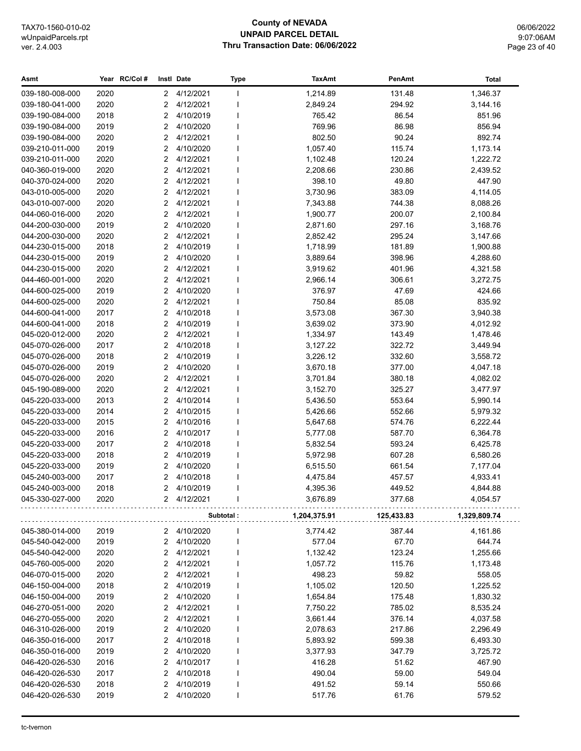# County of NEVADA
## UNPAID PARCEL DETAIL
### Thru Transaction Date: 06/06/2022

TAX70-1560-010-02
wUnpaidParcels.rpt
ver. 2.4.003

06/06/2022
9:07:06AM

| Asmt | Year | RC/Col # | Instl | Date | Type | TaxAmt | PenAmt | Total |
|---|---|---|---|---|---|---|---|---|
| 039-180-008-000 | 2020 | | 2 | 4/12/2021 | I | 1,214.89 | 131.48 | 1,346.37 |
| 039-180-041-000 | 2020 | | 2 | 4/12/2021 | I | 2,849.24 | 294.92 | 3,144.16 |
| 039-190-084-000 | 2018 | | 2 | 4/10/2019 | I | 765.42 | 86.54 | 851.96 |
| 039-190-084-000 | 2019 | | 2 | 4/10/2020 | I | 769.96 | 86.98 | 856.94 |
| 039-190-084-000 | 2020 | | 2 | 4/12/2021 | I | 802.50 | 90.24 | 892.74 |
| 039-210-011-000 | 2019 | | 2 | 4/10/2020 | I | 1,057.40 | 115.74 | 1,173.14 |
| 039-210-011-000 | 2020 | | 2 | 4/12/2021 | I | 1,102.48 | 120.24 | 1,222.72 |
| 040-360-019-000 | 2020 | | 2 | 4/12/2021 | I | 2,208.66 | 230.86 | 2,439.52 |
| 040-370-024-000 | 2020 | | 2 | 4/12/2021 | I | 398.10 | 49.80 | 447.90 |
| 043-010-005-000 | 2020 | | 2 | 4/12/2021 | I | 3,730.96 | 383.09 | 4,114.05 |
| 043-010-007-000 | 2020 | | 2 | 4/12/2021 | I | 7,343.88 | 744.38 | 8,088.26 |
| 044-060-016-000 | 2020 | | 2 | 4/12/2021 | I | 1,900.77 | 200.07 | 2,100.84 |
| 044-200-030-000 | 2019 | | 2 | 4/10/2020 | I | 2,871.60 | 297.16 | 3,168.76 |
| 044-200-030-000 | 2020 | | 2 | 4/12/2021 | I | 2,852.42 | 295.24 | 3,147.66 |
| 044-230-015-000 | 2018 | | 2 | 4/10/2019 | I | 1,718.99 | 181.89 | 1,900.88 |
| 044-230-015-000 | 2019 | | 2 | 4/10/2020 | I | 3,889.64 | 398.96 | 4,288.60 |
| 044-230-015-000 | 2020 | | 2 | 4/12/2021 | I | 3,919.62 | 401.96 | 4,321.58 |
| 044-460-001-000 | 2020 | | 2 | 4/12/2021 | I | 2,966.14 | 306.61 | 3,272.75 |
| 044-600-025-000 | 2019 | | 2 | 4/10/2020 | I | 376.97 | 47.69 | 424.66 |
| 044-600-025-000 | 2020 | | 2 | 4/12/2021 | I | 750.84 | 85.08 | 835.92 |
| 044-600-041-000 | 2017 | | 2 | 4/10/2018 | I | 3,573.08 | 367.30 | 3,940.38 |
| 044-600-041-000 | 2018 | | 2 | 4/10/2019 | I | 3,639.02 | 373.90 | 4,012.92 |
| 045-020-012-000 | 2020 | | 2 | 4/12/2021 | I | 1,334.97 | 143.49 | 1,478.46 |
| 045-070-026-000 | 2017 | | 2 | 4/10/2018 | I | 3,127.22 | 322.72 | 3,449.94 |
| 045-070-026-000 | 2018 | | 2 | 4/10/2019 | I | 3,226.12 | 332.60 | 3,558.72 |
| 045-070-026-000 | 2019 | | 2 | 4/10/2020 | I | 3,670.18 | 377.00 | 4,047.18 |
| 045-070-026-000 | 2020 | | 2 | 4/12/2021 | I | 3,701.84 | 380.18 | 4,082.02 |
| 045-190-089-000 | 2020 | | 2 | 4/12/2021 | I | 3,152.70 | 325.27 | 3,477.97 |
| 045-220-033-000 | 2013 | | 2 | 4/10/2014 | I | 5,436.50 | 553.64 | 5,990.14 |
| 045-220-033-000 | 2014 | | 2 | 4/10/2015 | I | 5,426.66 | 552.66 | 5,979.32 |
| 045-220-033-000 | 2015 | | 2 | 4/10/2016 | I | 5,647.68 | 574.76 | 6,222.44 |
| 045-220-033-000 | 2016 | | 2 | 4/10/2017 | I | 5,777.08 | 587.70 | 6,364.78 |
| 045-220-033-000 | 2017 | | 2 | 4/10/2018 | I | 5,832.54 | 593.24 | 6,425.78 |
| 045-220-033-000 | 2018 | | 2 | 4/10/2019 | I | 5,972.98 | 607.28 | 6,580.26 |
| 045-220-033-000 | 2019 | | 2 | 4/10/2020 | I | 6,515.50 | 661.54 | 7,177.04 |
| 045-240-003-000 | 2017 | | 2 | 4/10/2018 | I | 4,475.84 | 457.57 | 4,933.41 |
| 045-240-003-000 | 2018 | | 2 | 4/10/2019 | I | 4,395.36 | 449.52 | 4,844.88 |
| 045-330-027-000 | 2020 | | 2 | 4/12/2021 | I | 3,676.89 | 377.68 | 4,054.57 |
| | | | | | Subtotal : | 1,204,375.91 | 125,433.83 | 1,329,809.74 |
| 045-380-014-000 | 2019 | | 2 | 4/10/2020 | I | 3,774.42 | 387.44 | 4,161.86 |
| 045-540-042-000 | 2019 | | 2 | 4/10/2020 | I | 577.04 | 67.70 | 644.74 |
| 045-540-042-000 | 2020 | | 2 | 4/12/2021 | I | 1,132.42 | 123.24 | 1,255.66 |
| 045-760-005-000 | 2020 | | 2 | 4/12/2021 | I | 1,057.72 | 115.76 | 1,173.48 |
| 046-070-015-000 | 2020 | | 2 | 4/12/2021 | I | 498.23 | 59.82 | 558.05 |
| 046-150-004-000 | 2018 | | 2 | 4/10/2019 | I | 1,105.02 | 120.50 | 1,225.52 |
| 046-150-004-000 | 2019 | | 2 | 4/10/2020 | I | 1,654.84 | 175.48 | 1,830.32 |
| 046-270-051-000 | 2020 | | 2 | 4/12/2021 | I | 7,750.22 | 785.02 | 8,535.24 |
| 046-270-055-000 | 2020 | | 2 | 4/12/2021 | I | 3,661.44 | 376.14 | 4,037.58 |
| 046-310-026-000 | 2019 | | 2 | 4/10/2020 | I | 2,078.63 | 217.86 | 2,296.49 |
| 046-350-016-000 | 2017 | | 2 | 4/10/2018 | I | 5,893.92 | 599.38 | 6,493.30 |
| 046-350-016-000 | 2019 | | 2 | 4/10/2020 | I | 3,377.93 | 347.79 | 3,725.72 |
| 046-420-026-530 | 2016 | | 2 | 4/10/2017 | I | 416.28 | 51.62 | 467.90 |
| 046-420-026-530 | 2017 | | 2 | 4/10/2018 | I | 490.04 | 59.00 | 549.04 |
| 046-420-026-530 | 2018 | | 2 | 4/10/2019 | I | 491.52 | 59.14 | 550.66 |
| 046-420-026-530 | 2019 | | 2 | 4/10/2020 | I | 517.76 | 61.76 | 579.52 |

tc-tvernon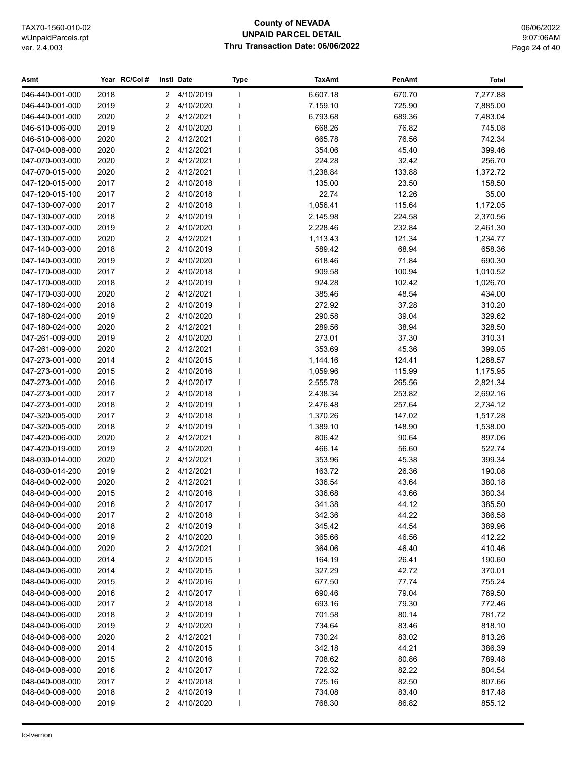# County of NEVADA
## UNPAID PARCEL DETAIL
### Thru Transaction Date: 06/06/2022

| Asmt | Year | RC/Col # | Instl | Date | Type | TaxAmt | PenAmt | Total |
|---|---|---|---|---|---|---|---|---|
| 046-440-001-000 | 2018 | | 2 | 4/10/2019 | I | 6,607.18 | 670.70 | 7,277.88 |
| 046-440-001-000 | 2019 | | 2 | 4/10/2020 | I | 7,159.10 | 725.90 | 7,885.00 |
| 046-440-001-000 | 2020 | | 2 | 4/12/2021 | I | 6,793.68 | 689.36 | 7,483.04 |
| 046-510-006-000 | 2019 | | 2 | 4/10/2020 | I | 668.26 | 76.82 | 745.08 |
| 046-510-006-000 | 2020 | | 2 | 4/12/2021 | I | 665.78 | 76.56 | 742.34 |
| 047-040-008-000 | 2020 | | 2 | 4/12/2021 | I | 354.06 | 45.40 | 399.46 |
| 047-070-003-000 | 2020 | | 2 | 4/12/2021 | I | 224.28 | 32.42 | 256.70 |
| 047-070-015-000 | 2020 | | 2 | 4/12/2021 | I | 1,238.84 | 133.88 | 1,372.72 |
| 047-120-015-000 | 2017 | | 2 | 4/10/2018 | I | 135.00 | 23.50 | 158.50 |
| 047-120-015-100 | 2017 | | 2 | 4/10/2018 | I | 22.74 | 12.26 | 35.00 |
| 047-130-007-000 | 2017 | | 2 | 4/10/2018 | I | 1,056.41 | 115.64 | 1,172.05 |
| 047-130-007-000 | 2018 | | 2 | 4/10/2019 | I | 2,145.98 | 224.58 | 2,370.56 |
| 047-130-007-000 | 2019 | | 2 | 4/10/2020 | I | 2,228.46 | 232.84 | 2,461.30 |
| 047-130-007-000 | 2020 | | 2 | 4/12/2021 | I | 1,113.43 | 121.34 | 1,234.77 |
| 047-140-003-000 | 2018 | | 2 | 4/10/2019 | I | 589.42 | 68.94 | 658.36 |
| 047-140-003-000 | 2019 | | 2 | 4/10/2020 | I | 618.46 | 71.84 | 690.30 |
| 047-170-008-000 | 2017 | | 2 | 4/10/2018 | I | 909.58 | 100.94 | 1,010.52 |
| 047-170-008-000 | 2018 | | 2 | 4/10/2019 | I | 924.28 | 102.42 | 1,026.70 |
| 047-170-030-000 | 2020 | | 2 | 4/12/2021 | I | 385.46 | 48.54 | 434.00 |
| 047-180-024-000 | 2018 | | 2 | 4/10/2019 | I | 272.92 | 37.28 | 310.20 |
| 047-180-024-000 | 2019 | | 2 | 4/10/2020 | I | 290.58 | 39.04 | 329.62 |
| 047-180-024-000 | 2020 | | 2 | 4/12/2021 | I | 289.56 | 38.94 | 328.50 |
| 047-261-009-000 | 2019 | | 2 | 4/10/2020 | I | 273.01 | 37.30 | 310.31 |
| 047-261-009-000 | 2020 | | 2 | 4/12/2021 | I | 353.69 | 45.36 | 399.05 |
| 047-273-001-000 | 2014 | | 2 | 4/10/2015 | I | 1,144.16 | 124.41 | 1,268.57 |
| 047-273-001-000 | 2015 | | 2 | 4/10/2016 | I | 1,059.96 | 115.99 | 1,175.95 |
| 047-273-001-000 | 2016 | | 2 | 4/10/2017 | I | 2,555.78 | 265.56 | 2,821.34 |
| 047-273-001-000 | 2017 | | 2 | 4/10/2018 | I | 2,438.34 | 253.82 | 2,692.16 |
| 047-273-001-000 | 2018 | | 2 | 4/10/2019 | I | 2,476.48 | 257.64 | 2,734.12 |
| 047-320-005-000 | 2017 | | 2 | 4/10/2018 | I | 1,370.26 | 147.02 | 1,517.28 |
| 047-320-005-000 | 2018 | | 2 | 4/10/2019 | I | 1,389.10 | 148.90 | 1,538.00 |
| 047-420-006-000 | 2020 | | 2 | 4/12/2021 | I | 806.42 | 90.64 | 897.06 |
| 047-420-019-000 | 2019 | | 2 | 4/10/2020 | I | 466.14 | 56.60 | 522.74 |
| 048-030-014-000 | 2020 | | 2 | 4/12/2021 | I | 353.96 | 45.38 | 399.34 |
| 048-030-014-200 | 2019 | | 2 | 4/12/2021 | I | 163.72 | 26.36 | 190.08 |
| 048-040-002-000 | 2020 | | 2 | 4/12/2021 | I | 336.54 | 43.64 | 380.18 |
| 048-040-004-000 | 2015 | | 2 | 4/10/2016 | I | 336.68 | 43.66 | 380.34 |
| 048-040-004-000 | 2016 | | 2 | 4/10/2017 | I | 341.38 | 44.12 | 385.50 |
| 048-040-004-000 | 2017 | | 2 | 4/10/2018 | I | 342.36 | 44.22 | 386.58 |
| 048-040-004-000 | 2018 | | 2 | 4/10/2019 | I | 345.42 | 44.54 | 389.96 |
| 048-040-004-000 | 2019 | | 2 | 4/10/2020 | I | 365.66 | 46.56 | 412.22 |
| 048-040-004-000 | 2020 | | 2 | 4/12/2021 | I | 364.06 | 46.40 | 410.46 |
| 048-040-004-000 | 2014 | | 2 | 4/10/2015 | I | 164.19 | 26.41 | 190.60 |
| 048-040-006-000 | 2014 | | 2 | 4/10/2015 | I | 327.29 | 42.72 | 370.01 |
| 048-040-006-000 | 2015 | | 2 | 4/10/2016 | I | 677.50 | 77.74 | 755.24 |
| 048-040-006-000 | 2016 | | 2 | 4/10/2017 | I | 690.46 | 79.04 | 769.50 |
| 048-040-006-000 | 2017 | | 2 | 4/10/2018 | I | 693.16 | 79.30 | 772.46 |
| 048-040-006-000 | 2018 | | 2 | 4/10/2019 | I | 701.58 | 80.14 | 781.72 |
| 048-040-006-000 | 2019 | | 2 | 4/10/2020 | I | 734.64 | 83.46 | 818.10 |
| 048-040-006-000 | 2020 | | 2 | 4/12/2021 | I | 730.24 | 83.02 | 813.26 |
| 048-040-008-000 | 2014 | | 2 | 4/10/2015 | I | 342.18 | 44.21 | 386.39 |
| 048-040-008-000 | 2015 | | 2 | 4/10/2016 | I | 708.62 | 80.86 | 789.48 |
| 048-040-008-000 | 2016 | | 2 | 4/10/2017 | I | 722.32 | 82.22 | 804.54 |
| 048-040-008-000 | 2017 | | 2 | 4/10/2018 | I | 725.16 | 82.50 | 807.66 |
| 048-040-008-000 | 2018 | | 2 | 4/10/2019 | I | 734.08 | 83.40 | 817.48 |
| 048-040-008-000 | 2019 | | 2 | 4/10/2020 | I | 768.30 | 86.82 | 855.12 |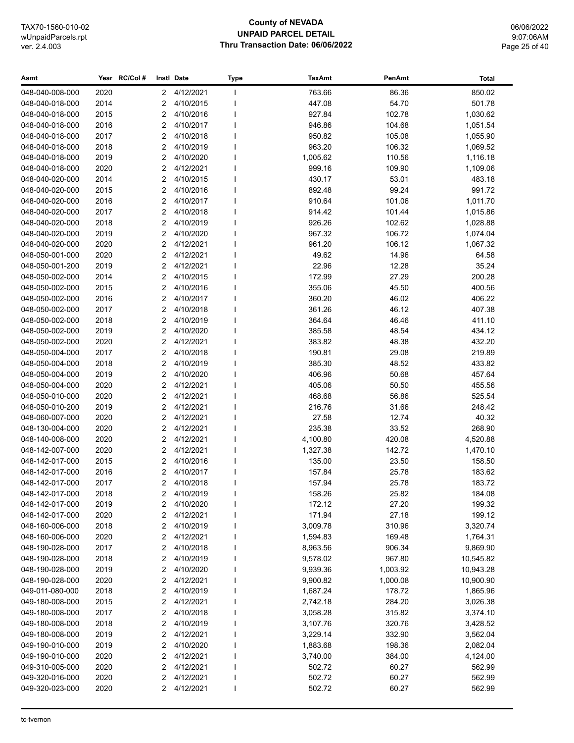# County of NEVADA
## UNPAID PARCEL DETAIL
### Thru Transaction Date: 06/06/2022

| Asmt | Year | RC/Col # | Instl | Date | Type | TaxAmt | PenAmt | Total |
|---|---|---|---|---|---|---|---|---|
| 048-040-008-000 | 2020 | | 2 | 4/12/2021 | I | 763.66 | 86.36 | 850.02 |
| 048-040-018-000 | 2014 | | 2 | 4/10/2015 | I | 447.08 | 54.70 | 501.78 |
| 048-040-018-000 | 2015 | | 2 | 4/10/2016 | I | 927.84 | 102.78 | 1,030.62 |
| 048-040-018-000 | 2016 | | 2 | 4/10/2017 | I | 946.86 | 104.68 | 1,051.54 |
| 048-040-018-000 | 2017 | | 2 | 4/10/2018 | I | 950.82 | 105.08 | 1,055.90 |
| 048-040-018-000 | 2018 | | 2 | 4/10/2019 | I | 963.20 | 106.32 | 1,069.52 |
| 048-040-018-000 | 2019 | | 2 | 4/10/2020 | I | 1,005.62 | 110.56 | 1,116.18 |
| 048-040-018-000 | 2020 | | 2 | 4/12/2021 | I | 999.16 | 109.90 | 1,109.06 |
| 048-040-020-000 | 2014 | | 2 | 4/10/2015 | I | 430.17 | 53.01 | 483.18 |
| 048-040-020-000 | 2015 | | 2 | 4/10/2016 | I | 892.48 | 99.24 | 991.72 |
| 048-040-020-000 | 2016 | | 2 | 4/10/2017 | I | 910.64 | 101.06 | 1,011.70 |
| 048-040-020-000 | 2017 | | 2 | 4/10/2018 | I | 914.42 | 101.44 | 1,015.86 |
| 048-040-020-000 | 2018 | | 2 | 4/10/2019 | I | 926.26 | 102.62 | 1,028.88 |
| 048-040-020-000 | 2019 | | 2 | 4/10/2020 | I | 967.32 | 106.72 | 1,074.04 |
| 048-040-020-000 | 2020 | | 2 | 4/12/2021 | I | 961.20 | 106.12 | 1,067.32 |
| 048-050-001-000 | 2020 | | 2 | 4/12/2021 | I | 49.62 | 14.96 | 64.58 |
| 048-050-001-200 | 2019 | | 2 | 4/12/2021 | I | 22.96 | 12.28 | 35.24 |
| 048-050-002-000 | 2014 | | 2 | 4/10/2015 | I | 172.99 | 27.29 | 200.28 |
| 048-050-002-000 | 2015 | | 2 | 4/10/2016 | I | 355.06 | 45.50 | 400.56 |
| 048-050-002-000 | 2016 | | 2 | 4/10/2017 | I | 360.20 | 46.02 | 406.22 |
| 048-050-002-000 | 2017 | | 2 | 4/10/2018 | I | 361.26 | 46.12 | 407.38 |
| 048-050-002-000 | 2018 | | 2 | 4/10/2019 | I | 364.64 | 46.46 | 411.10 |
| 048-050-002-000 | 2019 | | 2 | 4/10/2020 | I | 385.58 | 48.54 | 434.12 |
| 048-050-002-000 | 2020 | | 2 | 4/12/2021 | I | 383.82 | 48.38 | 432.20 |
| 048-050-004-000 | 2017 | | 2 | 4/10/2018 | I | 190.81 | 29.08 | 219.89 |
| 048-050-004-000 | 2018 | | 2 | 4/10/2019 | I | 385.30 | 48.52 | 433.82 |
| 048-050-004-000 | 2019 | | 2 | 4/10/2020 | I | 406.96 | 50.68 | 457.64 |
| 048-050-004-000 | 2020 | | 2 | 4/12/2021 | I | 405.06 | 50.50 | 455.56 |
| 048-050-010-000 | 2020 | | 2 | 4/12/2021 | I | 468.68 | 56.86 | 525.54 |
| 048-050-010-200 | 2019 | | 2 | 4/12/2021 | I | 216.76 | 31.66 | 248.42 |
| 048-060-007-000 | 2020 | | 2 | 4/12/2021 | I | 27.58 | 12.74 | 40.32 |
| 048-130-004-000 | 2020 | | 2 | 4/12/2021 | I | 235.38 | 33.52 | 268.90 |
| 048-140-008-000 | 2020 | | 2 | 4/12/2021 | I | 4,100.80 | 420.08 | 4,520.88 |
| 048-142-007-000 | 2020 | | 2 | 4/12/2021 | I | 1,327.38 | 142.72 | 1,470.10 |
| 048-142-017-000 | 2015 | | 2 | 4/10/2016 | I | 135.00 | 23.50 | 158.50 |
| 048-142-017-000 | 2016 | | 2 | 4/10/2017 | I | 157.84 | 25.78 | 183.62 |
| 048-142-017-000 | 2017 | | 2 | 4/10/2018 | I | 157.94 | 25.78 | 183.72 |
| 048-142-017-000 | 2018 | | 2 | 4/10/2019 | I | 158.26 | 25.82 | 184.08 |
| 048-142-017-000 | 2019 | | 2 | 4/10/2020 | I | 172.12 | 27.20 | 199.32 |
| 048-142-017-000 | 2020 | | 2 | 4/12/2021 | I | 171.94 | 27.18 | 199.12 |
| 048-160-006-000 | 2018 | | 2 | 4/10/2019 | I | 3,009.78 | 310.96 | 3,320.74 |
| 048-160-006-000 | 2020 | | 2 | 4/12/2021 | I | 1,594.83 | 169.48 | 1,764.31 |
| 048-190-028-000 | 2017 | | 2 | 4/10/2018 | I | 8,963.56 | 906.34 | 9,869.90 |
| 048-190-028-000 | 2018 | | 2 | 4/10/2019 | I | 9,578.02 | 967.80 | 10,545.82 |
| 048-190-028-000 | 2019 | | 2 | 4/10/2020 | I | 9,939.36 | 1,003.92 | 10,943.28 |
| 048-190-028-000 | 2020 | | 2 | 4/12/2021 | I | 9,900.82 | 1,000.08 | 10,900.90 |
| 049-011-080-000 | 2018 | | 2 | 4/10/2019 | I | 1,687.24 | 178.72 | 1,865.96 |
| 049-180-008-000 | 2015 | | 2 | 4/12/2021 | I | 2,742.18 | 284.20 | 3,026.38 |
| 049-180-008-000 | 2017 | | 2 | 4/10/2018 | I | 3,058.28 | 315.82 | 3,374.10 |
| 049-180-008-000 | 2018 | | 2 | 4/10/2019 | I | 3,107.76 | 320.76 | 3,428.52 |
| 049-180-008-000 | 2019 | | 2 | 4/12/2021 | I | 3,229.14 | 332.90 | 3,562.04 |
| 049-190-010-000 | 2019 | | 2 | 4/10/2020 | I | 1,883.68 | 198.36 | 2,082.04 |
| 049-190-010-000 | 2020 | | 2 | 4/12/2021 | I | 3,740.00 | 384.00 | 4,124.00 |
| 049-310-005-000 | 2020 | | 2 | 4/12/2021 | I | 502.72 | 60.27 | 562.99 |
| 049-320-016-000 | 2020 | | 2 | 4/12/2021 | I | 502.72 | 60.27 | 562.99 |
| 049-320-023-000 | 2020 | | 2 | 4/12/2021 | I | 502.72 | 60.27 | 562.99 |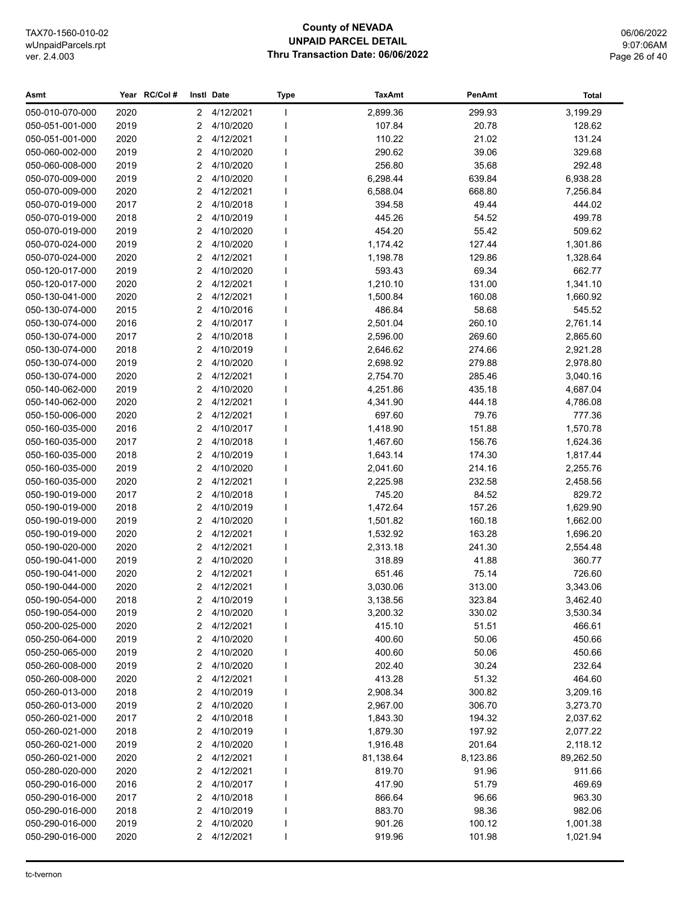# County of NEVADA
## UNPAID PARCEL DETAIL
### Thru Transaction Date: 06/06/2022

TAX70-1560-010-02
wUnpaidParcels.rpt
ver. 2.4.003

06/06/2022
9:07:06AM

| Asmt | Year | RC/Col # | Instl | Date | Type | TaxAmt | PenAmt | Total |
|---|---|---|---|---|---|---|---|---|
| 050-010-070-000 | 2020 | | 2 | 4/12/2021 | I | 2,899.36 | 299.93 | 3,199.29 |
| 050-051-001-000 | 2019 | | 2 | 4/10/2020 | I | 107.84 | 20.78 | 128.62 |
| 050-051-001-000 | 2020 | | 2 | 4/12/2021 | I | 110.22 | 21.02 | 131.24 |
| 050-060-002-000 | 2019 | | 2 | 4/10/2020 | I | 290.62 | 39.06 | 329.68 |
| 050-060-008-000 | 2019 | | 2 | 4/10/2020 | I | 256.80 | 35.68 | 292.48 |
| 050-070-009-000 | 2019 | | 2 | 4/10/2020 | I | 6,298.44 | 639.84 | 6,938.28 |
| 050-070-009-000 | 2020 | | 2 | 4/12/2021 | I | 6,588.04 | 668.80 | 7,256.84 |
| 050-070-019-000 | 2017 | | 2 | 4/10/2018 | I | 394.58 | 49.44 | 444.02 |
| 050-070-019-000 | 2018 | | 2 | 4/10/2019 | I | 445.26 | 54.52 | 499.78 |
| 050-070-019-000 | 2019 | | 2 | 4/10/2020 | I | 454.20 | 55.42 | 509.62 |
| 050-070-024-000 | 2019 | | 2 | 4/10/2020 | I | 1,174.42 | 127.44 | 1,301.86 |
| 050-070-024-000 | 2020 | | 2 | 4/12/2021 | I | 1,198.78 | 129.86 | 1,328.64 |
| 050-120-017-000 | 2019 | | 2 | 4/10/2020 | I | 593.43 | 69.34 | 662.77 |
| 050-120-017-000 | 2020 | | 2 | 4/12/2021 | I | 1,210.10 | 131.00 | 1,341.10 |
| 050-130-041-000 | 2020 | | 2 | 4/12/2021 | I | 1,500.84 | 160.08 | 1,660.92 |
| 050-130-074-000 | 2015 | | 2 | 4/10/2016 | I | 486.84 | 58.68 | 545.52 |
| 050-130-074-000 | 2016 | | 2 | 4/10/2017 | I | 2,501.04 | 260.10 | 2,761.14 |
| 050-130-074-000 | 2017 | | 2 | 4/10/2018 | I | 2,596.00 | 269.60 | 2,865.60 |
| 050-130-074-000 | 2018 | | 2 | 4/10/2019 | I | 2,646.62 | 274.66 | 2,921.28 |
| 050-130-074-000 | 2019 | | 2 | 4/10/2020 | I | 2,698.92 | 279.88 | 2,978.80 |
| 050-130-074-000 | 2020 | | 2 | 4/12/2021 | I | 2,754.70 | 285.46 | 3,040.16 |
| 050-140-062-000 | 2019 | | 2 | 4/10/2020 | I | 4,251.86 | 435.18 | 4,687.04 |
| 050-140-062-000 | 2020 | | 2 | 4/12/2021 | I | 4,341.90 | 444.18 | 4,786.08 |
| 050-150-006-000 | 2020 | | 2 | 4/12/2021 | I | 697.60 | 79.76 | 777.36 |
| 050-160-035-000 | 2016 | | 2 | 4/10/2017 | I | 1,418.90 | 151.88 | 1,570.78 |
| 050-160-035-000 | 2017 | | 2 | 4/10/2018 | I | 1,467.60 | 156.76 | 1,624.36 |
| 050-160-035-000 | 2018 | | 2 | 4/10/2019 | I | 1,643.14 | 174.30 | 1,817.44 |
| 050-160-035-000 | 2019 | | 2 | 4/10/2020 | I | 2,041.60 | 214.16 | 2,255.76 |
| 050-160-035-000 | 2020 | | 2 | 4/12/2021 | I | 2,225.98 | 232.58 | 2,458.56 |
| 050-190-019-000 | 2017 | | 2 | 4/10/2018 | I | 745.20 | 84.52 | 829.72 |
| 050-190-019-000 | 2018 | | 2 | 4/10/2019 | I | 1,472.64 | 157.26 | 1,629.90 |
| 050-190-019-000 | 2019 | | 2 | 4/10/2020 | I | 1,501.82 | 160.18 | 1,662.00 |
| 050-190-019-000 | 2020 | | 2 | 4/12/2021 | I | 1,532.92 | 163.28 | 1,696.20 |
| 050-190-020-000 | 2020 | | 2 | 4/12/2021 | I | 2,313.18 | 241.30 | 2,554.48 |
| 050-190-041-000 | 2019 | | 2 | 4/10/2020 | I | 318.89 | 41.88 | 360.77 |
| 050-190-041-000 | 2020 | | 2 | 4/12/2021 | I | 651.46 | 75.14 | 726.60 |
| 050-190-044-000 | 2020 | | 2 | 4/12/2021 | I | 3,030.06 | 313.00 | 3,343.06 |
| 050-190-054-000 | 2018 | | 2 | 4/10/2019 | I | 3,138.56 | 323.84 | 3,462.40 |
| 050-190-054-000 | 2019 | | 2 | 4/10/2020 | I | 3,200.32 | 330.02 | 3,530.34 |
| 050-200-025-000 | 2020 | | 2 | 4/12/2021 | I | 415.10 | 51.51 | 466.61 |
| 050-250-064-000 | 2019 | | 2 | 4/10/2020 | I | 400.60 | 50.06 | 450.66 |
| 050-250-065-000 | 2019 | | 2 | 4/10/2020 | I | 400.60 | 50.06 | 450.66 |
| 050-260-008-000 | 2019 | | 2 | 4/10/2020 | I | 202.40 | 30.24 | 232.64 |
| 050-260-008-000 | 2020 | | 2 | 4/12/2021 | I | 413.28 | 51.32 | 464.60 |
| 050-260-013-000 | 2018 | | 2 | 4/10/2019 | I | 2,908.34 | 300.82 | 3,209.16 |
| 050-260-013-000 | 2019 | | 2 | 4/10/2020 | I | 2,967.00 | 306.70 | 3,273.70 |
| 050-260-021-000 | 2017 | | 2 | 4/10/2018 | I | 1,843.30 | 194.32 | 2,037.62 |
| 050-260-021-000 | 2018 | | 2 | 4/10/2019 | I | 1,879.30 | 197.92 | 2,077.22 |
| 050-260-021-000 | 2019 | | 2 | 4/10/2020 | I | 1,916.48 | 201.64 | 2,118.12 |
| 050-260-021-000 | 2020 | | 2 | 4/12/2021 | I | 81,138.64 | 8,123.86 | 89,262.50 |
| 050-280-020-000 | 2020 | | 2 | 4/12/2021 | I | 819.70 | 91.96 | 911.66 |
| 050-290-016-000 | 2016 | | 2 | 4/10/2017 | I | 417.90 | 51.79 | 469.69 |
| 050-290-016-000 | 2017 | | 2 | 4/10/2018 | I | 866.64 | 96.66 | 963.30 |
| 050-290-016-000 | 2018 | | 2 | 4/10/2019 | I | 883.70 | 98.36 | 982.06 |
| 050-290-016-000 | 2019 | | 2 | 4/10/2020 | I | 901.26 | 100.12 | 1,001.38 |
| 050-290-016-000 | 2020 | | 2 | 4/12/2021 | I | 919.96 | 101.98 | 1,021.94 |

tc-tvernon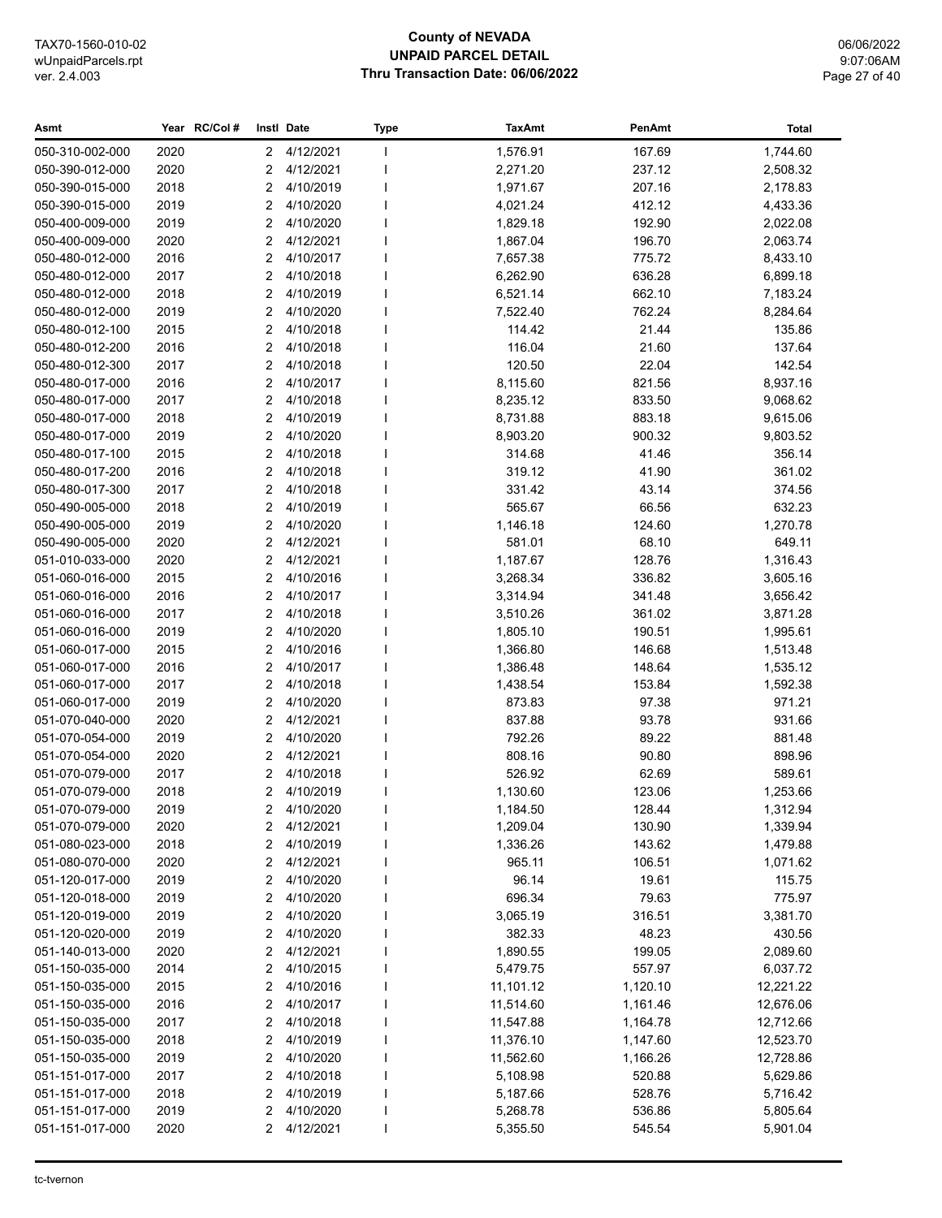# County of NEVADA
## UNPAID PARCEL DETAIL
### Thru Transaction Date: 06/06/2022

| Asmt | Year | RC/Col # | Instl | Date | Type | TaxAmt | PenAmt | Total |
|---|---|---|---|---|---|---|---|---|
| 050-310-002-000 | 2020 | | 2 | 4/12/2021 | I | 1,576.91 | 167.69 | 1,744.60 |
| 050-390-012-000 | 2020 | | 2 | 4/12/2021 | I | 2,271.20 | 237.12 | 2,508.32 |
| 050-390-015-000 | 2018 | | 2 | 4/10/2019 | I | 1,971.67 | 207.16 | 2,178.83 |
| 050-390-015-000 | 2019 | | 2 | 4/10/2020 | I | 4,021.24 | 412.12 | 4,433.36 |
| 050-400-009-000 | 2019 | | 2 | 4/10/2020 | I | 1,829.18 | 192.90 | 2,022.08 |
| 050-400-009-000 | 2020 | | 2 | 4/12/2021 | I | 1,867.04 | 196.70 | 2,063.74 |
| 050-480-012-000 | 2016 | | 2 | 4/10/2017 | I | 7,657.38 | 775.72 | 8,433.10 |
| 050-480-012-000 | 2017 | | 2 | 4/10/2018 | I | 6,262.90 | 636.28 | 6,899.18 |
| 050-480-012-000 | 2018 | | 2 | 4/10/2019 | I | 6,521.14 | 662.10 | 7,183.24 |
| 050-480-012-000 | 2019 | | 2 | 4/10/2020 | I | 7,522.40 | 762.24 | 8,284.64 |
| 050-480-012-100 | 2015 | | 2 | 4/10/2018 | I | 114.42 | 21.44 | 135.86 |
| 050-480-012-200 | 2016 | | 2 | 4/10/2018 | I | 116.04 | 21.60 | 137.64 |
| 050-480-012-300 | 2017 | | 2 | 4/10/2018 | I | 120.50 | 22.04 | 142.54 |
| 050-480-017-000 | 2016 | | 2 | 4/10/2017 | I | 8,115.60 | 821.56 | 8,937.16 |
| 050-480-017-000 | 2017 | | 2 | 4/10/2018 | I | 8,235.12 | 833.50 | 9,068.62 |
| 050-480-017-000 | 2018 | | 2 | 4/10/2019 | I | 8,731.88 | 883.18 | 9,615.06 |
| 050-480-017-000 | 2019 | | 2 | 4/10/2020 | I | 8,903.20 | 900.32 | 9,803.52 |
| 050-480-017-100 | 2015 | | 2 | 4/10/2018 | I | 314.68 | 41.46 | 356.14 |
| 050-480-017-200 | 2016 | | 2 | 4/10/2018 | I | 319.12 | 41.90 | 361.02 |
| 050-480-017-300 | 2017 | | 2 | 4/10/2018 | I | 331.42 | 43.14 | 374.56 |
| 050-490-005-000 | 2018 | | 2 | 4/10/2019 | I | 565.67 | 66.56 | 632.23 |
| 050-490-005-000 | 2019 | | 2 | 4/10/2020 | I | 1,146.18 | 124.60 | 1,270.78 |
| 050-490-005-000 | 2020 | | 2 | 4/12/2021 | I | 581.01 | 68.10 | 649.11 |
| 051-010-033-000 | 2020 | | 2 | 4/12/2021 | I | 1,187.67 | 128.76 | 1,316.43 |
| 051-060-016-000 | 2015 | | 2 | 4/10/2016 | I | 3,268.34 | 336.82 | 3,605.16 |
| 051-060-016-000 | 2016 | | 2 | 4/10/2017 | I | 3,314.94 | 341.48 | 3,656.42 |
| 051-060-016-000 | 2017 | | 2 | 4/10/2018 | I | 3,510.26 | 361.02 | 3,871.28 |
| 051-060-016-000 | 2019 | | 2 | 4/10/2020 | I | 1,805.10 | 190.51 | 1,995.61 |
| 051-060-017-000 | 2015 | | 2 | 4/10/2016 | I | 1,366.80 | 146.68 | 1,513.48 |
| 051-060-017-000 | 2016 | | 2 | 4/10/2017 | I | 1,386.48 | 148.64 | 1,535.12 |
| 051-060-017-000 | 2017 | | 2 | 4/10/2018 | I | 1,438.54 | 153.84 | 1,592.38 |
| 051-060-017-000 | 2019 | | 2 | 4/10/2020 | I | 873.83 | 97.38 | 971.21 |
| 051-070-040-000 | 2020 | | 2 | 4/12/2021 | I | 837.88 | 93.78 | 931.66 |
| 051-070-054-000 | 2019 | | 2 | 4/10/2020 | I | 792.26 | 89.22 | 881.48 |
| 051-070-054-000 | 2020 | | 2 | 4/12/2021 | I | 808.16 | 90.80 | 898.96 |
| 051-070-079-000 | 2017 | | 2 | 4/10/2018 | I | 526.92 | 62.69 | 589.61 |
| 051-070-079-000 | 2018 | | 2 | 4/10/2019 | I | 1,130.60 | 123.06 | 1,253.66 |
| 051-070-079-000 | 2019 | | 2 | 4/10/2020 | I | 1,184.50 | 128.44 | 1,312.94 |
| 051-070-079-000 | 2020 | | 2 | 4/12/2021 | I | 1,209.04 | 130.90 | 1,339.94 |
| 051-080-023-000 | 2018 | | 2 | 4/10/2019 | I | 1,336.26 | 143.62 | 1,479.88 |
| 051-080-070-000 | 2020 | | 2 | 4/12/2021 | I | 965.11 | 106.51 | 1,071.62 |
| 051-120-017-000 | 2019 | | 2 | 4/10/2020 | I | 96.14 | 19.61 | 115.75 |
| 051-120-018-000 | 2019 | | 2 | 4/10/2020 | I | 696.34 | 79.63 | 775.97 |
| 051-120-019-000 | 2019 | | 2 | 4/10/2020 | I | 3,065.19 | 316.51 | 3,381.70 |
| 051-120-020-000 | 2019 | | 2 | 4/10/2020 | I | 382.33 | 48.23 | 430.56 |
| 051-140-013-000 | 2020 | | 2 | 4/12/2021 | I | 1,890.55 | 199.05 | 2,089.60 |
| 051-150-035-000 | 2014 | | 2 | 4/10/2015 | I | 5,479.75 | 557.97 | 6,037.72 |
| 051-150-035-000 | 2015 | | 2 | 4/10/2016 | I | 11,101.12 | 1,120.10 | 12,221.22 |
| 051-150-035-000 | 2016 | | 2 | 4/10/2017 | I | 11,514.60 | 1,161.46 | 12,676.06 |
| 051-150-035-000 | 2017 | | 2 | 4/10/2018 | I | 11,547.88 | 1,164.78 | 12,712.66 |
| 051-150-035-000 | 2018 | | 2 | 4/10/2019 | I | 11,376.10 | 1,147.60 | 12,523.70 |
| 051-150-035-000 | 2019 | | 2 | 4/10/2020 | I | 11,562.60 | 1,166.26 | 12,728.86 |
| 051-151-017-000 | 2017 | | 2 | 4/10/2018 | I | 5,108.98 | 520.88 | 5,629.86 |
| 051-151-017-000 | 2018 | | 2 | 4/10/2019 | I | 5,187.66 | 528.76 | 5,716.42 |
| 051-151-017-000 | 2019 | | 2 | 4/10/2020 | I | 5,268.78 | 536.86 | 5,805.64 |
| 051-151-017-000 | 2020 | | 2 | 4/12/2021 | I | 5,355.50 | 545.54 | 5,901.04 |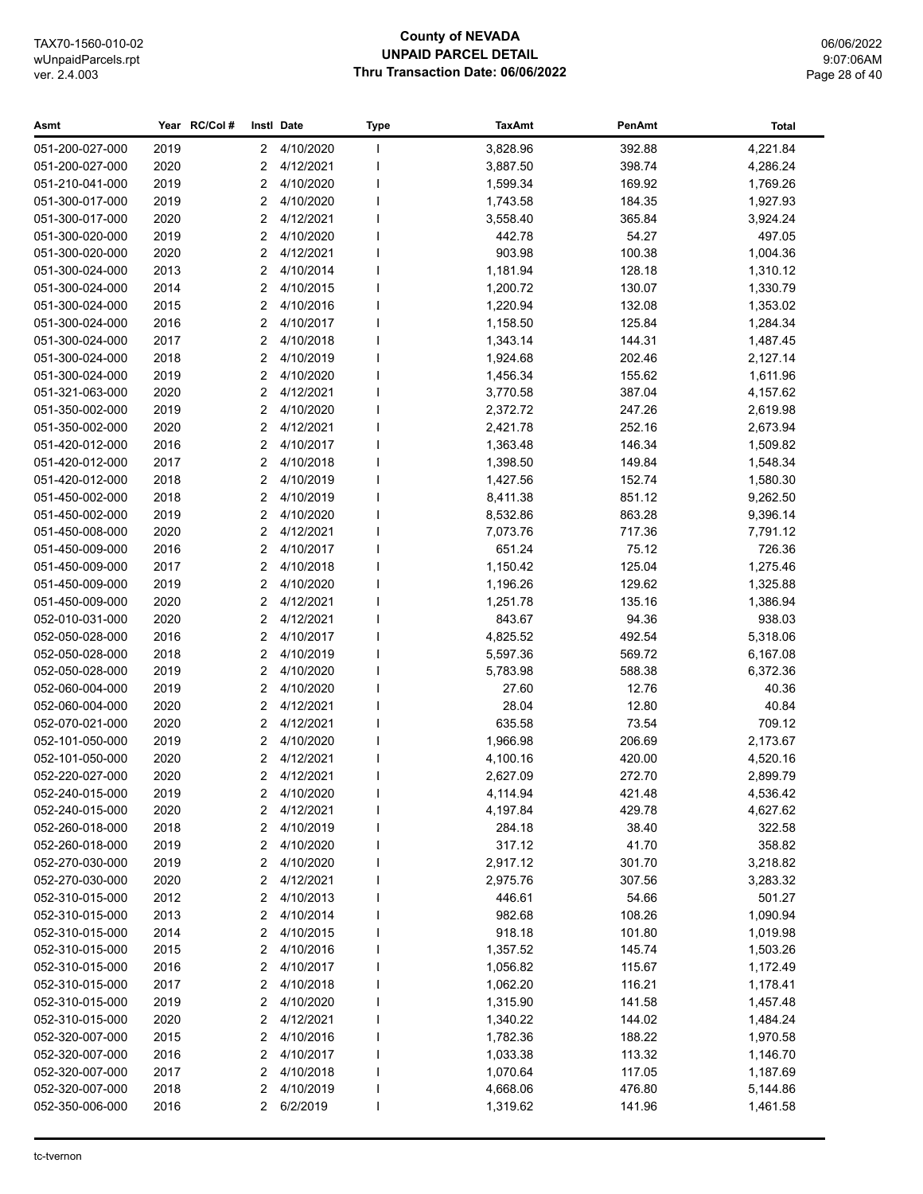# County of NEVADA
## UNPAID PARCEL DETAIL
### Thru Transaction Date: 06/06/2022

| Asmt | Year | RC/Col # | Instl | Date | Type | TaxAmt | PenAmt | Total |
|---|---|---|---|---|---|---|---|---|
| 051-200-027-000 | 2019 | | 2 | 4/10/2020 | I | 3,828.96 | 392.88 | 4,221.84 |
| 051-200-027-000 | 2020 | | 2 | 4/12/2021 | I | 3,887.50 | 398.74 | 4,286.24 |
| 051-210-041-000 | 2019 | | 2 | 4/10/2020 | I | 1,599.34 | 169.92 | 1,769.26 |
| 051-300-017-000 | 2019 | | 2 | 4/10/2020 | I | 1,743.58 | 184.35 | 1,927.93 |
| 051-300-017-000 | 2020 | | 2 | 4/12/2021 | I | 3,558.40 | 365.84 | 3,924.24 |
| 051-300-020-000 | 2019 | | 2 | 4/10/2020 | I | 442.78 | 54.27 | 497.05 |
| 051-300-020-000 | 2020 | | 2 | 4/12/2021 | I | 903.98 | 100.38 | 1,004.36 |
| 051-300-024-000 | 2013 | | 2 | 4/10/2014 | I | 1,181.94 | 128.18 | 1,310.12 |
| 051-300-024-000 | 2014 | | 2 | 4/10/2015 | I | 1,200.72 | 130.07 | 1,330.79 |
| 051-300-024-000 | 2015 | | 2 | 4/10/2016 | I | 1,220.94 | 132.08 | 1,353.02 |
| 051-300-024-000 | 2016 | | 2 | 4/10/2017 | I | 1,158.50 | 125.84 | 1,284.34 |
| 051-300-024-000 | 2017 | | 2 | 4/10/2018 | I | 1,343.14 | 144.31 | 1,487.45 |
| 051-300-024-000 | 2018 | | 2 | 4/10/2019 | I | 1,924.68 | 202.46 | 2,127.14 |
| 051-300-024-000 | 2019 | | 2 | 4/10/2020 | I | 1,456.34 | 155.62 | 1,611.96 |
| 051-321-063-000 | 2020 | | 2 | 4/12/2021 | I | 3,770.58 | 387.04 | 4,157.62 |
| 051-350-002-000 | 2019 | | 2 | 4/10/2020 | I | 2,372.72 | 247.26 | 2,619.98 |
| 051-350-002-000 | 2020 | | 2 | 4/12/2021 | I | 2,421.78 | 252.16 | 2,673.94 |
| 051-420-012-000 | 2016 | | 2 | 4/10/2017 | I | 1,363.48 | 146.34 | 1,509.82 |
| 051-420-012-000 | 2017 | | 2 | 4/10/2018 | I | 1,398.50 | 149.84 | 1,548.34 |
| 051-420-012-000 | 2018 | | 2 | 4/10/2019 | I | 1,427.56 | 152.74 | 1,580.30 |
| 051-450-002-000 | 2018 | | 2 | 4/10/2019 | I | 8,411.38 | 851.12 | 9,262.50 |
| 051-450-002-000 | 2019 | | 2 | 4/10/2020 | I | 8,532.86 | 863.28 | 9,396.14 |
| 051-450-008-000 | 2020 | | 2 | 4/12/2021 | I | 7,073.76 | 717.36 | 7,791.12 |
| 051-450-009-000 | 2016 | | 2 | 4/10/2017 | I | 651.24 | 75.12 | 726.36 |
| 051-450-009-000 | 2017 | | 2 | 4/10/2018 | I | 1,150.42 | 125.04 | 1,275.46 |
| 051-450-009-000 | 2019 | | 2 | 4/10/2020 | I | 1,196.26 | 129.62 | 1,325.88 |
| 051-450-009-000 | 2020 | | 2 | 4/12/2021 | I | 1,251.78 | 135.16 | 1,386.94 |
| 052-010-031-000 | 2020 | | 2 | 4/12/2021 | I | 843.67 | 94.36 | 938.03 |
| 052-050-028-000 | 2016 | | 2 | 4/10/2017 | I | 4,825.52 | 492.54 | 5,318.06 |
| 052-050-028-000 | 2018 | | 2 | 4/10/2019 | I | 5,597.36 | 569.72 | 6,167.08 |
| 052-050-028-000 | 2019 | | 2 | 4/10/2020 | I | 5,783.98 | 588.38 | 6,372.36 |
| 052-060-004-000 | 2019 | | 2 | 4/10/2020 | I | 27.60 | 12.76 | 40.36 |
| 052-060-004-000 | 2020 | | 2 | 4/12/2021 | I | 28.04 | 12.80 | 40.84 |
| 052-070-021-000 | 2020 | | 2 | 4/12/2021 | I | 635.58 | 73.54 | 709.12 |
| 052-101-050-000 | 2019 | | 2 | 4/10/2020 | I | 1,966.98 | 206.69 | 2,173.67 |
| 052-101-050-000 | 2020 | | 2 | 4/12/2021 | I | 4,100.16 | 420.00 | 4,520.16 |
| 052-220-027-000 | 2020 | | 2 | 4/12/2021 | I | 2,627.09 | 272.70 | 2,899.79 |
| 052-240-015-000 | 2019 | | 2 | 4/10/2020 | I | 4,114.94 | 421.48 | 4,536.42 |
| 052-240-015-000 | 2020 | | 2 | 4/12/2021 | I | 4,197.84 | 429.78 | 4,627.62 |
| 052-260-018-000 | 2018 | | 2 | 4/10/2019 | I | 284.18 | 38.40 | 322.58 |
| 052-260-018-000 | 2019 | | 2 | 4/10/2020 | I | 317.12 | 41.70 | 358.82 |
| 052-270-030-000 | 2019 | | 2 | 4/10/2020 | I | 2,917.12 | 301.70 | 3,218.82 |
| 052-270-030-000 | 2020 | | 2 | 4/12/2021 | I | 2,975.76 | 307.56 | 3,283.32 |
| 052-310-015-000 | 2012 | | 2 | 4/10/2013 | I | 446.61 | 54.66 | 501.27 |
| 052-310-015-000 | 2013 | | 2 | 4/10/2014 | I | 982.68 | 108.26 | 1,090.94 |
| 052-310-015-000 | 2014 | | 2 | 4/10/2015 | I | 918.18 | 101.80 | 1,019.98 |
| 052-310-015-000 | 2015 | | 2 | 4/10/2016 | I | 1,357.52 | 145.74 | 1,503.26 |
| 052-310-015-000 | 2016 | | 2 | 4/10/2017 | I | 1,056.82 | 115.67 | 1,172.49 |
| 052-310-015-000 | 2017 | | 2 | 4/10/2018 | I | 1,062.20 | 116.21 | 1,178.41 |
| 052-310-015-000 | 2019 | | 2 | 4/10/2020 | I | 1,315.90 | 141.58 | 1,457.48 |
| 052-310-015-000 | 2020 | | 2 | 4/12/2021 | I | 1,340.22 | 144.02 | 1,484.24 |
| 052-320-007-000 | 2015 | | 2 | 4/10/2016 | I | 1,782.36 | 188.22 | 1,970.58 |
| 052-320-007-000 | 2016 | | 2 | 4/10/2017 | I | 1,033.38 | 113.32 | 1,146.70 |
| 052-320-007-000 | 2017 | | 2 | 4/10/2018 | I | 1,070.64 | 117.05 | 1,187.69 |
| 052-320-007-000 | 2018 | | 2 | 4/10/2019 | I | 4,668.06 | 476.80 | 5,144.86 |
| 052-350-006-000 | 2016 | | 2 | 6/2/2019 | I | 1,319.62 | 141.96 | 1,461.58 |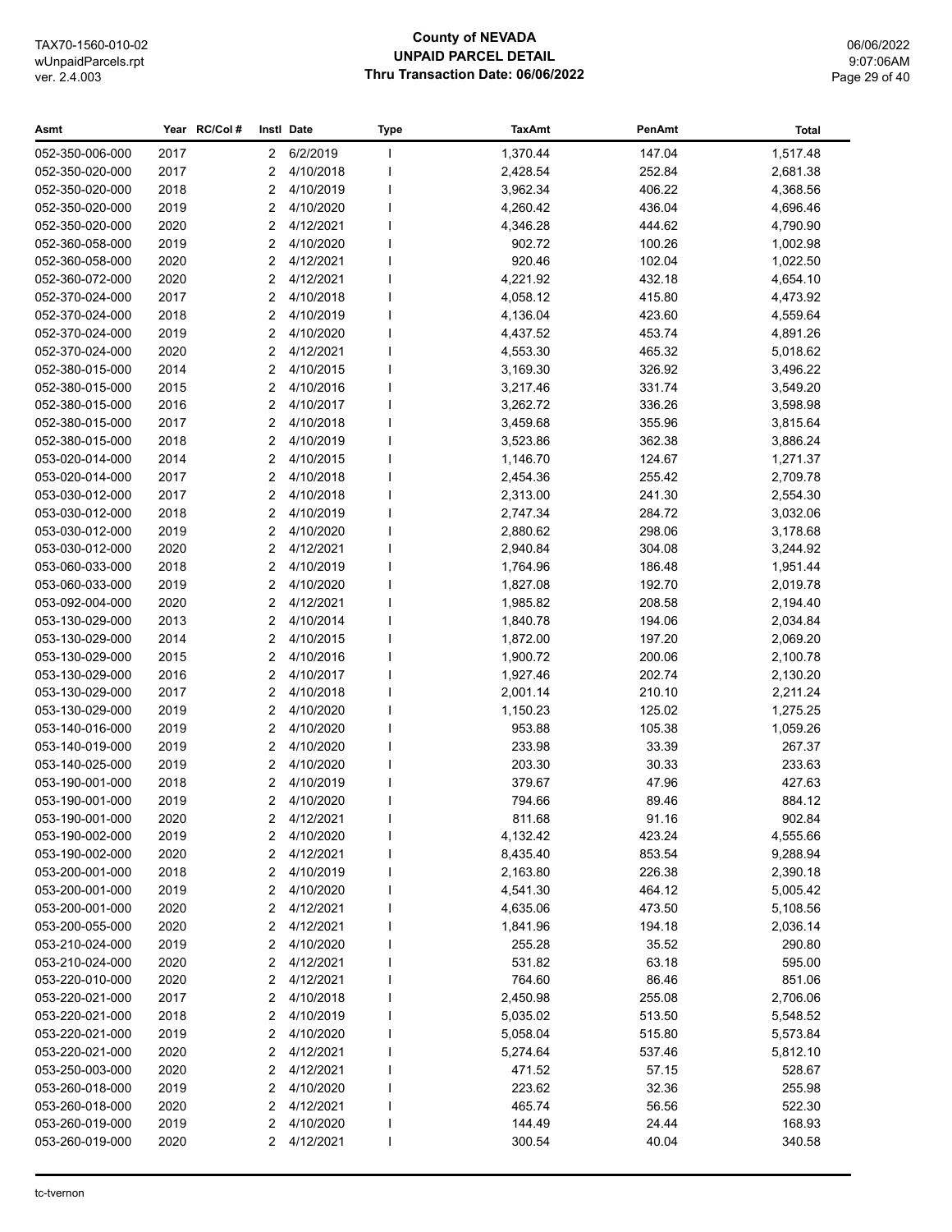# County of NEVADA
## UNPAID PARCEL DETAIL
### Thru Transaction Date: 06/06/2022

TAX70-1560-010-02
wUnpaidParcels.rpt
ver. 2.4.003

06/06/2022
9:07:06AM

| Asmt | Year | RC/Col # | Instl | Date | Type | TaxAmt | PenAmt | Total |
|---|---|---|---|---|---|---|---|---|
| 052-350-006-000 | 2017 | | 2 | 6/2/2019 | I | 1,370.44 | 147.04 | 1,517.48 |
| 052-350-020-000 | 2017 | | 2 | 4/10/2018 | I | 2,428.54 | 252.84 | 2,681.38 |
| 052-350-020-000 | 2018 | | 2 | 4/10/2019 | I | 3,962.34 | 406.22 | 4,368.56 |
| 052-350-020-000 | 2019 | | 2 | 4/10/2020 | I | 4,260.42 | 436.04 | 4,696.46 |
| 052-350-020-000 | 2020 | | 2 | 4/12/2021 | I | 4,346.28 | 444.62 | 4,790.90 |
| 052-360-058-000 | 2019 | | 2 | 4/10/2020 | I | 902.72 | 100.26 | 1,002.98 |
| 052-360-058-000 | 2020 | | 2 | 4/12/2021 | I | 920.46 | 102.04 | 1,022.50 |
| 052-360-072-000 | 2020 | | 2 | 4/12/2021 | I | 4,221.92 | 432.18 | 4,654.10 |
| 052-370-024-000 | 2017 | | 2 | 4/10/2018 | I | 4,058.12 | 415.80 | 4,473.92 |
| 052-370-024-000 | 2018 | | 2 | 4/10/2019 | I | 4,136.04 | 423.60 | 4,559.64 |
| 052-370-024-000 | 2019 | | 2 | 4/10/2020 | I | 4,437.52 | 453.74 | 4,891.26 |
| 052-370-024-000 | 2020 | | 2 | 4/12/2021 | I | 4,553.30 | 465.32 | 5,018.62 |
| 052-380-015-000 | 2014 | | 2 | 4/10/2015 | I | 3,169.30 | 326.92 | 3,496.22 |
| 052-380-015-000 | 2015 | | 2 | 4/10/2016 | I | 3,217.46 | 331.74 | 3,549.20 |
| 052-380-015-000 | 2016 | | 2 | 4/10/2017 | I | 3,262.72 | 336.26 | 3,598.98 |
| 052-380-015-000 | 2017 | | 2 | 4/10/2018 | I | 3,459.68 | 355.96 | 3,815.64 |
| 052-380-015-000 | 2018 | | 2 | 4/10/2019 | I | 3,523.86 | 362.38 | 3,886.24 |
| 053-020-014-000 | 2014 | | 2 | 4/10/2015 | I | 1,146.70 | 124.67 | 1,271.37 |
| 053-020-014-000 | 2017 | | 2 | 4/10/2018 | I | 2,454.36 | 255.42 | 2,709.78 |
| 053-030-012-000 | 2017 | | 2 | 4/10/2018 | I | 2,313.00 | 241.30 | 2,554.30 |
| 053-030-012-000 | 2018 | | 2 | 4/10/2019 | I | 2,747.34 | 284.72 | 3,032.06 |
| 053-030-012-000 | 2019 | | 2 | 4/10/2020 | I | 2,880.62 | 298.06 | 3,178.68 |
| 053-030-012-000 | 2020 | | 2 | 4/12/2021 | I | 2,940.84 | 304.08 | 3,244.92 |
| 053-060-033-000 | 2018 | | 2 | 4/10/2019 | I | 1,764.96 | 186.48 | 1,951.44 |
| 053-060-033-000 | 2019 | | 2 | 4/10/2020 | I | 1,827.08 | 192.70 | 2,019.78 |
| 053-092-004-000 | 2020 | | 2 | 4/12/2021 | I | 1,985.82 | 208.58 | 2,194.40 |
| 053-130-029-000 | 2013 | | 2 | 4/10/2014 | I | 1,840.78 | 194.06 | 2,034.84 |
| 053-130-029-000 | 2014 | | 2 | 4/10/2015 | I | 1,872.00 | 197.20 | 2,069.20 |
| 053-130-029-000 | 2015 | | 2 | 4/10/2016 | I | 1,900.72 | 200.06 | 2,100.78 |
| 053-130-029-000 | 2016 | | 2 | 4/10/2017 | I | 1,927.46 | 202.74 | 2,130.20 |
| 053-130-029-000 | 2017 | | 2 | 4/10/2018 | I | 2,001.14 | 210.10 | 2,211.24 |
| 053-130-029-000 | 2019 | | 2 | 4/10/2020 | I | 1,150.23 | 125.02 | 1,275.25 |
| 053-140-016-000 | 2019 | | 2 | 4/10/2020 | I | 953.88 | 105.38 | 1,059.26 |
| 053-140-019-000 | 2019 | | 2 | 4/10/2020 | I | 233.98 | 33.39 | 267.37 |
| 053-140-025-000 | 2019 | | 2 | 4/10/2020 | I | 203.30 | 30.33 | 233.63 |
| 053-190-001-000 | 2018 | | 2 | 4/10/2019 | I | 379.67 | 47.96 | 427.63 |
| 053-190-001-000 | 2019 | | 2 | 4/10/2020 | I | 794.66 | 89.46 | 884.12 |
| 053-190-001-000 | 2020 | | 2 | 4/12/2021 | I | 811.68 | 91.16 | 902.84 |
| 053-190-002-000 | 2019 | | 2 | 4/10/2020 | I | 4,132.42 | 423.24 | 4,555.66 |
| 053-190-002-000 | 2020 | | 2 | 4/12/2021 | I | 8,435.40 | 853.54 | 9,288.94 |
| 053-200-001-000 | 2018 | | 2 | 4/10/2019 | I | 2,163.80 | 226.38 | 2,390.18 |
| 053-200-001-000 | 2019 | | 2 | 4/10/2020 | I | 4,541.30 | 464.12 | 5,005.42 |
| 053-200-001-000 | 2020 | | 2 | 4/12/2021 | I | 4,635.06 | 473.50 | 5,108.56 |
| 053-200-055-000 | 2020 | | 2 | 4/12/2021 | I | 1,841.96 | 194.18 | 2,036.14 |
| 053-210-024-000 | 2019 | | 2 | 4/10/2020 | I | 255.28 | 35.52 | 290.80 |
| 053-210-024-000 | 2020 | | 2 | 4/12/2021 | I | 531.82 | 63.18 | 595.00 |
| 053-220-010-000 | 2020 | | 2 | 4/12/2021 | I | 764.60 | 86.46 | 851.06 |
| 053-220-021-000 | 2017 | | 2 | 4/10/2018 | I | 2,450.98 | 255.08 | 2,706.06 |
| 053-220-021-000 | 2018 | | 2 | 4/10/2019 | I | 5,035.02 | 513.50 | 5,548.52 |
| 053-220-021-000 | 2019 | | 2 | 4/10/2020 | I | 5,058.04 | 515.80 | 5,573.84 |
| 053-220-021-000 | 2020 | | 2 | 4/12/2021 | I | 5,274.64 | 537.46 | 5,812.10 |
| 053-250-003-000 | 2020 | | 2 | 4/12/2021 | I | 471.52 | 57.15 | 528.67 |
| 053-260-018-000 | 2019 | | 2 | 4/10/2020 | I | 223.62 | 32.36 | 255.98 |
| 053-260-018-000 | 2020 | | 2 | 4/12/2021 | I | 465.74 | 56.56 | 522.30 |
| 053-260-019-000 | 2019 | | 2 | 4/10/2020 | I | 144.49 | 24.44 | 168.93 |
| 053-260-019-000 | 2020 | | 2 | 4/12/2021 | I | 300.54 | 40.04 | 340.58 |

tc-tvernon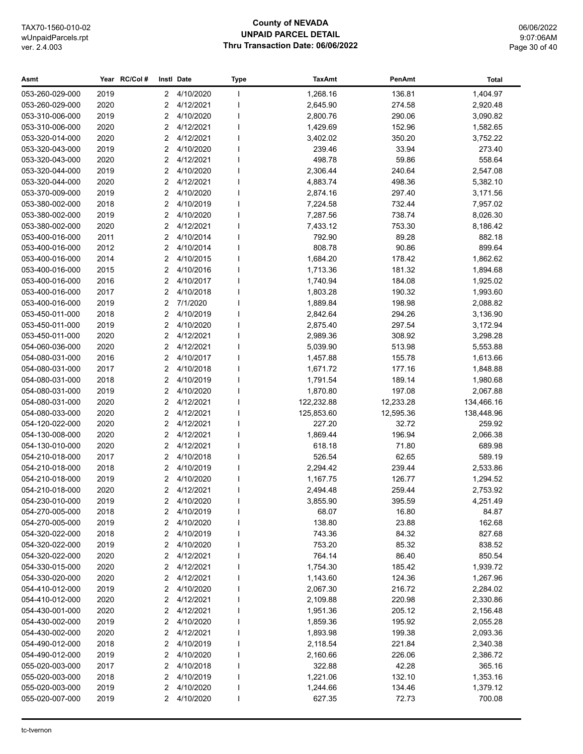| Asmt | Year | RC/Col # | Instl | Date | Type | TaxAmt | PenAmt | Total |
|---|---|---|---|---|---|---|---|---|
| 053-260-029-000 | 2019 | | 2 | 4/10/2020 | I | 1,268.16 | 136.81 | 1,404.97 |
| 053-260-029-000 | 2020 | | 2 | 4/12/2021 | I | 2,645.90 | 274.58 | 2,920.48 |
| 053-310-006-000 | 2019 | | 2 | 4/10/2020 | I | 2,800.76 | 290.06 | 3,090.82 |
| 053-310-006-000 | 2020 | | 2 | 4/12/2021 | I | 1,429.69 | 152.96 | 1,582.65 |
| 053-320-014-000 | 2020 | | 2 | 4/12/2021 | I | 3,402.02 | 350.20 | 3,752.22 |
| 053-320-043-000 | 2019 | | 2 | 4/10/2020 | I | 239.46 | 33.94 | 273.40 |
| 053-320-043-000 | 2020 | | 2 | 4/12/2021 | I | 498.78 | 59.86 | 558.64 |
| 053-320-044-000 | 2019 | | 2 | 4/10/2020 | I | 2,306.44 | 240.64 | 2,547.08 |
| 053-320-044-000 | 2020 | | 2 | 4/12/2021 | I | 4,883.74 | 498.36 | 5,382.10 |
| 053-370-009-000 | 2019 | | 2 | 4/10/2020 | I | 2,874.16 | 297.40 | 3,171.56 |
| 053-380-002-000 | 2018 | | 2 | 4/10/2019 | I | 7,224.58 | 732.44 | 7,957.02 |
| 053-380-002-000 | 2019 | | 2 | 4/10/2020 | I | 7,287.56 | 738.74 | 8,026.30 |
| 053-380-002-000 | 2020 | | 2 | 4/12/2021 | I | 7,433.12 | 753.30 | 8,186.42 |
| 053-400-016-000 | 2011 | | 2 | 4/10/2014 | I | 792.90 | 89.28 | 882.18 |
| 053-400-016-000 | 2012 | | 2 | 4/10/2014 | I | 808.78 | 90.86 | 899.64 |
| 053-400-016-000 | 2014 | | 2 | 4/10/2015 | I | 1,684.20 | 178.42 | 1,862.62 |
| 053-400-016-000 | 2015 | | 2 | 4/10/2016 | I | 1,713.36 | 181.32 | 1,894.68 |
| 053-400-016-000 | 2016 | | 2 | 4/10/2017 | I | 1,740.94 | 184.08 | 1,925.02 |
| 053-400-016-000 | 2017 | | 2 | 4/10/2018 | I | 1,803.28 | 190.32 | 1,993.60 |
| 053-400-016-000 | 2019 | | 2 | 7/1/2020 | I | 1,889.84 | 198.98 | 2,088.82 |
| 053-450-011-000 | 2018 | | 2 | 4/10/2019 | I | 2,842.64 | 294.26 | 3,136.90 |
| 053-450-011-000 | 2019 | | 2 | 4/10/2020 | I | 2,875.40 | 297.54 | 3,172.94 |
| 053-450-011-000 | 2020 | | 2 | 4/12/2021 | I | 2,989.36 | 308.92 | 3,298.28 |
| 054-060-036-000 | 2020 | | 2 | 4/12/2021 | I | 5,039.90 | 513.98 | 5,553.88 |
| 054-080-031-000 | 2016 | | 2 | 4/10/2017 | I | 1,457.88 | 155.78 | 1,613.66 |
| 054-080-031-000 | 2017 | | 2 | 4/10/2018 | I | 1,671.72 | 177.16 | 1,848.88 |
| 054-080-031-000 | 2018 | | 2 | 4/10/2019 | I | 1,791.54 | 189.14 | 1,980.68 |
| 054-080-031-000 | 2019 | | 2 | 4/10/2020 | I | 1,870.80 | 197.08 | 2,067.88 |
| 054-080-031-000 | 2020 | | 2 | 4/12/2021 | I | 122,232.88 | 12,233.28 | 134,466.16 |
| 054-080-033-000 | 2020 | | 2 | 4/12/2021 | I | 125,853.60 | 12,595.36 | 138,448.96 |
| 054-120-022-000 | 2020 | | 2 | 4/12/2021 | I | 227.20 | 32.72 | 259.92 |
| 054-130-008-000 | 2020 | | 2 | 4/12/2021 | I | 1,869.44 | 196.94 | 2,066.38 |
| 054-130-010-000 | 2020 | | 2 | 4/12/2021 | I | 618.18 | 71.80 | 689.98 |
| 054-210-018-000 | 2017 | | 2 | 4/10/2018 | I | 526.54 | 62.65 | 589.19 |
| 054-210-018-000 | 2018 | | 2 | 4/10/2019 | I | 2,294.42 | 239.44 | 2,533.86 |
| 054-210-018-000 | 2019 | | 2 | 4/10/2020 | I | 1,167.75 | 126.77 | 1,294.52 |
| 054-210-018-000 | 2020 | | 2 | 4/12/2021 | I | 2,494.48 | 259.44 | 2,753.92 |
| 054-230-010-000 | 2019 | | 2 | 4/10/2020 | I | 3,855.90 | 395.59 | 4,251.49 |
| 054-270-005-000 | 2018 | | 2 | 4/10/2019 | I | 68.07 | 16.80 | 84.87 |
| 054-270-005-000 | 2019 | | 2 | 4/10/2020 | I | 138.80 | 23.88 | 162.68 |
| 054-320-022-000 | 2018 | | 2 | 4/10/2019 | I | 743.36 | 84.32 | 827.68 |
| 054-320-022-000 | 2019 | | 2 | 4/10/2020 | I | 753.20 | 85.32 | 838.52 |
| 054-320-022-000 | 2020 | | 2 | 4/12/2021 | I | 764.14 | 86.40 | 850.54 |
| 054-330-015-000 | 2020 | | 2 | 4/12/2021 | I | 1,754.30 | 185.42 | 1,939.72 |
| 054-330-020-000 | 2020 | | 2 | 4/12/2021 | I | 1,143.60 | 124.36 | 1,267.96 |
| 054-410-012-000 | 2019 | | 2 | 4/10/2020 | I | 2,067.30 | 216.72 | 2,284.02 |
| 054-410-012-000 | 2020 | | 2 | 4/12/2021 | I | 2,109.88 | 220.98 | 2,330.86 |
| 054-430-001-000 | 2020 | | 2 | 4/12/2021 | I | 1,951.36 | 205.12 | 2,156.48 |
| 054-430-002-000 | 2019 | | 2 | 4/10/2020 | I | 1,859.36 | 195.92 | 2,055.28 |
| 054-430-002-000 | 2020 | | 2 | 4/12/2021 | I | 1,893.98 | 199.38 | 2,093.36 |
| 054-490-012-000 | 2018 | | 2 | 4/10/2019 | I | 2,118.54 | 221.84 | 2,340.38 |
| 054-490-012-000 | 2019 | | 2 | 4/10/2020 | I | 2,160.66 | 226.06 | 2,386.72 |
| 055-020-003-000 | 2017 | | 2 | 4/10/2018 | I | 322.88 | 42.28 | 365.16 |
| 055-020-003-000 | 2018 | | 2 | 4/10/2019 | I | 1,221.06 | 132.10 | 1,353.16 |
| 055-020-003-000 | 2019 | | 2 | 4/10/2020 | I | 1,244.66 | 134.46 | 1,379.12 |
| 055-020-007-000 | 2019 | | 2 | 4/10/2020 | I | 627.35 | 72.73 | 700.08 |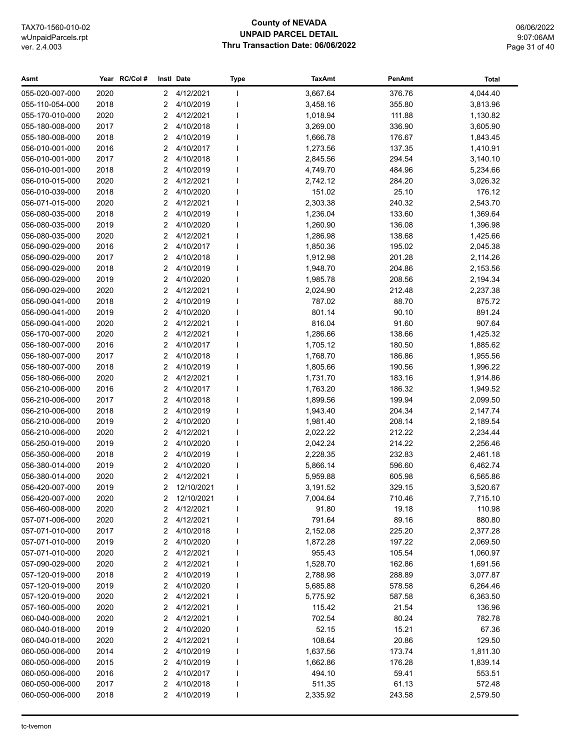# County of NEVADA
## UNPAID PARCEL DETAIL
### Thru Transaction Date: 06/06/2022

| Asmt | Year | RC/Col # | Instl | Date | Type | TaxAmt | PenAmt | Total |
|---|---|---|---|---|---|---|---|---|
| 055-020-007-000 | 2020 | | 2 | 4/12/2021 | I | 3,667.64 | 376.76 | 4,044.40 |
| 055-110-054-000 | 2018 | | 2 | 4/10/2019 | I | 3,458.16 | 355.80 | 3,813.96 |
| 055-170-010-000 | 2020 | | 2 | 4/12/2021 | I | 1,018.94 | 111.88 | 1,130.82 |
| 055-180-008-000 | 2017 | | 2 | 4/10/2018 | I | 3,269.00 | 336.90 | 3,605.90 |
| 055-180-008-000 | 2018 | | 2 | 4/10/2019 | I | 1,666.78 | 176.67 | 1,843.45 |
| 056-010-001-000 | 2016 | | 2 | 4/10/2017 | I | 1,273.56 | 137.35 | 1,410.91 |
| 056-010-001-000 | 2017 | | 2 | 4/10/2018 | I | 2,845.56 | 294.54 | 3,140.10 |
| 056-010-001-000 | 2018 | | 2 | 4/10/2019 | I | 4,749.70 | 484.96 | 5,234.66 |
| 056-010-015-000 | 2020 | | 2 | 4/12/2021 | I | 2,742.12 | 284.20 | 3,026.32 |
| 056-010-039-000 | 2018 | | 2 | 4/10/2020 | I | 151.02 | 25.10 | 176.12 |
| 056-071-015-000 | 2020 | | 2 | 4/12/2021 | I | 2,303.38 | 240.32 | 2,543.70 |
| 056-080-035-000 | 2018 | | 2 | 4/10/2019 | I | 1,236.04 | 133.60 | 1,369.64 |
| 056-080-035-000 | 2019 | | 2 | 4/10/2020 | I | 1,260.90 | 136.08 | 1,396.98 |
| 056-080-035-000 | 2020 | | 2 | 4/12/2021 | I | 1,286.98 | 138.68 | 1,425.66 |
| 056-090-029-000 | 2016 | | 2 | 4/10/2017 | I | 1,850.36 | 195.02 | 2,045.38 |
| 056-090-029-000 | 2017 | | 2 | 4/10/2018 | I | 1,912.98 | 201.28 | 2,114.26 |
| 056-090-029-000 | 2018 | | 2 | 4/10/2019 | I | 1,948.70 | 204.86 | 2,153.56 |
| 056-090-029-000 | 2019 | | 2 | 4/10/2020 | I | 1,985.78 | 208.56 | 2,194.34 |
| 056-090-029-000 | 2020 | | 2 | 4/12/2021 | I | 2,024.90 | 212.48 | 2,237.38 |
| 056-090-041-000 | 2018 | | 2 | 4/10/2019 | I | 787.02 | 88.70 | 875.72 |
| 056-090-041-000 | 2019 | | 2 | 4/10/2020 | I | 801.14 | 90.10 | 891.24 |
| 056-090-041-000 | 2020 | | 2 | 4/12/2021 | I | 816.04 | 91.60 | 907.64 |
| 056-170-007-000 | 2020 | | 2 | 4/12/2021 | I | 1,286.66 | 138.66 | 1,425.32 |
| 056-180-007-000 | 2016 | | 2 | 4/10/2017 | I | 1,705.12 | 180.50 | 1,885.62 |
| 056-180-007-000 | 2017 | | 2 | 4/10/2018 | I | 1,768.70 | 186.86 | 1,955.56 |
| 056-180-007-000 | 2018 | | 2 | 4/10/2019 | I | 1,805.66 | 190.56 | 1,996.22 |
| 056-180-066-000 | 2020 | | 2 | 4/12/2021 | I | 1,731.70 | 183.16 | 1,914.86 |
| 056-210-006-000 | 2016 | | 2 | 4/10/2017 | I | 1,763.20 | 186.32 | 1,949.52 |
| 056-210-006-000 | 2017 | | 2 | 4/10/2018 | I | 1,899.56 | 199.94 | 2,099.50 |
| 056-210-006-000 | 2018 | | 2 | 4/10/2019 | I | 1,943.40 | 204.34 | 2,147.74 |
| 056-210-006-000 | 2019 | | 2 | 4/10/2020 | I | 1,981.40 | 208.14 | 2,189.54 |
| 056-210-006-000 | 2020 | | 2 | 4/12/2021 | I | 2,022.22 | 212.22 | 2,234.44 |
| 056-250-019-000 | 2019 | | 2 | 4/10/2020 | I | 2,042.24 | 214.22 | 2,256.46 |
| 056-350-006-000 | 2018 | | 2 | 4/10/2019 | I | 2,228.35 | 232.83 | 2,461.18 |
| 056-380-014-000 | 2019 | | 2 | 4/10/2020 | I | 5,866.14 | 596.60 | 6,462.74 |
| 056-380-014-000 | 2020 | | 2 | 4/12/2021 | I | 5,959.88 | 605.98 | 6,565.86 |
| 056-420-007-000 | 2019 | | 2 | 12/10/2021 | I | 3,191.52 | 329.15 | 3,520.67 |
| 056-420-007-000 | 2020 | | 2 | 12/10/2021 | I | 7,004.64 | 710.46 | 7,715.10 |
| 056-460-008-000 | 2020 | | 2 | 4/12/2021 | I | 91.80 | 19.18 | 110.98 |
| 057-071-006-000 | 2020 | | 2 | 4/12/2021 | I | 791.64 | 89.16 | 880.80 |
| 057-071-010-000 | 2017 | | 2 | 4/10/2018 | I | 2,152.08 | 225.20 | 2,377.28 |
| 057-071-010-000 | 2019 | | 2 | 4/10/2020 | I | 1,872.28 | 197.22 | 2,069.50 |
| 057-071-010-000 | 2020 | | 2 | 4/12/2021 | I | 955.43 | 105.54 | 1,060.97 |
| 057-090-029-000 | 2020 | | 2 | 4/12/2021 | I | 1,528.70 | 162.86 | 1,691.56 |
| 057-120-019-000 | 2018 | | 2 | 4/10/2019 | I | 2,788.98 | 288.89 | 3,077.87 |
| 057-120-019-000 | 2019 | | 2 | 4/10/2020 | I | 5,685.88 | 578.58 | 6,264.46 |
| 057-120-019-000 | 2020 | | 2 | 4/12/2021 | I | 5,775.92 | 587.58 | 6,363.50 |
| 057-160-005-000 | 2020 | | 2 | 4/12/2021 | I | 115.42 | 21.54 | 136.96 |
| 060-040-008-000 | 2020 | | 2 | 4/12/2021 | I | 702.54 | 80.24 | 782.78 |
| 060-040-018-000 | 2019 | | 2 | 4/10/2020 | I | 52.15 | 15.21 | 67.36 |
| 060-040-018-000 | 2020 | | 2 | 4/12/2021 | I | 108.64 | 20.86 | 129.50 |
| 060-050-006-000 | 2014 | | 2 | 4/10/2019 | I | 1,637.56 | 173.74 | 1,811.30 |
| 060-050-006-000 | 2015 | | 2 | 4/10/2019 | I | 1,662.86 | 176.28 | 1,839.14 |
| 060-050-006-000 | 2016 | | 2 | 4/10/2017 | I | 494.10 | 59.41 | 553.51 |
| 060-050-006-000 | 2017 | | 2 | 4/10/2018 | I | 511.35 | 61.13 | 572.48 |
| 060-050-006-000 | 2018 | | 2 | 4/10/2019 | I | 2,335.92 | 243.58 | 2,579.50 |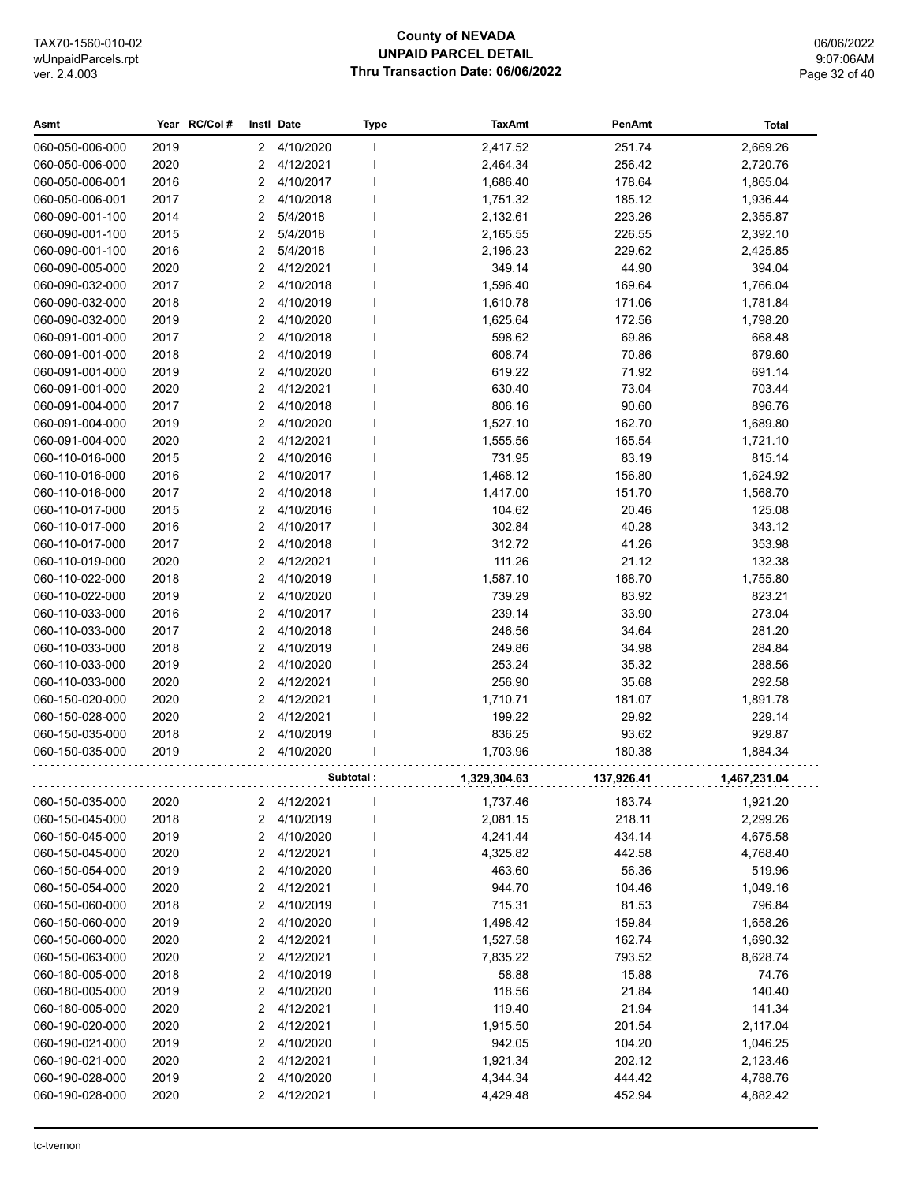# County of NEVADA
## UNPAID PARCEL DETAIL
### Thru Transaction Date: 06/06/2022

TAX70-1560-010-02
wUnpaidParcels.rpt
ver. 2.4.003

06/06/2022
9:07:06AM

| Asmt | Year | RC/Col # | Instl | Date | Type | TaxAmt | PenAmt | Total |
|---|---|---|---|---|---|---|---|---|
| 060-050-006-000 | 2019 | | 2 | 4/10/2020 | I | 2,417.52 | 251.74 | 2,669.26 |
| 060-050-006-000 | 2020 | | 2 | 4/12/2021 | I | 2,464.34 | 256.42 | 2,720.76 |
| 060-050-006-001 | 2016 | | 2 | 4/10/2017 | I | 1,686.40 | 178.64 | 1,865.04 |
| 060-050-006-001 | 2017 | | 2 | 4/10/2018 | I | 1,751.32 | 185.12 | 1,936.44 |
| 060-090-001-100 | 2014 | | 2 | 5/4/2018 | I | 2,132.61 | 223.26 | 2,355.87 |
| 060-090-001-100 | 2015 | | 2 | 5/4/2018 | I | 2,165.55 | 226.55 | 2,392.10 |
| 060-090-001-100 | 2016 | | 2 | 5/4/2018 | I | 2,196.23 | 229.62 | 2,425.85 |
| 060-090-005-000 | 2020 | | 2 | 4/12/2021 | I | 349.14 | 44.90 | 394.04 |
| 060-090-032-000 | 2017 | | 2 | 4/10/2018 | I | 1,596.40 | 169.64 | 1,766.04 |
| 060-090-032-000 | 2018 | | 2 | 4/10/2019 | I | 1,610.78 | 171.06 | 1,781.84 |
| 060-090-032-000 | 2019 | | 2 | 4/10/2020 | I | 1,625.64 | 172.56 | 1,798.20 |
| 060-091-001-000 | 2017 | | 2 | 4/10/2018 | I | 598.62 | 69.86 | 668.48 |
| 060-091-001-000 | 2018 | | 2 | 4/10/2019 | I | 608.74 | 70.86 | 679.60 |
| 060-091-001-000 | 2019 | | 2 | 4/10/2020 | I | 619.22 | 71.92 | 691.14 |
| 060-091-001-000 | 2020 | | 2 | 4/12/2021 | I | 630.40 | 73.04 | 703.44 |
| 060-091-004-000 | 2017 | | 2 | 4/10/2018 | I | 806.16 | 90.60 | 896.76 |
| 060-091-004-000 | 2019 | | 2 | 4/10/2020 | I | 1,527.10 | 162.70 | 1,689.80 |
| 060-091-004-000 | 2020 | | 2 | 4/12/2021 | I | 1,555.56 | 165.54 | 1,721.10 |
| 060-110-016-000 | 2015 | | 2 | 4/10/2016 | I | 731.95 | 83.19 | 815.14 |
| 060-110-016-000 | 2016 | | 2 | 4/10/2017 | I | 1,468.12 | 156.80 | 1,624.92 |
| 060-110-016-000 | 2017 | | 2 | 4/10/2018 | I | 1,417.00 | 151.70 | 1,568.70 |
| 060-110-017-000 | 2015 | | 2 | 4/10/2016 | I | 104.62 | 20.46 | 125.08 |
| 060-110-017-000 | 2016 | | 2 | 4/10/2017 | I | 302.84 | 40.28 | 343.12 |
| 060-110-017-000 | 2017 | | 2 | 4/10/2018 | I | 312.72 | 41.26 | 353.98 |
| 060-110-019-000 | 2020 | | 2 | 4/12/2021 | I | 111.26 | 21.12 | 132.38 |
| 060-110-022-000 | 2018 | | 2 | 4/10/2019 | I | 1,587.10 | 168.70 | 1,755.80 |
| 060-110-022-000 | 2019 | | 2 | 4/10/2020 | I | 739.29 | 83.92 | 823.21 |
| 060-110-033-000 | 2016 | | 2 | 4/10/2017 | I | 239.14 | 33.90 | 273.04 |
| 060-110-033-000 | 2017 | | 2 | 4/10/2018 | I | 246.56 | 34.64 | 281.20 |
| 060-110-033-000 | 2018 | | 2 | 4/10/2019 | I | 249.86 | 34.98 | 284.84 |
| 060-110-033-000 | 2019 | | 2 | 4/10/2020 | I | 253.24 | 35.32 | 288.56 |
| 060-110-033-000 | 2020 | | 2 | 4/12/2021 | I | 256.90 | 35.68 | 292.58 |
| 060-150-020-000 | 2020 | | 2 | 4/12/2021 | I | 1,710.71 | 181.07 | 1,891.78 |
| 060-150-028-000 | 2020 | | 2 | 4/12/2021 | I | 199.22 | 29.92 | 229.14 |
| 060-150-035-000 | 2018 | | 2 | 4/10/2019 | I | 836.25 | 93.62 | 929.87 |
| 060-150-035-000 | 2019 | | 2 | 4/10/2020 | I | 1,703.96 | 180.38 | 1,884.34 |
| | | | | | **Subtotal :** | **1,329,304.63** | **137,926.41** | **1,467,231.04** |
| 060-150-035-000 | 2020 | | 2 | 4/12/2021 | I | 1,737.46 | 183.74 | 1,921.20 |
| 060-150-045-000 | 2018 | | 2 | 4/10/2019 | I | 2,081.15 | 218.11 | 2,299.26 |
| 060-150-045-000 | 2019 | | 2 | 4/10/2020 | I | 4,241.44 | 434.14 | 4,675.58 |
| 060-150-045-000 | 2020 | | 2 | 4/12/2021 | I | 4,325.82 | 442.58 | 4,768.40 |
| 060-150-054-000 | 2019 | | 2 | 4/10/2020 | I | 463.60 | 56.36 | 519.96 |
| 060-150-054-000 | 2020 | | 2 | 4/12/2021 | I | 944.70 | 104.46 | 1,049.16 |
| 060-150-060-000 | 2018 | | 2 | 4/10/2019 | I | 715.31 | 81.53 | 796.84 |
| 060-150-060-000 | 2019 | | 2 | 4/10/2020 | I | 1,498.42 | 159.84 | 1,658.26 |
| 060-150-060-000 | 2020 | | 2 | 4/12/2021 | I | 1,527.58 | 162.74 | 1,690.32 |
| 060-150-063-000 | 2020 | | 2 | 4/12/2021 | I | 7,835.22 | 793.52 | 8,628.74 |
| 060-180-005-000 | 2018 | | 2 | 4/10/2019 | I | 58.88 | 15.88 | 74.76 |
| 060-180-005-000 | 2019 | | 2 | 4/10/2020 | I | 118.56 | 21.84 | 140.40 |
| 060-180-005-000 | 2020 | | 2 | 4/12/2021 | I | 119.40 | 21.94 | 141.34 |
| 060-190-020-000 | 2020 | | 2 | 4/12/2021 | I | 1,915.50 | 201.54 | 2,117.04 |
| 060-190-021-000 | 2019 | | 2 | 4/10/2020 | I | 942.05 | 104.20 | 1,046.25 |
| 060-190-021-000 | 2020 | | 2 | 4/12/2021 | I | 1,921.34 | 202.12 | 2,123.46 |
| 060-190-028-000 | 2019 | | 2 | 4/10/2020 | I | 4,344.34 | 444.42 | 4,788.76 |
| 060-190-028-000 | 2020 | | 2 | 4/12/2021 | I | 4,429.48 | 452.94 | 4,882.42 |

tc-tvernon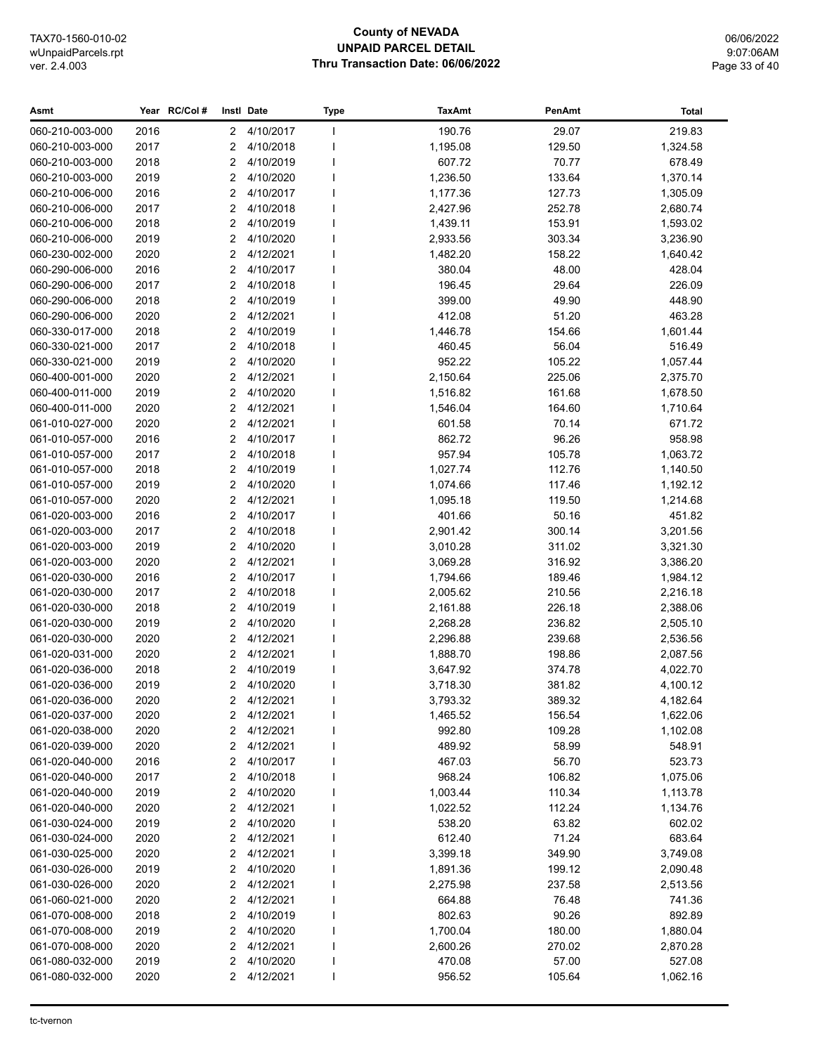# County of NEVADA
## UNPAID PARCEL DETAIL
### Thru Transaction Date: 06/06/2022

TAX70-1560-010-02
wUnpaidParcels.rpt
ver. 2.4.003

06/06/2022
9:07:06AM

| Asmt | Year | RC/Col # | Instl | Date | Type | TaxAmt | PenAmt | Total |
|---|---|---|---|---|---|---|---|---|
| 060-210-003-000 | 2016 | | 2 | 4/10/2017 | I | 190.76 | 29.07 | 219.83 |
| 060-210-003-000 | 2017 | | 2 | 4/10/2018 | I | 1,195.08 | 129.50 | 1,324.58 |
| 060-210-003-000 | 2018 | | 2 | 4/10/2019 | I | 607.72 | 70.77 | 678.49 |
| 060-210-003-000 | 2019 | | 2 | 4/10/2020 | I | 1,236.50 | 133.64 | 1,370.14 |
| 060-210-006-000 | 2016 | | 2 | 4/10/2017 | I | 1,177.36 | 127.73 | 1,305.09 |
| 060-210-006-000 | 2017 | | 2 | 4/10/2018 | I | 2,427.96 | 252.78 | 2,680.74 |
| 060-210-006-000 | 2018 | | 2 | 4/10/2019 | I | 1,439.11 | 153.91 | 1,593.02 |
| 060-210-006-000 | 2019 | | 2 | 4/10/2020 | I | 2,933.56 | 303.34 | 3,236.90 |
| 060-230-002-000 | 2020 | | 2 | 4/12/2021 | I | 1,482.20 | 158.22 | 1,640.42 |
| 060-290-006-000 | 2016 | | 2 | 4/10/2017 | I | 380.04 | 48.00 | 428.04 |
| 060-290-006-000 | 2017 | | 2 | 4/10/2018 | I | 196.45 | 29.64 | 226.09 |
| 060-290-006-000 | 2018 | | 2 | 4/10/2019 | I | 399.00 | 49.90 | 448.90 |
| 060-290-006-000 | 2020 | | 2 | 4/12/2021 | I | 412.08 | 51.20 | 463.28 |
| 060-330-017-000 | 2018 | | 2 | 4/10/2019 | I | 1,446.78 | 154.66 | 1,601.44 |
| 060-330-021-000 | 2017 | | 2 | 4/10/2018 | I | 460.45 | 56.04 | 516.49 |
| 060-330-021-000 | 2019 | | 2 | 4/10/2020 | I | 952.22 | 105.22 | 1,057.44 |
| 060-400-001-000 | 2020 | | 2 | 4/12/2021 | I | 2,150.64 | 225.06 | 2,375.70 |
| 060-400-011-000 | 2019 | | 2 | 4/10/2020 | I | 1,516.82 | 161.68 | 1,678.50 |
| 060-400-011-000 | 2020 | | 2 | 4/12/2021 | I | 1,546.04 | 164.60 | 1,710.64 |
| 061-010-027-000 | 2020 | | 2 | 4/12/2021 | I | 601.58 | 70.14 | 671.72 |
| 061-010-057-000 | 2016 | | 2 | 4/10/2017 | I | 862.72 | 96.26 | 958.98 |
| 061-010-057-000 | 2017 | | 2 | 4/10/2018 | I | 957.94 | 105.78 | 1,063.72 |
| 061-010-057-000 | 2018 | | 2 | 4/10/2019 | I | 1,027.74 | 112.76 | 1,140.50 |
| 061-010-057-000 | 2019 | | 2 | 4/10/2020 | I | 1,074.66 | 117.46 | 1,192.12 |
| 061-010-057-000 | 2020 | | 2 | 4/12/2021 | I | 1,095.18 | 119.50 | 1,214.68 |
| 061-020-003-000 | 2016 | | 2 | 4/10/2017 | I | 401.66 | 50.16 | 451.82 |
| 061-020-003-000 | 2017 | | 2 | 4/10/2018 | I | 2,901.42 | 300.14 | 3,201.56 |
| 061-020-003-000 | 2019 | | 2 | 4/10/2020 | I | 3,010.28 | 311.02 | 3,321.30 |
| 061-020-003-000 | 2020 | | 2 | 4/12/2021 | I | 3,069.28 | 316.92 | 3,386.20 |
| 061-020-030-000 | 2016 | | 2 | 4/10/2017 | I | 1,794.66 | 189.46 | 1,984.12 |
| 061-020-030-000 | 2017 | | 2 | 4/10/2018 | I | 2,005.62 | 210.56 | 2,216.18 |
| 061-020-030-000 | 2018 | | 2 | 4/10/2019 | I | 2,161.88 | 226.18 | 2,388.06 |
| 061-020-030-000 | 2019 | | 2 | 4/10/2020 | I | 2,268.28 | 236.82 | 2,505.10 |
| 061-020-030-000 | 2020 | | 2 | 4/12/2021 | I | 2,296.88 | 239.68 | 2,536.56 |
| 061-020-031-000 | 2020 | | 2 | 4/12/2021 | I | 1,888.70 | 198.86 | 2,087.56 |
| 061-020-036-000 | 2018 | | 2 | 4/10/2019 | I | 3,647.92 | 374.78 | 4,022.70 |
| 061-020-036-000 | 2019 | | 2 | 4/10/2020 | I | 3,718.30 | 381.82 | 4,100.12 |
| 061-020-036-000 | 2020 | | 2 | 4/12/2021 | I | 3,793.32 | 389.32 | 4,182.64 |
| 061-020-037-000 | 2020 | | 2 | 4/12/2021 | I | 1,465.52 | 156.54 | 1,622.06 |
| 061-020-038-000 | 2020 | | 2 | 4/12/2021 | I | 992.80 | 109.28 | 1,102.08 |
| 061-020-039-000 | 2020 | | 2 | 4/12/2021 | I | 489.92 | 58.99 | 548.91 |
| 061-020-040-000 | 2016 | | 2 | 4/10/2017 | I | 467.03 | 56.70 | 523.73 |
| 061-020-040-000 | 2017 | | 2 | 4/10/2018 | I | 968.24 | 106.82 | 1,075.06 |
| 061-020-040-000 | 2019 | | 2 | 4/10/2020 | I | 1,003.44 | 110.34 | 1,113.78 |
| 061-020-040-000 | 2020 | | 2 | 4/12/2021 | I | 1,022.52 | 112.24 | 1,134.76 |
| 061-030-024-000 | 2019 | | 2 | 4/10/2020 | I | 538.20 | 63.82 | 602.02 |
| 061-030-024-000 | 2020 | | 2 | 4/12/2021 | I | 612.40 | 71.24 | 683.64 |
| 061-030-025-000 | 2020 | | 2 | 4/12/2021 | I | 3,399.18 | 349.90 | 3,749.08 |
| 061-030-026-000 | 2019 | | 2 | 4/10/2020 | I | 1,891.36 | 199.12 | 2,090.48 |
| 061-030-026-000 | 2020 | | 2 | 4/12/2021 | I | 2,275.98 | 237.58 | 2,513.56 |
| 061-060-021-000 | 2020 | | 2 | 4/12/2021 | I | 664.88 | 76.48 | 741.36 |
| 061-070-008-000 | 2018 | | 2 | 4/10/2019 | I | 802.63 | 90.26 | 892.89 |
| 061-070-008-000 | 2019 | | 2 | 4/10/2020 | I | 1,700.04 | 180.00 | 1,880.04 |
| 061-070-008-000 | 2020 | | 2 | 4/12/2021 | I | 2,600.26 | 270.02 | 2,870.28 |
| 061-080-032-000 | 2019 | | 2 | 4/10/2020 | I | 470.08 | 57.00 | 527.08 |
| 061-080-032-000 | 2020 | | 2 | 4/12/2021 | I | 956.52 | 105.64 | 1,062.16 |

tc-tvernon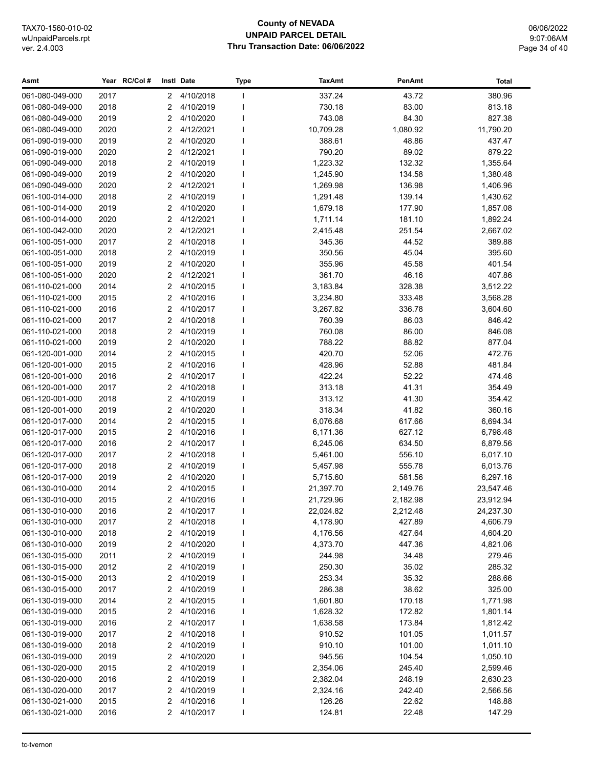TAX70-1560-010-02
wUnpaidParcels.rpt
ver. 2.4.003

# County of NEVADA
## UNPAID PARCEL DETAIL
### Thru Transaction Date: 06/06/2022

06/06/2022
9:07:06AM

| Asmt | Year | RC/Col # | Instl | Date | Type | TaxAmt | PenAmt | Total |
|---|---|---|---|---|---|---|---|---|
| 061-080-049-000 | 2017 | | 2 | 4/10/2018 | I | 337.24 | 43.72 | 380.96 |
| 061-080-049-000 | 2018 | | 2 | 4/10/2019 | I | 730.18 | 83.00 | 813.18 |
| 061-080-049-000 | 2019 | | 2 | 4/10/2020 | I | 743.08 | 84.30 | 827.38 |
| 061-080-049-000 | 2020 | | 2 | 4/12/2021 | I | 10,709.28 | 1,080.92 | 11,790.20 |
| 061-090-019-000 | 2019 | | 2 | 4/10/2020 | I | 388.61 | 48.86 | 437.47 |
| 061-090-019-000 | 2020 | | 2 | 4/12/2021 | I | 790.20 | 89.02 | 879.22 |
| 061-090-049-000 | 2018 | | 2 | 4/10/2019 | I | 1,223.32 | 132.32 | 1,355.64 |
| 061-090-049-000 | 2019 | | 2 | 4/10/2020 | I | 1,245.90 | 134.58 | 1,380.48 |
| 061-090-049-000 | 2020 | | 2 | 4/12/2021 | I | 1,269.98 | 136.98 | 1,406.96 |
| 061-100-014-000 | 2018 | | 2 | 4/10/2019 | I | 1,291.48 | 139.14 | 1,430.62 |
| 061-100-014-000 | 2019 | | 2 | 4/10/2020 | I | 1,679.18 | 177.90 | 1,857.08 |
| 061-100-014-000 | 2020 | | 2 | 4/12/2021 | I | 1,711.14 | 181.10 | 1,892.24 |
| 061-100-042-000 | 2020 | | 2 | 4/12/2021 | I | 2,415.48 | 251.54 | 2,667.02 |
| 061-100-051-000 | 2017 | | 2 | 4/10/2018 | I | 345.36 | 44.52 | 389.88 |
| 061-100-051-000 | 2018 | | 2 | 4/10/2019 | I | 350.56 | 45.04 | 395.60 |
| 061-100-051-000 | 2019 | | 2 | 4/10/2020 | I | 355.96 | 45.58 | 401.54 |
| 061-100-051-000 | 2020 | | 2 | 4/12/2021 | I | 361.70 | 46.16 | 407.86 |
| 061-110-021-000 | 2014 | | 2 | 4/10/2015 | I | 3,183.84 | 328.38 | 3,512.22 |
| 061-110-021-000 | 2015 | | 2 | 4/10/2016 | I | 3,234.80 | 333.48 | 3,568.28 |
| 061-110-021-000 | 2016 | | 2 | 4/10/2017 | I | 3,267.82 | 336.78 | 3,604.60 |
| 061-110-021-000 | 2017 | | 2 | 4/10/2018 | I | 760.39 | 86.03 | 846.42 |
| 061-110-021-000 | 2018 | | 2 | 4/10/2019 | I | 760.08 | 86.00 | 846.08 |
| 061-110-021-000 | 2019 | | 2 | 4/10/2020 | I | 788.22 | 88.82 | 877.04 |
| 061-120-001-000 | 2014 | | 2 | 4/10/2015 | I | 420.70 | 52.06 | 472.76 |
| 061-120-001-000 | 2015 | | 2 | 4/10/2016 | I | 428.96 | 52.88 | 481.84 |
| 061-120-001-000 | 2016 | | 2 | 4/10/2017 | I | 422.24 | 52.22 | 474.46 |
| 061-120-001-000 | 2017 | | 2 | 4/10/2018 | I | 313.18 | 41.31 | 354.49 |
| 061-120-001-000 | 2018 | | 2 | 4/10/2019 | I | 313.12 | 41.30 | 354.42 |
| 061-120-001-000 | 2019 | | 2 | 4/10/2020 | I | 318.34 | 41.82 | 360.16 |
| 061-120-017-000 | 2014 | | 2 | 4/10/2015 | I | 6,076.68 | 617.66 | 6,694.34 |
| 061-120-017-000 | 2015 | | 2 | 4/10/2016 | I | 6,171.36 | 627.12 | 6,798.48 |
| 061-120-017-000 | 2016 | | 2 | 4/10/2017 | I | 6,245.06 | 634.50 | 6,879.56 |
| 061-120-017-000 | 2017 | | 2 | 4/10/2018 | I | 5,461.00 | 556.10 | 6,017.10 |
| 061-120-017-000 | 2018 | | 2 | 4/10/2019 | I | 5,457.98 | 555.78 | 6,013.76 |
| 061-120-017-000 | 2019 | | 2 | 4/10/2020 | I | 5,715.60 | 581.56 | 6,297.16 |
| 061-130-010-000 | 2014 | | 2 | 4/10/2015 | I | 21,397.70 | 2,149.76 | 23,547.46 |
| 061-130-010-000 | 2015 | | 2 | 4/10/2016 | I | 21,729.96 | 2,182.98 | 23,912.94 |
| 061-130-010-000 | 2016 | | 2 | 4/10/2017 | I | 22,024.82 | 2,212.48 | 24,237.30 |
| 061-130-010-000 | 2017 | | 2 | 4/10/2018 | I | 4,178.90 | 427.89 | 4,606.79 |
| 061-130-010-000 | 2018 | | 2 | 4/10/2019 | I | 4,176.56 | 427.64 | 4,604.20 |
| 061-130-010-000 | 2019 | | 2 | 4/10/2020 | I | 4,373.70 | 447.36 | 4,821.06 |
| 061-130-015-000 | 2011 | | 2 | 4/10/2019 | I | 244.98 | 34.48 | 279.46 |
| 061-130-015-000 | 2012 | | 2 | 4/10/2019 | I | 250.30 | 35.02 | 285.32 |
| 061-130-015-000 | 2013 | | 2 | 4/10/2019 | I | 253.34 | 35.32 | 288.66 |
| 061-130-015-000 | 2017 | | 2 | 4/10/2019 | I | 286.38 | 38.62 | 325.00 |
| 061-130-019-000 | 2014 | | 2 | 4/10/2015 | I | 1,601.80 | 170.18 | 1,771.98 |
| 061-130-019-000 | 2015 | | 2 | 4/10/2016 | I | 1,628.32 | 172.82 | 1,801.14 |
| 061-130-019-000 | 2016 | | 2 | 4/10/2017 | I | 1,638.58 | 173.84 | 1,812.42 |
| 061-130-019-000 | 2017 | | 2 | 4/10/2018 | I | 910.52 | 101.05 | 1,011.57 |
| 061-130-019-000 | 2018 | | 2 | 4/10/2019 | I | 910.10 | 101.00 | 1,011.10 |
| 061-130-019-000 | 2019 | | 2 | 4/10/2020 | I | 945.56 | 104.54 | 1,050.10 |
| 061-130-020-000 | 2015 | | 2 | 4/10/2019 | I | 2,354.06 | 245.40 | 2,599.46 |
| 061-130-020-000 | 2016 | | 2 | 4/10/2019 | I | 2,382.04 | 248.19 | 2,630.23 |
| 061-130-020-000 | 2017 | | 2 | 4/10/2019 | I | 2,324.16 | 242.40 | 2,566.56 |
| 061-130-021-000 | 2015 | | 2 | 4/10/2016 | I | 126.26 | 22.62 | 148.88 |
| 061-130-021-000 | 2016 | | 2 | 4/10/2017 | I | 124.81 | 22.48 | 147.29 |

tc-tvernon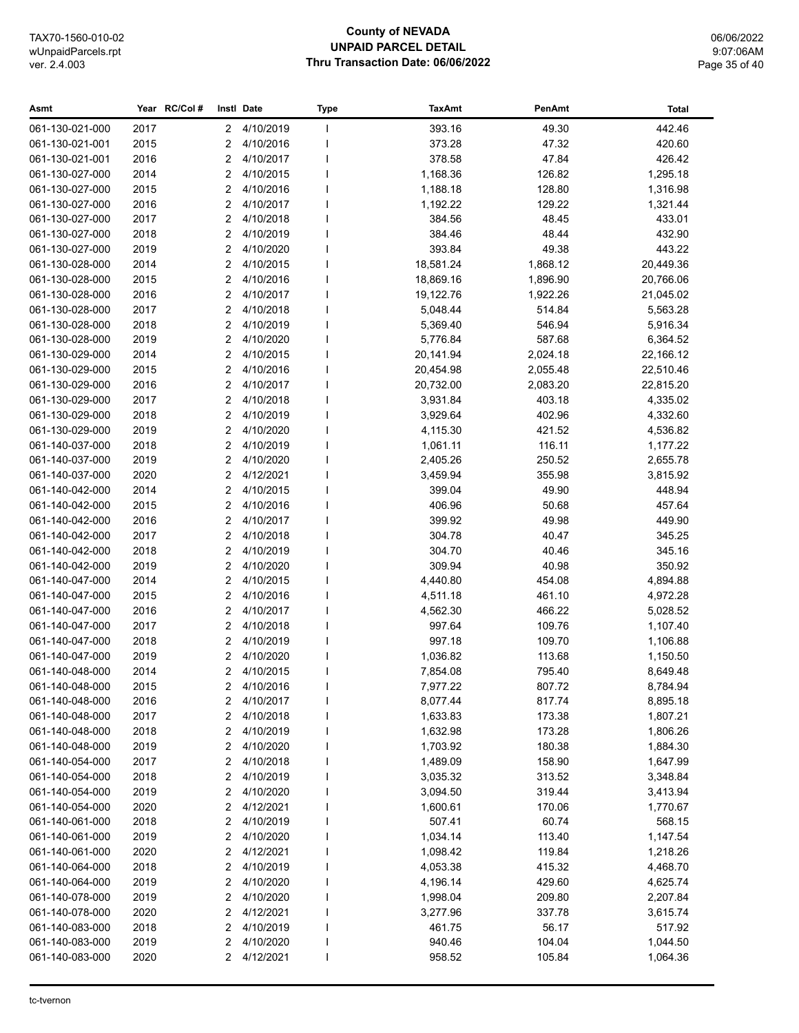| Asmt | Year | RC/Col # | Instl | Date | Type | TaxAmt | PenAmt | Total |
|---|---|---|---|---|---|---|---|---|
| 061-130-021-000 | 2017 | | 2 | 4/10/2019 | I | 393.16 | 49.30 | 442.46 |
| 061-130-021-001 | 2015 | | 2 | 4/10/2016 | I | 373.28 | 47.32 | 420.60 |
| 061-130-021-001 | 2016 | | 2 | 4/10/2017 | I | 378.58 | 47.84 | 426.42 |
| 061-130-027-000 | 2014 | | 2 | 4/10/2015 | I | 1,168.36 | 126.82 | 1,295.18 |
| 061-130-027-000 | 2015 | | 2 | 4/10/2016 | I | 1,188.18 | 128.80 | 1,316.98 |
| 061-130-027-000 | 2016 | | 2 | 4/10/2017 | I | 1,192.22 | 129.22 | 1,321.44 |
| 061-130-027-000 | 2017 | | 2 | 4/10/2018 | I | 384.56 | 48.45 | 433.01 |
| 061-130-027-000 | 2018 | | 2 | 4/10/2019 | I | 384.46 | 48.44 | 432.90 |
| 061-130-027-000 | 2019 | | 2 | 4/10/2020 | I | 393.84 | 49.38 | 443.22 |
| 061-130-028-000 | 2014 | | 2 | 4/10/2015 | I | 18,581.24 | 1,868.12 | 20,449.36 |
| 061-130-028-000 | 2015 | | 2 | 4/10/2016 | I | 18,869.16 | 1,896.90 | 20,766.06 |
| 061-130-028-000 | 2016 | | 2 | 4/10/2017 | I | 19,122.76 | 1,922.26 | 21,045.02 |
| 061-130-028-000 | 2017 | | 2 | 4/10/2018 | I | 5,048.44 | 514.84 | 5,563.28 |
| 061-130-028-000 | 2018 | | 2 | 4/10/2019 | I | 5,369.40 | 546.94 | 5,916.34 |
| 061-130-028-000 | 2019 | | 2 | 4/10/2020 | I | 5,776.84 | 587.68 | 6,364.52 |
| 061-130-029-000 | 2014 | | 2 | 4/10/2015 | I | 20,141.94 | 2,024.18 | 22,166.12 |
| 061-130-029-000 | 2015 | | 2 | 4/10/2016 | I | 20,454.98 | 2,055.48 | 22,510.46 |
| 061-130-029-000 | 2016 | | 2 | 4/10/2017 | I | 20,732.00 | 2,083.20 | 22,815.20 |
| 061-130-029-000 | 2017 | | 2 | 4/10/2018 | I | 3,931.84 | 403.18 | 4,335.02 |
| 061-130-029-000 | 2018 | | 2 | 4/10/2019 | I | 3,929.64 | 402.96 | 4,332.60 |
| 061-130-029-000 | 2019 | | 2 | 4/10/2020 | I | 4,115.30 | 421.52 | 4,536.82 |
| 061-140-037-000 | 2018 | | 2 | 4/10/2019 | I | 1,061.11 | 116.11 | 1,177.22 |
| 061-140-037-000 | 2019 | | 2 | 4/10/2020 | I | 2,405.26 | 250.52 | 2,655.78 |
| 061-140-037-000 | 2020 | | 2 | 4/12/2021 | I | 3,459.94 | 355.98 | 3,815.92 |
| 061-140-042-000 | 2014 | | 2 | 4/10/2015 | I | 399.04 | 49.90 | 448.94 |
| 061-140-042-000 | 2015 | | 2 | 4/10/2016 | I | 406.96 | 50.68 | 457.64 |
| 061-140-042-000 | 2016 | | 2 | 4/10/2017 | I | 399.92 | 49.98 | 449.90 |
| 061-140-042-000 | 2017 | | 2 | 4/10/2018 | I | 304.78 | 40.47 | 345.25 |
| 061-140-042-000 | 2018 | | 2 | 4/10/2019 | I | 304.70 | 40.46 | 345.16 |
| 061-140-042-000 | 2019 | | 2 | 4/10/2020 | I | 309.94 | 40.98 | 350.92 |
| 061-140-047-000 | 2014 | | 2 | 4/10/2015 | I | 4,440.80 | 454.08 | 4,894.88 |
| 061-140-047-000 | 2015 | | 2 | 4/10/2016 | I | 4,511.18 | 461.10 | 4,972.28 |
| 061-140-047-000 | 2016 | | 2 | 4/10/2017 | I | 4,562.30 | 466.22 | 5,028.52 |
| 061-140-047-000 | 2017 | | 2 | 4/10/2018 | I | 997.64 | 109.76 | 1,107.40 |
| 061-140-047-000 | 2018 | | 2 | 4/10/2019 | I | 997.18 | 109.70 | 1,106.88 |
| 061-140-047-000 | 2019 | | 2 | 4/10/2020 | I | 1,036.82 | 113.68 | 1,150.50 |
| 061-140-048-000 | 2014 | | 2 | 4/10/2015 | I | 7,854.08 | 795.40 | 8,649.48 |
| 061-140-048-000 | 2015 | | 2 | 4/10/2016 | I | 7,977.22 | 807.72 | 8,784.94 |
| 061-140-048-000 | 2016 | | 2 | 4/10/2017 | I | 8,077.44 | 817.74 | 8,895.18 |
| 061-140-048-000 | 2017 | | 2 | 4/10/2018 | I | 1,633.83 | 173.38 | 1,807.21 |
| 061-140-048-000 | 2018 | | 2 | 4/10/2019 | I | 1,632.98 | 173.28 | 1,806.26 |
| 061-140-048-000 | 2019 | | 2 | 4/10/2020 | I | 1,703.92 | 180.38 | 1,884.30 |
| 061-140-054-000 | 2017 | | 2 | 4/10/2018 | I | 1,489.09 | 158.90 | 1,647.99 |
| 061-140-054-000 | 2018 | | 2 | 4/10/2019 | I | 3,035.32 | 313.52 | 3,348.84 |
| 061-140-054-000 | 2019 | | 2 | 4/10/2020 | I | 3,094.50 | 319.44 | 3,413.94 |
| 061-140-054-000 | 2020 | | 2 | 4/12/2021 | I | 1,600.61 | 170.06 | 1,770.67 |
| 061-140-061-000 | 2018 | | 2 | 4/10/2019 | I | 507.41 | 60.74 | 568.15 |
| 061-140-061-000 | 2019 | | 2 | 4/10/2020 | I | 1,034.14 | 113.40 | 1,147.54 |
| 061-140-061-000 | 2020 | | 2 | 4/12/2021 | I | 1,098.42 | 119.84 | 1,218.26 |
| 061-140-064-000 | 2018 | | 2 | 4/10/2019 | I | 4,053.38 | 415.32 | 4,468.70 |
| 061-140-064-000 | 2019 | | 2 | 4/10/2020 | I | 4,196.14 | 429.60 | 4,625.74 |
| 061-140-078-000 | 2019 | | 2 | 4/10/2020 | I | 1,998.04 | 209.80 | 2,207.84 |
| 061-140-078-000 | 2020 | | 2 | 4/12/2021 | I | 3,277.96 | 337.78 | 3,615.74 |
| 061-140-083-000 | 2018 | | 2 | 4/10/2019 | I | 461.75 | 56.17 | 517.92 |
| 061-140-083-000 | 2019 | | 2 | 4/10/2020 | I | 940.46 | 104.04 | 1,044.50 |
| 061-140-083-000 | 2020 | | 2 | 4/12/2021 | I | 958.52 | 105.84 | 1,064.36 |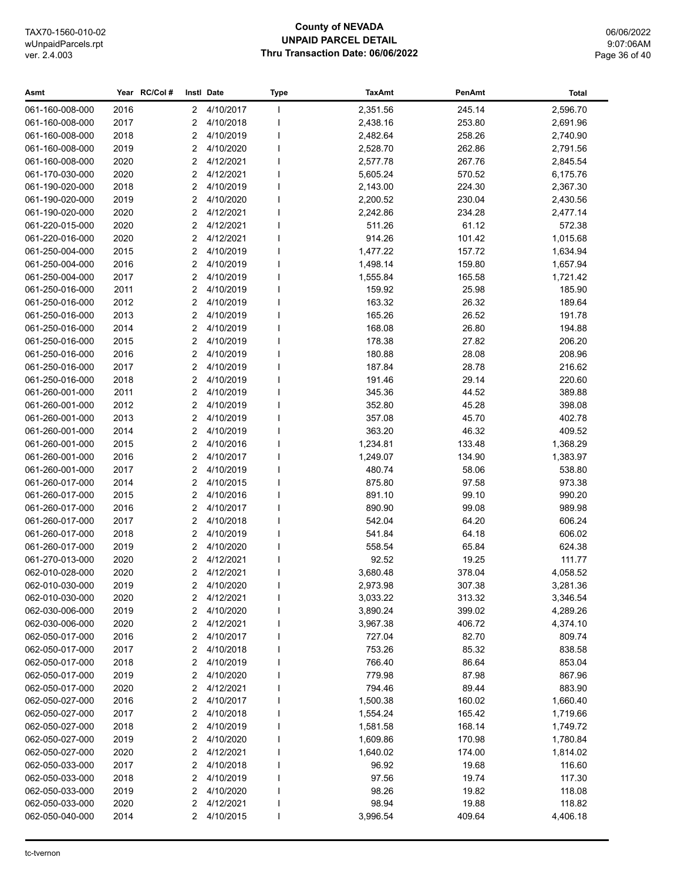# County of NEVADA
## UNPAID PARCEL DETAIL
### Thru Transaction Date: 06/06/2022

TAX70-1560-010-02
wUnpaidParcels.rpt
ver. 2.4.003

06/06/2022
9:07:06AM

| Asmt | Year | RC/Col # | Instl | Date | Type | TaxAmt | PenAmt | Total |
|---|---|---|---|---|---|---|---|---|
| 061-160-008-000 | 2016 | | 2 | 4/10/2017 | I | 2,351.56 | 245.14 | 2,596.70 |
| 061-160-008-000 | 2017 | | 2 | 4/10/2018 | I | 2,438.16 | 253.80 | 2,691.96 |
| 061-160-008-000 | 2018 | | 2 | 4/10/2019 | I | 2,482.64 | 258.26 | 2,740.90 |
| 061-160-008-000 | 2019 | | 2 | 4/10/2020 | I | 2,528.70 | 262.86 | 2,791.56 |
| 061-160-008-000 | 2020 | | 2 | 4/12/2021 | I | 2,577.78 | 267.76 | 2,845.54 |
| 061-170-030-000 | 2020 | | 2 | 4/12/2021 | I | 5,605.24 | 570.52 | 6,175.76 |
| 061-190-020-000 | 2018 | | 2 | 4/10/2019 | I | 2,143.00 | 224.30 | 2,367.30 |
| 061-190-020-000 | 2019 | | 2 | 4/10/2020 | I | 2,200.52 | 230.04 | 2,430.56 |
| 061-190-020-000 | 2020 | | 2 | 4/12/2021 | I | 2,242.86 | 234.28 | 2,477.14 |
| 061-220-015-000 | 2020 | | 2 | 4/12/2021 | I | 511.26 | 61.12 | 572.38 |
| 061-220-016-000 | 2020 | | 2 | 4/12/2021 | I | 914.26 | 101.42 | 1,015.68 |
| 061-250-004-000 | 2015 | | 2 | 4/10/2019 | I | 1,477.22 | 157.72 | 1,634.94 |
| 061-250-004-000 | 2016 | | 2 | 4/10/2019 | I | 1,498.14 | 159.80 | 1,657.94 |
| 061-250-004-000 | 2017 | | 2 | 4/10/2019 | I | 1,555.84 | 165.58 | 1,721.42 |
| 061-250-016-000 | 2011 | | 2 | 4/10/2019 | I | 159.92 | 25.98 | 185.90 |
| 061-250-016-000 | 2012 | | 2 | 4/10/2019 | I | 163.32 | 26.32 | 189.64 |
| 061-250-016-000 | 2013 | | 2 | 4/10/2019 | I | 165.26 | 26.52 | 191.78 |
| 061-250-016-000 | 2014 | | 2 | 4/10/2019 | I | 168.08 | 26.80 | 194.88 |
| 061-250-016-000 | 2015 | | 2 | 4/10/2019 | I | 178.38 | 27.82 | 206.20 |
| 061-250-016-000 | 2016 | | 2 | 4/10/2019 | I | 180.88 | 28.08 | 208.96 |
| 061-250-016-000 | 2017 | | 2 | 4/10/2019 | I | 187.84 | 28.78 | 216.62 |
| 061-250-016-000 | 2018 | | 2 | 4/10/2019 | I | 191.46 | 29.14 | 220.60 |
| 061-260-001-000 | 2011 | | 2 | 4/10/2019 | I | 345.36 | 44.52 | 389.88 |
| 061-260-001-000 | 2012 | | 2 | 4/10/2019 | I | 352.80 | 45.28 | 398.08 |
| 061-260-001-000 | 2013 | | 2 | 4/10/2019 | I | 357.08 | 45.70 | 402.78 |
| 061-260-001-000 | 2014 | | 2 | 4/10/2019 | I | 363.20 | 46.32 | 409.52 |
| 061-260-001-000 | 2015 | | 2 | 4/10/2016 | I | 1,234.81 | 133.48 | 1,368.29 |
| 061-260-001-000 | 2016 | | 2 | 4/10/2017 | I | 1,249.07 | 134.90 | 1,383.97 |
| 061-260-001-000 | 2017 | | 2 | 4/10/2019 | I | 480.74 | 58.06 | 538.80 |
| 061-260-017-000 | 2014 | | 2 | 4/10/2015 | I | 875.80 | 97.58 | 973.38 |
| 061-260-017-000 | 2015 | | 2 | 4/10/2016 | I | 891.10 | 99.10 | 990.20 |
| 061-260-017-000 | 2016 | | 2 | 4/10/2017 | I | 890.90 | 99.08 | 989.98 |
| 061-260-017-000 | 2017 | | 2 | 4/10/2018 | I | 542.04 | 64.20 | 606.24 |
| 061-260-017-000 | 2018 | | 2 | 4/10/2019 | I | 541.84 | 64.18 | 606.02 |
| 061-260-017-000 | 2019 | | 2 | 4/10/2020 | I | 558.54 | 65.84 | 624.38 |
| 061-270-013-000 | 2020 | | 2 | 4/12/2021 | I | 92.52 | 19.25 | 111.77 |
| 062-010-028-000 | 2020 | | 2 | 4/12/2021 | I | 3,680.48 | 378.04 | 4,058.52 |
| 062-010-030-000 | 2019 | | 2 | 4/10/2020 | I | 2,973.98 | 307.38 | 3,281.36 |
| 062-010-030-000 | 2020 | | 2 | 4/12/2021 | I | 3,033.22 | 313.32 | 3,346.54 |
| 062-030-006-000 | 2019 | | 2 | 4/10/2020 | I | 3,890.24 | 399.02 | 4,289.26 |
| 062-030-006-000 | 2020 | | 2 | 4/12/2021 | I | 3,967.38 | 406.72 | 4,374.10 |
| 062-050-017-000 | 2016 | | 2 | 4/10/2017 | I | 727.04 | 82.70 | 809.74 |
| 062-050-017-000 | 2017 | | 2 | 4/10/2018 | I | 753.26 | 85.32 | 838.58 |
| 062-050-017-000 | 2018 | | 2 | 4/10/2019 | I | 766.40 | 86.64 | 853.04 |
| 062-050-017-000 | 2019 | | 2 | 4/10/2020 | I | 779.98 | 87.98 | 867.96 |
| 062-050-017-000 | 2020 | | 2 | 4/12/2021 | I | 794.46 | 89.44 | 883.90 |
| 062-050-027-000 | 2016 | | 2 | 4/10/2017 | I | 1,500.38 | 160.02 | 1,660.40 |
| 062-050-027-000 | 2017 | | 2 | 4/10/2018 | I | 1,554.24 | 165.42 | 1,719.66 |
| 062-050-027-000 | 2018 | | 2 | 4/10/2019 | I | 1,581.58 | 168.14 | 1,749.72 |
| 062-050-027-000 | 2019 | | 2 | 4/10/2020 | I | 1,609.86 | 170.98 | 1,780.84 |
| 062-050-027-000 | 2020 | | 2 | 4/12/2021 | I | 1,640.02 | 174.00 | 1,814.02 |
| 062-050-033-000 | 2017 | | 2 | 4/10/2018 | I | 96.92 | 19.68 | 116.60 |
| 062-050-033-000 | 2018 | | 2 | 4/10/2019 | I | 97.56 | 19.74 | 117.30 |
| 062-050-033-000 | 2019 | | 2 | 4/10/2020 | I | 98.26 | 19.82 | 118.08 |
| 062-050-033-000 | 2020 | | 2 | 4/12/2021 | I | 98.94 | 19.88 | 118.82 |
| 062-050-040-000 | 2014 | | 2 | 4/10/2015 | I | 3,996.54 | 409.64 | 4,406.18 |

tc-tvernon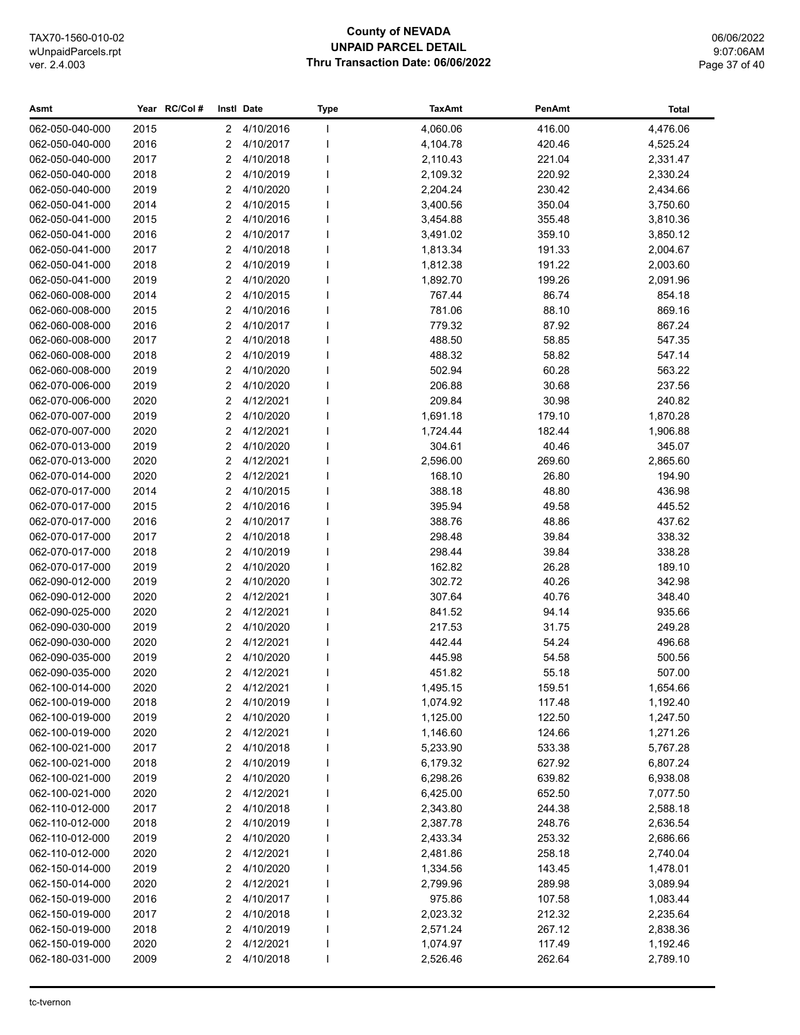# County of NEVADA
## UNPAID PARCEL DETAIL
### Thru Transaction Date: 06/06/2022

| Asmt | Year | RC/Col # | Instl | Date | Type | TaxAmt | PenAmt | Total |
|---|---|---|---|---|---|---|---|---|
| 062-050-040-000 | 2015 | | 2 | 4/10/2016 | I | 4,060.06 | 416.00 | 4,476.06 |
| 062-050-040-000 | 2016 | | 2 | 4/10/2017 | I | 4,104.78 | 420.46 | 4,525.24 |
| 062-050-040-000 | 2017 | | 2 | 4/10/2018 | I | 2,110.43 | 221.04 | 2,331.47 |
| 062-050-040-000 | 2018 | | 2 | 4/10/2019 | I | 2,109.32 | 220.92 | 2,330.24 |
| 062-050-040-000 | 2019 | | 2 | 4/10/2020 | I | 2,204.24 | 230.42 | 2,434.66 |
| 062-050-041-000 | 2014 | | 2 | 4/10/2015 | I | 3,400.56 | 350.04 | 3,750.60 |
| 062-050-041-000 | 2015 | | 2 | 4/10/2016 | I | 3,454.88 | 355.48 | 3,810.36 |
| 062-050-041-000 | 2016 | | 2 | 4/10/2017 | I | 3,491.02 | 359.10 | 3,850.12 |
| 062-050-041-000 | 2017 | | 2 | 4/10/2018 | I | 1,813.34 | 191.33 | 2,004.67 |
| 062-050-041-000 | 2018 | | 2 | 4/10/2019 | I | 1,812.38 | 191.22 | 2,003.60 |
| 062-050-041-000 | 2019 | | 2 | 4/10/2020 | I | 1,892.70 | 199.26 | 2,091.96 |
| 062-060-008-000 | 2014 | | 2 | 4/10/2015 | I | 767.44 | 86.74 | 854.18 |
| 062-060-008-000 | 2015 | | 2 | 4/10/2016 | I | 781.06 | 88.10 | 869.16 |
| 062-060-008-000 | 2016 | | 2 | 4/10/2017 | I | 779.32 | 87.92 | 867.24 |
| 062-060-008-000 | 2017 | | 2 | 4/10/2018 | I | 488.50 | 58.85 | 547.35 |
| 062-060-008-000 | 2018 | | 2 | 4/10/2019 | I | 488.32 | 58.82 | 547.14 |
| 062-060-008-000 | 2019 | | 2 | 4/10/2020 | I | 502.94 | 60.28 | 563.22 |
| 062-070-006-000 | 2019 | | 2 | 4/10/2020 | I | 206.88 | 30.68 | 237.56 |
| 062-070-006-000 | 2020 | | 2 | 4/12/2021 | I | 209.84 | 30.98 | 240.82 |
| 062-070-007-000 | 2019 | | 2 | 4/10/2020 | I | 1,691.18 | 179.10 | 1,870.28 |
| 062-070-007-000 | 2020 | | 2 | 4/12/2021 | I | 1,724.44 | 182.44 | 1,906.88 |
| 062-070-013-000 | 2019 | | 2 | 4/10/2020 | I | 304.61 | 40.46 | 345.07 |
| 062-070-013-000 | 2020 | | 2 | 4/12/2021 | I | 2,596.00 | 269.60 | 2,865.60 |
| 062-070-014-000 | 2020 | | 2 | 4/12/2021 | I | 168.10 | 26.80 | 194.90 |
| 062-070-017-000 | 2014 | | 2 | 4/10/2015 | I | 388.18 | 48.80 | 436.98 |
| 062-070-017-000 | 2015 | | 2 | 4/10/2016 | I | 395.94 | 49.58 | 445.52 |
| 062-070-017-000 | 2016 | | 2 | 4/10/2017 | I | 388.76 | 48.86 | 437.62 |
| 062-070-017-000 | 2017 | | 2 | 4/10/2018 | I | 298.48 | 39.84 | 338.32 |
| 062-070-017-000 | 2018 | | 2 | 4/10/2019 | I | 298.44 | 39.84 | 338.28 |
| 062-070-017-000 | 2019 | | 2 | 4/10/2020 | I | 162.82 | 26.28 | 189.10 |
| 062-090-012-000 | 2019 | | 2 | 4/10/2020 | I | 302.72 | 40.26 | 342.98 |
| 062-090-012-000 | 2020 | | 2 | 4/12/2021 | I | 307.64 | 40.76 | 348.40 |
| 062-090-025-000 | 2020 | | 2 | 4/12/2021 | I | 841.52 | 94.14 | 935.66 |
| 062-090-030-000 | 2019 | | 2 | 4/10/2020 | I | 217.53 | 31.75 | 249.28 |
| 062-090-030-000 | 2020 | | 2 | 4/12/2021 | I | 442.44 | 54.24 | 496.68 |
| 062-090-035-000 | 2019 | | 2 | 4/10/2020 | I | 445.98 | 54.58 | 500.56 |
| 062-090-035-000 | 2020 | | 2 | 4/12/2021 | I | 451.82 | 55.18 | 507.00 |
| 062-100-014-000 | 2020 | | 2 | 4/12/2021 | I | 1,495.15 | 159.51 | 1,654.66 |
| 062-100-019-000 | 2018 | | 2 | 4/10/2019 | I | 1,074.92 | 117.48 | 1,192.40 |
| 062-100-019-000 | 2019 | | 2 | 4/10/2020 | I | 1,125.00 | 122.50 | 1,247.50 |
| 062-100-019-000 | 2020 | | 2 | 4/12/2021 | I | 1,146.60 | 124.66 | 1,271.26 |
| 062-100-021-000 | 2017 | | 2 | 4/10/2018 | I | 5,233.90 | 533.38 | 5,767.28 |
| 062-100-021-000 | 2018 | | 2 | 4/10/2019 | I | 6,179.32 | 627.92 | 6,807.24 |
| 062-100-021-000 | 2019 | | 2 | 4/10/2020 | I | 6,298.26 | 639.82 | 6,938.08 |
| 062-100-021-000 | 2020 | | 2 | 4/12/2021 | I | 6,425.00 | 652.50 | 7,077.50 |
| 062-110-012-000 | 2017 | | 2 | 4/10/2018 | I | 2,343.80 | 244.38 | 2,588.18 |
| 062-110-012-000 | 2018 | | 2 | 4/10/2019 | I | 2,387.78 | 248.76 | 2,636.54 |
| 062-110-012-000 | 2019 | | 2 | 4/10/2020 | I | 2,433.34 | 253.32 | 2,686.66 |
| 062-110-012-000 | 2020 | | 2 | 4/12/2021 | I | 2,481.86 | 258.18 | 2,740.04 |
| 062-150-014-000 | 2019 | | 2 | 4/10/2020 | I | 1,334.56 | 143.45 | 1,478.01 |
| 062-150-014-000 | 2020 | | 2 | 4/12/2021 | I | 2,799.96 | 289.98 | 3,089.94 |
| 062-150-019-000 | 2016 | | 2 | 4/10/2017 | I | 975.86 | 107.58 | 1,083.44 |
| 062-150-019-000 | 2017 | | 2 | 4/10/2018 | I | 2,023.32 | 212.32 | 2,235.64 |
| 062-150-019-000 | 2018 | | 2 | 4/10/2019 | I | 2,571.24 | 267.12 | 2,838.36 |
| 062-150-019-000 | 2020 | | 2 | 4/12/2021 | I | 1,074.97 | 117.49 | 1,192.46 |
| 062-180-031-000 | 2009 | | 2 | 4/10/2018 | I | 2,526.46 | 262.64 | 2,789.10 |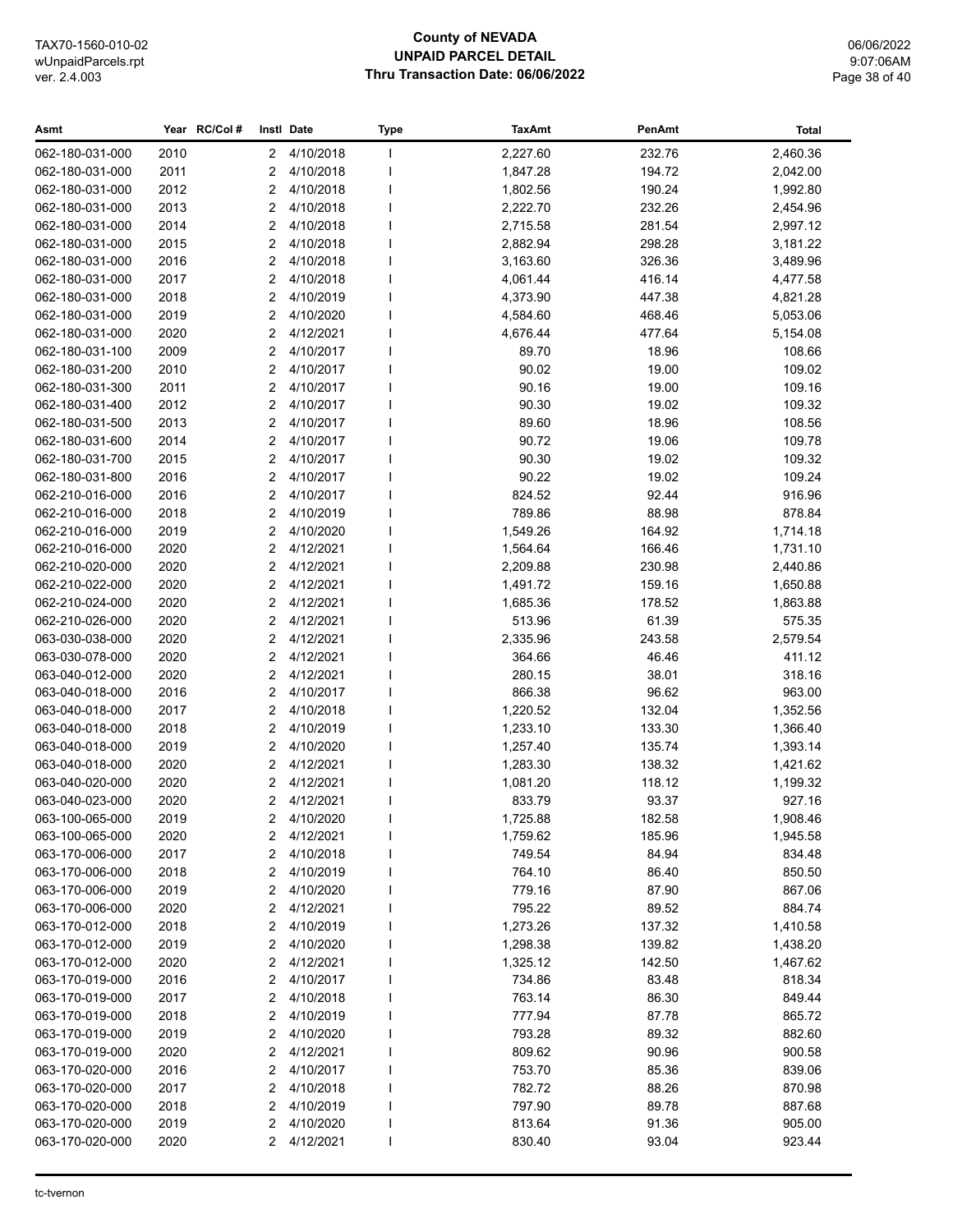| Asmt | Year | RC/Col # | Instl | Date | Type | TaxAmt | PenAmt | Total |
|---|---|---|---|---|---|---|---|---|
| 062-180-031-000 | 2010 | | 2 | 4/10/2018 | I | 2,227.60 | 232.76 | 2,460.36 |
| 062-180-031-000 | 2011 | | 2 | 4/10/2018 | I | 1,847.28 | 194.72 | 2,042.00 |
| 062-180-031-000 | 2012 | | 2 | 4/10/2018 | I | 1,802.56 | 190.24 | 1,992.80 |
| 062-180-031-000 | 2013 | | 2 | 4/10/2018 | I | 2,222.70 | 232.26 | 2,454.96 |
| 062-180-031-000 | 2014 | | 2 | 4/10/2018 | I | 2,715.58 | 281.54 | 2,997.12 |
| 062-180-031-000 | 2015 | | 2 | 4/10/2018 | I | 2,882.94 | 298.28 | 3,181.22 |
| 062-180-031-000 | 2016 | | 2 | 4/10/2018 | I | 3,163.60 | 326.36 | 3,489.96 |
| 062-180-031-000 | 2017 | | 2 | 4/10/2018 | I | 4,061.44 | 416.14 | 4,477.58 |
| 062-180-031-000 | 2018 | | 2 | 4/10/2019 | I | 4,373.90 | 447.38 | 4,821.28 |
| 062-180-031-000 | 2019 | | 2 | 4/10/2020 | I | 4,584.60 | 468.46 | 5,053.06 |
| 062-180-031-000 | 2020 | | 2 | 4/12/2021 | I | 4,676.44 | 477.64 | 5,154.08 |
| 062-180-031-100 | 2009 | | 2 | 4/10/2017 | I | 89.70 | 18.96 | 108.66 |
| 062-180-031-200 | 2010 | | 2 | 4/10/2017 | I | 90.02 | 19.00 | 109.02 |
| 062-180-031-300 | 2011 | | 2 | 4/10/2017 | I | 90.16 | 19.00 | 109.16 |
| 062-180-031-400 | 2012 | | 2 | 4/10/2017 | I | 90.30 | 19.02 | 109.32 |
| 062-180-031-500 | 2013 | | 2 | 4/10/2017 | I | 89.60 | 18.96 | 108.56 |
| 062-180-031-600 | 2014 | | 2 | 4/10/2017 | I | 90.72 | 19.06 | 109.78 |
| 062-180-031-700 | 2015 | | 2 | 4/10/2017 | I | 90.30 | 19.02 | 109.32 |
| 062-180-031-800 | 2016 | | 2 | 4/10/2017 | I | 90.22 | 19.02 | 109.24 |
| 062-210-016-000 | 2016 | | 2 | 4/10/2017 | I | 824.52 | 92.44 | 916.96 |
| 062-210-016-000 | 2018 | | 2 | 4/10/2019 | I | 789.86 | 88.98 | 878.84 |
| 062-210-016-000 | 2019 | | 2 | 4/10/2020 | I | 1,549.26 | 164.92 | 1,714.18 |
| 062-210-016-000 | 2020 | | 2 | 4/12/2021 | I | 1,564.64 | 166.46 | 1,731.10 |
| 062-210-020-000 | 2020 | | 2 | 4/12/2021 | I | 2,209.88 | 230.98 | 2,440.86 |
| 062-210-022-000 | 2020 | | 2 | 4/12/2021 | I | 1,491.72 | 159.16 | 1,650.88 |
| 062-210-024-000 | 2020 | | 2 | 4/12/2021 | I | 1,685.36 | 178.52 | 1,863.88 |
| 062-210-026-000 | 2020 | | 2 | 4/12/2021 | I | 513.96 | 61.39 | 575.35 |
| 063-030-038-000 | 2020 | | 2 | 4/12/2021 | I | 2,335.96 | 243.58 | 2,579.54 |
| 063-030-078-000 | 2020 | | 2 | 4/12/2021 | I | 364.66 | 46.46 | 411.12 |
| 063-040-012-000 | 2020 | | 2 | 4/12/2021 | I | 280.15 | 38.01 | 318.16 |
| 063-040-018-000 | 2016 | | 2 | 4/10/2017 | I | 866.38 | 96.62 | 963.00 |
| 063-040-018-000 | 2017 | | 2 | 4/10/2018 | I | 1,220.52 | 132.04 | 1,352.56 |
| 063-040-018-000 | 2018 | | 2 | 4/10/2019 | I | 1,233.10 | 133.30 | 1,366.40 |
| 063-040-018-000 | 2019 | | 2 | 4/10/2020 | I | 1,257.40 | 135.74 | 1,393.14 |
| 063-040-018-000 | 2020 | | 2 | 4/12/2021 | I | 1,283.30 | 138.32 | 1,421.62 |
| 063-040-020-000 | 2020 | | 2 | 4/12/2021 | I | 1,081.20 | 118.12 | 1,199.32 |
| 063-040-023-000 | 2020 | | 2 | 4/12/2021 | I | 833.79 | 93.37 | 927.16 |
| 063-100-065-000 | 2019 | | 2 | 4/10/2020 | I | 1,725.88 | 182.58 | 1,908.46 |
| 063-100-065-000 | 2020 | | 2 | 4/12/2021 | I | 1,759.62 | 185.96 | 1,945.58 |
| 063-170-006-000 | 2017 | | 2 | 4/10/2018 | I | 749.54 | 84.94 | 834.48 |
| 063-170-006-000 | 2018 | | 2 | 4/10/2019 | I | 764.10 | 86.40 | 850.50 |
| 063-170-006-000 | 2019 | | 2 | 4/10/2020 | I | 779.16 | 87.90 | 867.06 |
| 063-170-006-000 | 2020 | | 2 | 4/12/2021 | I | 795.22 | 89.52 | 884.74 |
| 063-170-012-000 | 2018 | | 2 | 4/10/2019 | I | 1,273.26 | 137.32 | 1,410.58 |
| 063-170-012-000 | 2019 | | 2 | 4/10/2020 | I | 1,298.38 | 139.82 | 1,438.20 |
| 063-170-012-000 | 2020 | | 2 | 4/12/2021 | I | 1,325.12 | 142.50 | 1,467.62 |
| 063-170-019-000 | 2016 | | 2 | 4/10/2017 | I | 734.86 | 83.48 | 818.34 |
| 063-170-019-000 | 2017 | | 2 | 4/10/2018 | I | 763.14 | 86.30 | 849.44 |
| 063-170-019-000 | 2018 | | 2 | 4/10/2019 | I | 777.94 | 87.78 | 865.72 |
| 063-170-019-000 | 2019 | | 2 | 4/10/2020 | I | 793.28 | 89.32 | 882.60 |
| 063-170-019-000 | 2020 | | 2 | 4/12/2021 | I | 809.62 | 90.96 | 900.58 |
| 063-170-020-000 | 2016 | | 2 | 4/10/2017 | I | 753.70 | 85.36 | 839.06 |
| 063-170-020-000 | 2017 | | 2 | 4/10/2018 | I | 782.72 | 88.26 | 870.98 |
| 063-170-020-000 | 2018 | | 2 | 4/10/2019 | I | 797.90 | 89.78 | 887.68 |
| 063-170-020-000 | 2019 | | 2 | 4/10/2020 | I | 813.64 | 91.36 | 905.00 |
| 063-170-020-000 | 2020 | | 2 | 4/12/2021 | I | 830.40 | 93.04 | 923.44 |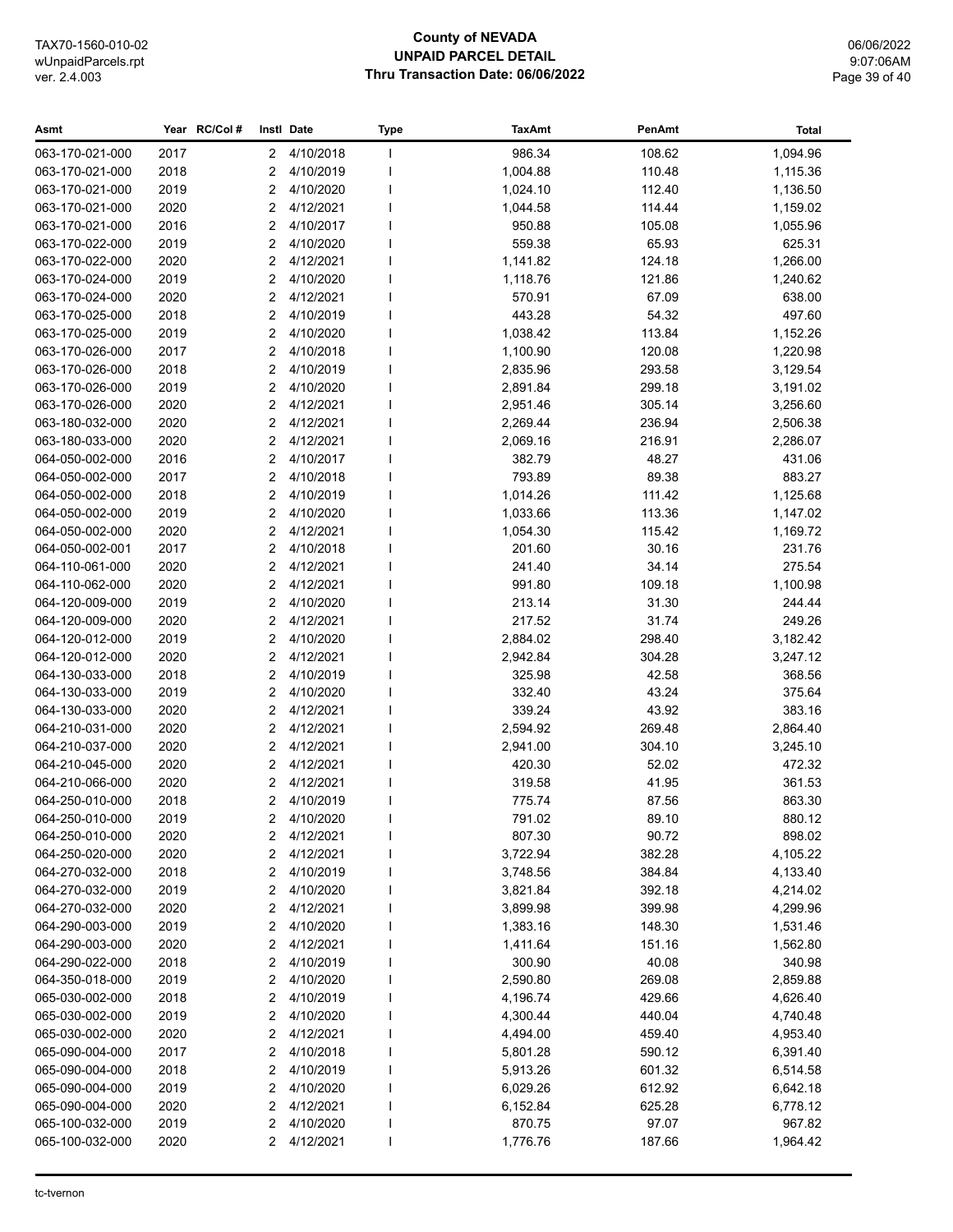# County of NEVADA
## UNPAID PARCEL DETAIL
### Thru Transaction Date: 06/06/2022

| Asmt | Year | RC/Col # | Instl | Date | Type | TaxAmt | PenAmt | Total |
|---|---|---|---|---|---|---|---|---|
| 063-170-021-000 | 2017 | | 2 | 4/10/2018 | I | 986.34 | 108.62 | 1,094.96 |
| 063-170-021-000 | 2018 | | 2 | 4/10/2019 | I | 1,004.88 | 110.48 | 1,115.36 |
| 063-170-021-000 | 2019 | | 2 | 4/10/2020 | I | 1,024.10 | 112.40 | 1,136.50 |
| 063-170-021-000 | 2020 | | 2 | 4/12/2021 | I | 1,044.58 | 114.44 | 1,159.02 |
| 063-170-021-000 | 2016 | | 2 | 4/10/2017 | I | 950.88 | 105.08 | 1,055.96 |
| 063-170-022-000 | 2019 | | 2 | 4/10/2020 | I | 559.38 | 65.93 | 625.31 |
| 063-170-022-000 | 2020 | | 2 | 4/12/2021 | I | 1,141.82 | 124.18 | 1,266.00 |
| 063-170-024-000 | 2019 | | 2 | 4/10/2020 | I | 1,118.76 | 121.86 | 1,240.62 |
| 063-170-024-000 | 2020 | | 2 | 4/12/2021 | I | 570.91 | 67.09 | 638.00 |
| 063-170-025-000 | 2018 | | 2 | 4/10/2019 | I | 443.28 | 54.32 | 497.60 |
| 063-170-025-000 | 2019 | | 2 | 4/10/2020 | I | 1,038.42 | 113.84 | 1,152.26 |
| 063-170-026-000 | 2017 | | 2 | 4/10/2018 | I | 1,100.90 | 120.08 | 1,220.98 |
| 063-170-026-000 | 2018 | | 2 | 4/10/2019 | I | 2,835.96 | 293.58 | 3,129.54 |
| 063-170-026-000 | 2019 | | 2 | 4/10/2020 | I | 2,891.84 | 299.18 | 3,191.02 |
| 063-170-026-000 | 2020 | | 2 | 4/12/2021 | I | 2,951.46 | 305.14 | 3,256.60 |
| 063-180-032-000 | 2020 | | 2 | 4/12/2021 | I | 2,269.44 | 236.94 | 2,506.38 |
| 063-180-033-000 | 2020 | | 2 | 4/12/2021 | I | 2,069.16 | 216.91 | 2,286.07 |
| 064-050-002-000 | 2016 | | 2 | 4/10/2017 | I | 382.79 | 48.27 | 431.06 |
| 064-050-002-000 | 2017 | | 2 | 4/10/2018 | I | 793.89 | 89.38 | 883.27 |
| 064-050-002-000 | 2018 | | 2 | 4/10/2019 | I | 1,014.26 | 111.42 | 1,125.68 |
| 064-050-002-000 | 2019 | | 2 | 4/10/2020 | I | 1,033.66 | 113.36 | 1,147.02 |
| 064-050-002-000 | 2020 | | 2 | 4/12/2021 | I | 1,054.30 | 115.42 | 1,169.72 |
| 064-050-002-001 | 2017 | | 2 | 4/10/2018 | I | 201.60 | 30.16 | 231.76 |
| 064-110-061-000 | 2020 | | 2 | 4/12/2021 | I | 241.40 | 34.14 | 275.54 |
| 064-110-062-000 | 2020 | | 2 | 4/12/2021 | I | 991.80 | 109.18 | 1,100.98 |
| 064-120-009-000 | 2019 | | 2 | 4/10/2020 | I | 213.14 | 31.30 | 244.44 |
| 064-120-009-000 | 2020 | | 2 | 4/12/2021 | I | 217.52 | 31.74 | 249.26 |
| 064-120-012-000 | 2019 | | 2 | 4/10/2020 | I | 2,884.02 | 298.40 | 3,182.42 |
| 064-120-012-000 | 2020 | | 2 | 4/12/2021 | I | 2,942.84 | 304.28 | 3,247.12 |
| 064-130-033-000 | 2018 | | 2 | 4/10/2019 | I | 325.98 | 42.58 | 368.56 |
| 064-130-033-000 | 2019 | | 2 | 4/10/2020 | I | 332.40 | 43.24 | 375.64 |
| 064-130-033-000 | 2020 | | 2 | 4/12/2021 | I | 339.24 | 43.92 | 383.16 |
| 064-210-031-000 | 2020 | | 2 | 4/12/2021 | I | 2,594.92 | 269.48 | 2,864.40 |
| 064-210-037-000 | 2020 | | 2 | 4/12/2021 | I | 2,941.00 | 304.10 | 3,245.10 |
| 064-210-045-000 | 2020 | | 2 | 4/12/2021 | I | 420.30 | 52.02 | 472.32 |
| 064-210-066-000 | 2020 | | 2 | 4/12/2021 | I | 319.58 | 41.95 | 361.53 |
| 064-250-010-000 | 2018 | | 2 | 4/10/2019 | I | 775.74 | 87.56 | 863.30 |
| 064-250-010-000 | 2019 | | 2 | 4/10/2020 | I | 791.02 | 89.10 | 880.12 |
| 064-250-010-000 | 2020 | | 2 | 4/12/2021 | I | 807.30 | 90.72 | 898.02 |
| 064-250-020-000 | 2020 | | 2 | 4/12/2021 | I | 3,722.94 | 382.28 | 4,105.22 |
| 064-270-032-000 | 2018 | | 2 | 4/10/2019 | I | 3,748.56 | 384.84 | 4,133.40 |
| 064-270-032-000 | 2019 | | 2 | 4/10/2020 | I | 3,821.84 | 392.18 | 4,214.02 |
| 064-270-032-000 | 2020 | | 2 | 4/12/2021 | I | 3,899.98 | 399.98 | 4,299.96 |
| 064-290-003-000 | 2019 | | 2 | 4/10/2020 | I | 1,383.16 | 148.30 | 1,531.46 |
| 064-290-003-000 | 2020 | | 2 | 4/12/2021 | I | 1,411.64 | 151.16 | 1,562.80 |
| 064-290-022-000 | 2018 | | 2 | 4/10/2019 | I | 300.90 | 40.08 | 340.98 |
| 064-350-018-000 | 2019 | | 2 | 4/10/2020 | I | 2,590.80 | 269.08 | 2,859.88 |
| 065-030-002-000 | 2018 | | 2 | 4/10/2019 | I | 4,196.74 | 429.66 | 4,626.40 |
| 065-030-002-000 | 2019 | | 2 | 4/10/2020 | I | 4,300.44 | 440.04 | 4,740.48 |
| 065-030-002-000 | 2020 | | 2 | 4/12/2021 | I | 4,494.00 | 459.40 | 4,953.40 |
| 065-090-004-000 | 2017 | | 2 | 4/10/2018 | I | 5,801.28 | 590.12 | 6,391.40 |
| 065-090-004-000 | 2018 | | 2 | 4/10/2019 | I | 5,913.26 | 601.32 | 6,514.58 |
| 065-090-004-000 | 2019 | | 2 | 4/10/2020 | I | 6,029.26 | 612.92 | 6,642.18 |
| 065-090-004-000 | 2020 | | 2 | 4/12/2021 | I | 6,152.84 | 625.28 | 6,778.12 |
| 065-100-032-000 | 2019 | | 2 | 4/10/2020 | I | 870.75 | 97.07 | 967.82 |
| 065-100-032-000 | 2020 | | 2 | 4/12/2021 | I | 1,776.76 | 187.66 | 1,964.42 |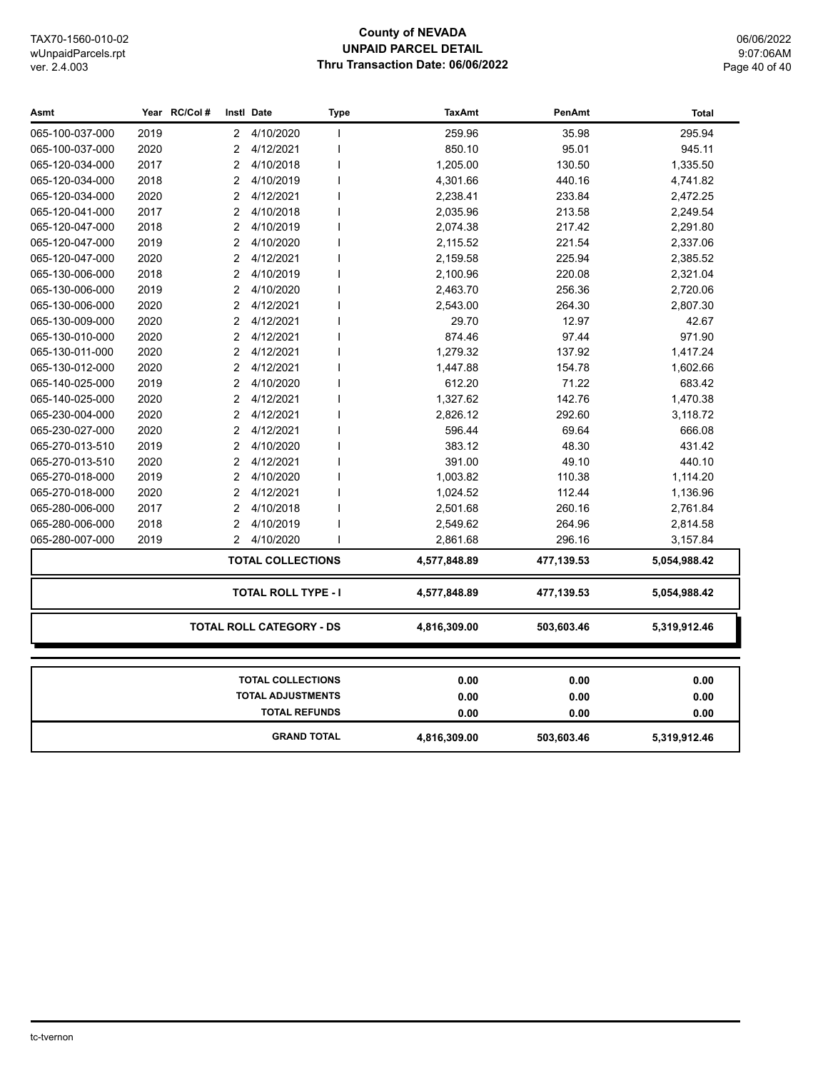# County of NEVADA
## UNPAID PARCEL DETAIL
### Thru Transaction Date: 06/06/2022

| Asmt | Year | RC/Col # | Instl | Date | Type | TaxAmt | PenAmt | Total |
|---|---|---|---|---|---|---|---|---|
| 065-100-037-000 | 2019 | | 2 | 4/10/2020 | I | 259.96 | 35.98 | 295.94 |
| 065-100-037-000 | 2020 | | 2 | 4/12/2021 | I | 850.10 | 95.01 | 945.11 |
| 065-120-034-000 | 2017 | | 2 | 4/10/2018 | I | 1,205.00 | 130.50 | 1,335.50 |
| 065-120-034-000 | 2018 | | 2 | 4/10/2019 | I | 4,301.66 | 440.16 | 4,741.82 |
| 065-120-034-000 | 2020 | | 2 | 4/12/2021 | I | 2,238.41 | 233.84 | 2,472.25 |
| 065-120-041-000 | 2017 | | 2 | 4/10/2018 | I | 2,035.96 | 213.58 | 2,249.54 |
| 065-120-047-000 | 2018 | | 2 | 4/10/2019 | I | 2,074.38 | 217.42 | 2,291.80 |
| 065-120-047-000 | 2019 | | 2 | 4/10/2020 | I | 2,115.52 | 221.54 | 2,337.06 |
| 065-120-047-000 | 2020 | | 2 | 4/12/2021 | I | 2,159.58 | 225.94 | 2,385.52 |
| 065-130-006-000 | 2018 | | 2 | 4/10/2019 | I | 2,100.96 | 220.08 | 2,321.04 |
| 065-130-006-000 | 2019 | | 2 | 4/10/2020 | I | 2,463.70 | 256.36 | 2,720.06 |
| 065-130-006-000 | 2020 | | 2 | 4/12/2021 | I | 2,543.00 | 264.30 | 2,807.30 |
| 065-130-009-000 | 2020 | | 2 | 4/12/2021 | I | 29.70 | 12.97 | 42.67 |
| 065-130-010-000 | 2020 | | 2 | 4/12/2021 | I | 874.46 | 97.44 | 971.90 |
| 065-130-011-000 | 2020 | | 2 | 4/12/2021 | I | 1,279.32 | 137.92 | 1,417.24 |
| 065-130-012-000 | 2020 | | 2 | 4/12/2021 | I | 1,447.88 | 154.78 | 1,602.66 |
| 065-140-025-000 | 2019 | | 2 | 4/10/2020 | I | 612.20 | 71.22 | 683.42 |
| 065-140-025-000 | 2020 | | 2 | 4/12/2021 | I | 1,327.62 | 142.76 | 1,470.38 |
| 065-230-004-000 | 2020 | | 2 | 4/12/2021 | I | 2,826.12 | 292.60 | 3,118.72 |
| 065-230-027-000 | 2020 | | 2 | 4/12/2021 | I | 596.44 | 69.64 | 666.08 |
| 065-270-013-510 | 2019 | | 2 | 4/10/2020 | I | 383.12 | 48.30 | 431.42 |
| 065-270-013-510 | 2020 | | 2 | 4/12/2021 | I | 391.00 | 49.10 | 440.10 |
| 065-270-018-000 | 2019 | | 2 | 4/10/2020 | I | 1,003.82 | 110.38 | 1,114.20 |
| 065-270-018-000 | 2020 | | 2 | 4/12/2021 | I | 1,024.52 | 112.44 | 1,136.96 |
| 065-280-006-000 | 2017 | | 2 | 4/10/2018 | I | 2,501.68 | 260.16 | 2,761.84 |
| 065-280-006-000 | 2018 | | 2 | 4/10/2019 | I | 2,549.62 | 264.96 | 2,814.58 |
| 065-280-007-000 | 2019 | | 2 | 4/10/2020 | I | 2,861.68 | 296.16 | 3,157.84 |
| | | | | **TOTAL COLLECTIONS** | | **4,577,848.89** | **477,139.53** | **5,054,988.42** |
| | | | | **TOTAL ROLL TYPE - I** | | **4,577,848.89** | **477,139.53** | **5,054,988.42** |
| | | | | **TOTAL ROLL CATEGORY - DS** | | **4,816,309.00** | **503,603.46** | **5,319,912.46** |

| | TaxAmt | PenAmt | Total |
|---|---|---|---|
| **TOTAL COLLECTIONS** | **0.00** | **0.00** | **0.00** |
| **TOTAL ADJUSTMENTS** | **0.00** | **0.00** | **0.00** |
| **TOTAL REFUNDS** | **0.00** | **0.00** | **0.00** |
| **GRAND TOTAL** | **4,816,309.00** | **503,603.46** | **5,319,912.46** |